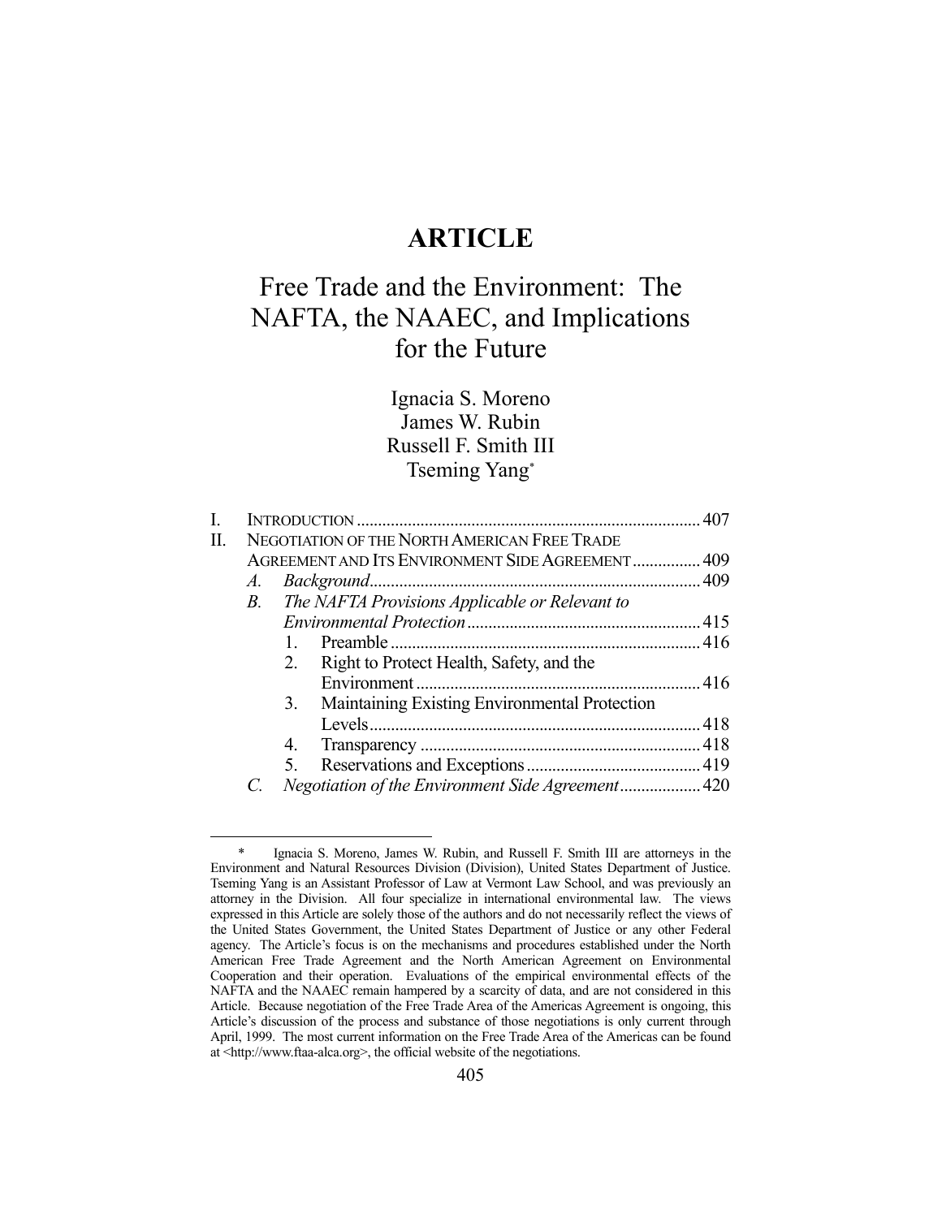# ARTICLE

## Free Trade and the Environment: The NAFTA, the NAAEC, and Implications for the Future

Ignacia S. Moreno
James W. Rubin
Russell F. Smith III
Tseming Yang*

| | | | |
|---|---|---|---|
| I. | INTRODUCTION | | 407 |
| II. | NEGOTIATION OF THE NORTH AMERICAN FREE TRADE AGREEMENT AND ITS ENVIRONMENT SIDE AGREEMENT | | 409 |
| | *A.* | *Background* | 409 |
| | *B.* | *The NAFTA Provisions Applicable or Relevant to Environmental Protection* | 415 |
| | | 1. Preamble | 416 |
| | | 2. Right to Protect Health, Safety, and the Environment | 416 |
| | | 3. Maintaining Existing Environmental Protection Levels | 418 |
| | | 4. Transparency | 418 |
| | | 5. Reservations and Exceptions | 419 |
| | *C.* | *Negotiation of the Environment Side Agreement* | 420 |

---

\* Ignacia S. Moreno, James W. Rubin, and Russell F. Smith III are attorneys in the Environment and Natural Resources Division (Division), United States Department of Justice. Tseming Yang is an Assistant Professor of Law at Vermont Law School, and was previously an attorney in the Division. All four specialize in international environmental law. The views expressed in this Article are solely those of the authors and do not necessarily reflect the views of the United States Government, the United States Department of Justice or any other Federal agency. The Article's focus is on the mechanisms and procedures established under the North American Free Trade Agreement and the North American Agreement on Environmental Cooperation and their operation. Evaluations of the empirical environmental effects of the NAFTA and the NAAEC remain hampered by a scarcity of data, and are not considered in this Article. Because negotiation of the Free Trade Area of the Americas Agreement is ongoing, this Article's discussion of the process and substance of those negotiations is only current through April, 1999. The most current information on the Free Trade Area of the Americas can be found at <http://www.ftaa-alca.org>, the official website of the negotiations.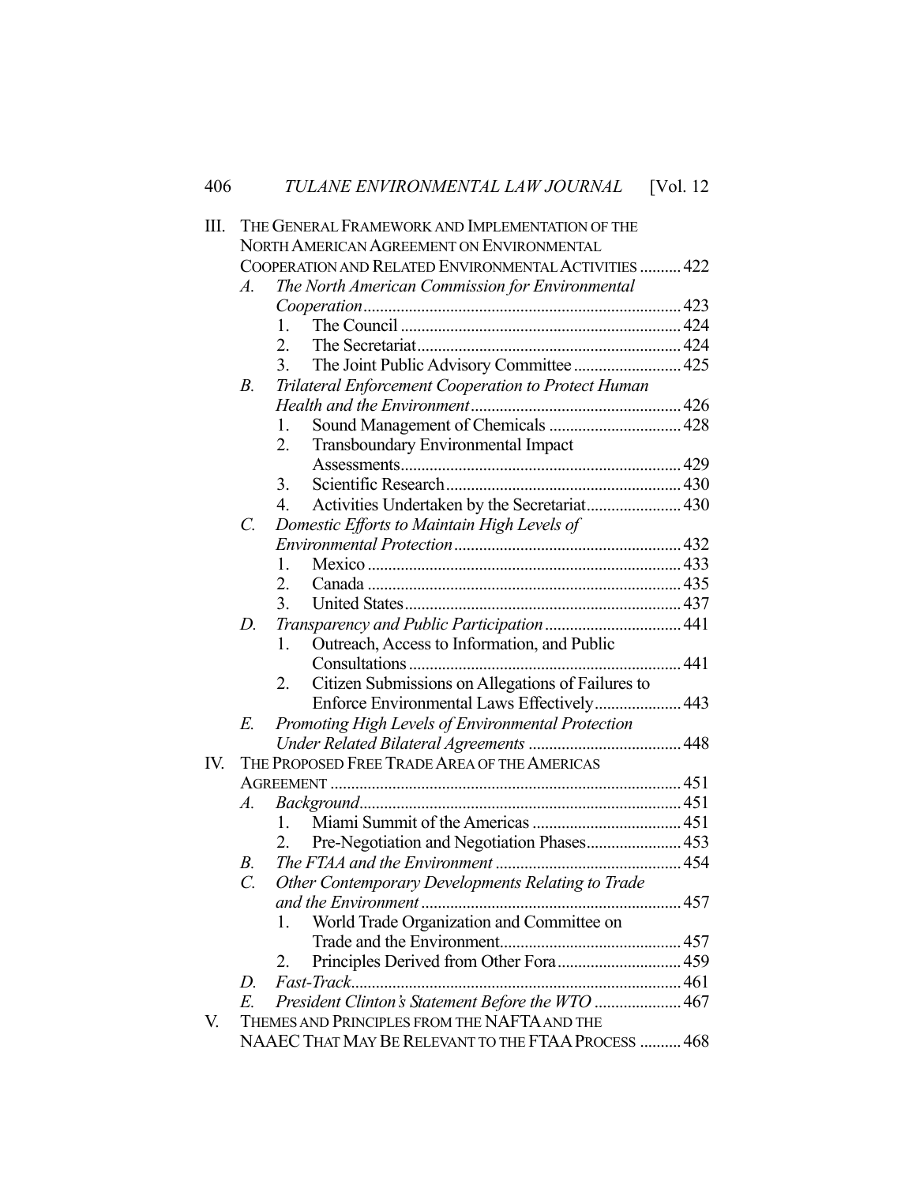III. THE GENERAL FRAMEWORK AND IMPLEMENTATION OF THE NORTH AMERICAN AGREEMENT ON ENVIRONMENTAL COOPERATION AND RELATED ENVIRONMENTAL ACTIVITIES .......... 422
   - A. *The North American Commission for Environmental Cooperation* .......... 423
     1. The Council .......... 424
     2. The Secretariat .......... 424
     3. The Joint Public Advisory Committee .......... 425
   - B. *Trilateral Enforcement Cooperation to Protect Human Health and the Environment* .......... 426
     1. Sound Management of Chemicals .......... 428
     2. Transboundary Environmental Impact Assessments .......... 429
     3. Scientific Research .......... 430
     4. Activities Undertaken by the Secretariat .......... 430
   - C. *Domestic Efforts to Maintain High Levels of Environmental Protection* .......... 432
     1. Mexico .......... 433
     2. Canada .......... 435
     3. United States .......... 437
   - D. *Transparency and Public Participation* .......... 441
     1. Outreach, Access to Information, and Public Consultations .......... 441
     2. Citizen Submissions on Allegations of Failures to Enforce Environmental Laws Effectively .......... 443
   - E. *Promoting High Levels of Environmental Protection Under Related Bilateral Agreements* .......... 448

IV. THE PROPOSED FREE TRADE AREA OF THE AMERICAS AGREEMENT .......... 451
   - A. *Background* .......... 451
     1. Miami Summit of the Americas .......... 451
     2. Pre-Negotiation and Negotiation Phases .......... 453
   - B. *The FTAA and the Environment* .......... 454
   - C. *Other Contemporary Developments Relating to Trade and the Environment* .......... 457
     1. World Trade Organization and Committee on Trade and the Environment .......... 457
     2. Principles Derived from Other Fora .......... 459
   - D. *Fast-Track* .......... 461
   - E. *President Clinton's Statement Before the WTO* .......... 467

V. THEMES AND PRINCIPLES FROM THE NAFTA AND THE NAAEC THAT MAY BE RELEVANT TO THE FTAA PROCESS .......... 468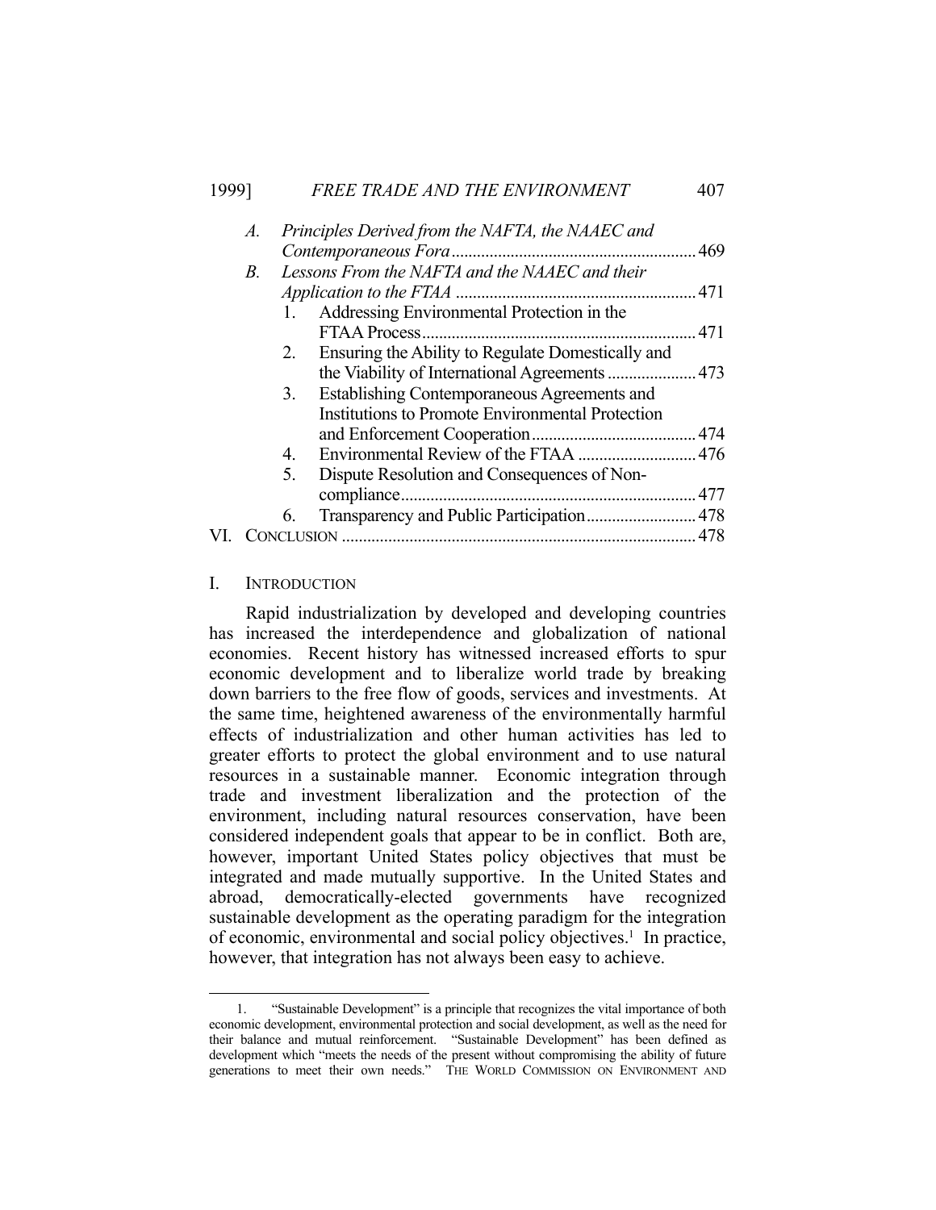*A. Principles Derived from the NAFTA, the NAAEC and Contemporaneous Fora* .......... 469

*B. Lessons From the NAFTA and the NAAEC and their Application to the FTAA* .......... 471

1. Addressing Environmental Protection in the FTAA Process .......... 471
2. Ensuring the Ability to Regulate Domestically and the Viability of International Agreements .......... 473
3. Establishing Contemporaneous Agreements and Institutions to Promote Environmental Protection and Enforcement Cooperation .......... 474
4. Environmental Review of the FTAA .......... 476
5. Dispute Resolution and Consequences of Non-compliance .......... 477
6. Transparency and Public Participation .......... 478

VI. CONCLUSION .......... 478

## I. INTRODUCTION

Rapid industrialization by developed and developing countries has increased the interdependence and globalization of national economies. Recent history has witnessed increased efforts to spur economic development and to liberalize world trade by breaking down barriers to the free flow of goods, services and investments. At the same time, heightened awareness of the environmentally harmful effects of industrialization and other human activities has led to greater efforts to protect the global environment and to use natural resources in a sustainable manner. Economic integration through trade and investment liberalization and the protection of the environment, including natural resources conservation, have been considered independent goals that appear to be in conflict. Both are, however, important United States policy objectives that must be integrated and made mutually supportive. In the United States and abroad, democratically-elected governments have recognized sustainable development as the operating paradigm for the integration of economic, environmental and social policy objectives.[1] In practice, however, that integration has not always been easy to achieve.

---

1. "Sustainable Development" is a principle that recognizes the vital importance of both economic development, environmental protection and social development, as well as the need for their balance and mutual reinforcement. "Sustainable Development" has been defined as development which "meets the needs of the present without compromising the ability of future generations to meet their own needs." THE WORLD COMMISSION ON ENVIRONMENT AND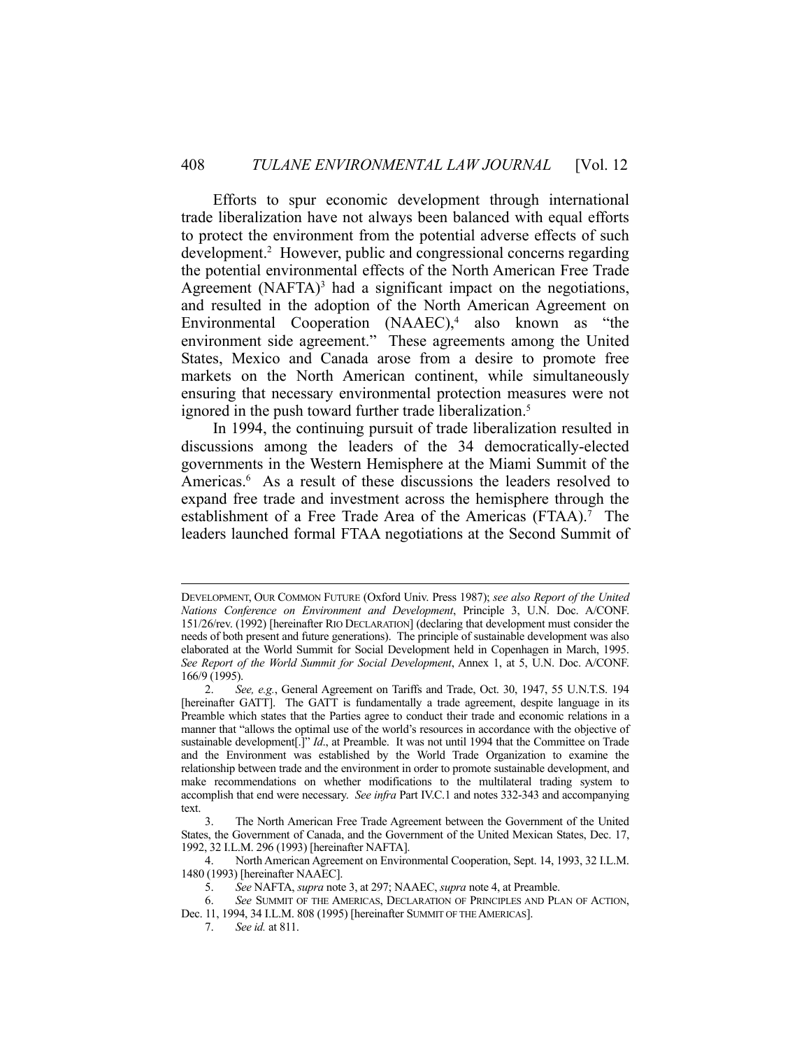Efforts to spur economic development through international trade liberalization have not always been balanced with equal efforts to protect the environment from the potential adverse effects of such development.[2] However, public and congressional concerns regarding the potential environmental effects of the North American Free Trade Agreement (NAFTA)[3] had a significant impact on the negotiations, and resulted in the adoption of the North American Agreement on Environmental Cooperation (NAAEC),[4] also known as "the environment side agreement." These agreements among the United States, Mexico and Canada arose from a desire to promote free markets on the North American continent, while simultaneously ensuring that necessary environmental protection measures were not ignored in the push toward further trade liberalization.[5]

In 1994, the continuing pursuit of trade liberalization resulted in discussions among the leaders of the 34 democratically-elected governments in the Western Hemisphere at the Miami Summit of the Americas.[6] As a result of these discussions the leaders resolved to expand free trade and investment across the hemisphere through the establishment of a Free Trade Area of the Americas (FTAA).[7] The leaders launched formal FTAA negotiations at the Second Summit of

---

DEVELOPMENT, OUR COMMON FUTURE (Oxford Univ. Press 1987); *see also Report of the United Nations Conference on Environment and Development*, Principle 3, U.N. Doc. A/CONF. 151/26/rev. (1992) [hereinafter RIO DECLARATION] (declaring that development must consider the needs of both present and future generations). The principle of sustainable development was also elaborated at the World Summit for Social Development held in Copenhagen in March, 1995. *See Report of the World Summit for Social Development*, Annex 1, at 5, U.N. Doc. A/CONF. 166/9 (1995).

2. *See, e.g.*, General Agreement on Tariffs and Trade, Oct. 30, 1947, 55 U.N.T.S. 194 [hereinafter GATT]. The GATT is fundamentally a trade agreement, despite language in its Preamble which states that the Parties agree to conduct their trade and economic relations in a manner that "allows the optimal use of the world's resources in accordance with the objective of sustainable development[.]" *Id*., at Preamble. It was not until 1994 that the Committee on Trade and the Environment was established by the World Trade Organization to examine the relationship between trade and the environment in order to promote sustainable development, and make recommendations on whether modifications to the multilateral trading system to accomplish that end were necessary. *See infra* Part IV.C.1 and notes 332-343 and accompanying text.

3. The North American Free Trade Agreement between the Government of the United States, the Government of Canada, and the Government of the United Mexican States, Dec. 17, 1992, 32 I.L.M. 296 (1993) [hereinafter NAFTA].

4. North American Agreement on Environmental Cooperation, Sept. 14, 1993, 32 I.L.M. 1480 (1993) [hereinafter NAAEC].

5. *See* NAFTA, *supra* note 3, at 297; NAAEC, *supra* note 4, at Preamble.

6. *See* SUMMIT OF THE AMERICAS, DECLARATION OF PRINCIPLES AND PLAN OF ACTION, Dec. 11, 1994, 34 I.L.M. 808 (1995) [hereinafter SUMMIT OF THE AMERICAS].

7. *See id.* at 811.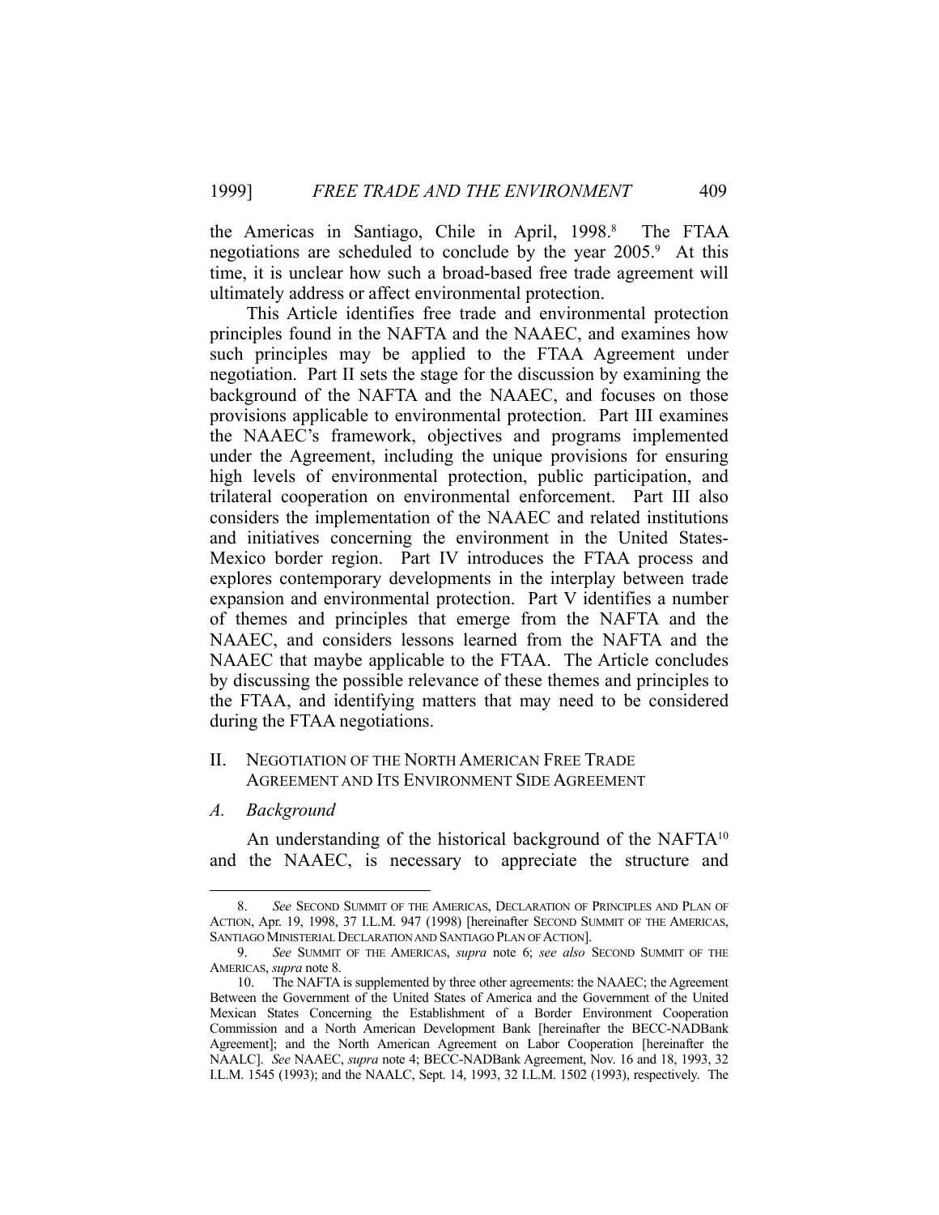the Americas in Santiago, Chile in April, 1998.[8] The FTAA negotiations are scheduled to conclude by the year 2005.[9] At this time, it is unclear how such a broad-based free trade agreement will ultimately address or affect environmental protection.

This Article identifies free trade and environmental protection principles found in the NAFTA and the NAAEC, and examines how such principles may be applied to the FTAA Agreement under negotiation. Part II sets the stage for the discussion by examining the background of the NAFTA and the NAAEC, and focuses on those provisions applicable to environmental protection. Part III examines the NAAEC's framework, objectives and programs implemented under the Agreement, including the unique provisions for ensuring high levels of environmental protection, public participation, and trilateral cooperation on environmental enforcement. Part III also considers the implementation of the NAAEC and related institutions and initiatives concerning the environment in the United States-Mexico border region. Part IV introduces the FTAA process and explores contemporary developments in the interplay between trade expansion and environmental protection. Part V identifies a number of themes and principles that emerge from the NAFTA and the NAAEC, and considers lessons learned from the NAFTA and the NAAEC that maybe applicable to the FTAA. The Article concludes by discussing the possible relevance of these themes and principles to the FTAA, and identifying matters that may need to be considered during the FTAA negotiations.

## II. NEGOTIATION OF THE NORTH AMERICAN FREE TRADE AGREEMENT AND ITS ENVIRONMENT SIDE AGREEMENT

### *A. Background*

An understanding of the historical background of the NAFTA[10] and the NAAEC, is necessary to appreciate the structure and

---

8. *See* SECOND SUMMIT OF THE AMERICAS, DECLARATION OF PRINCIPLES AND PLAN OF ACTION, Apr. 19, 1998, 37 I.L.M. 947 (1998) [hereinafter SECOND SUMMIT OF THE AMERICAS, SANTIAGO MINISTERIAL DECLARATION AND SANTIAGO PLAN OF ACTION].

9. *See* SUMMIT OF THE AMERICAS, *supra* note 6; *see also* SECOND SUMMIT OF THE AMERICAS, *supra* note 8.

10. The NAFTA is supplemented by three other agreements: the NAAEC; the Agreement Between the Government of the United States of America and the Government of the United Mexican States Concerning the Establishment of a Border Environment Cooperation Commission and a North American Development Bank [hereinafter the BECC-NADBank Agreement]; and the North American Agreement on Labor Cooperation [hereinafter the NAALC]. *See* NAAEC, *supra* note 4; BECC-NADBank Agreement, Nov. 16 and 18, 1993, 32 I.L.M. 1545 (1993); and the NAALC, Sept. 14, 1993, 32 I.L.M. 1502 (1993), respectively. The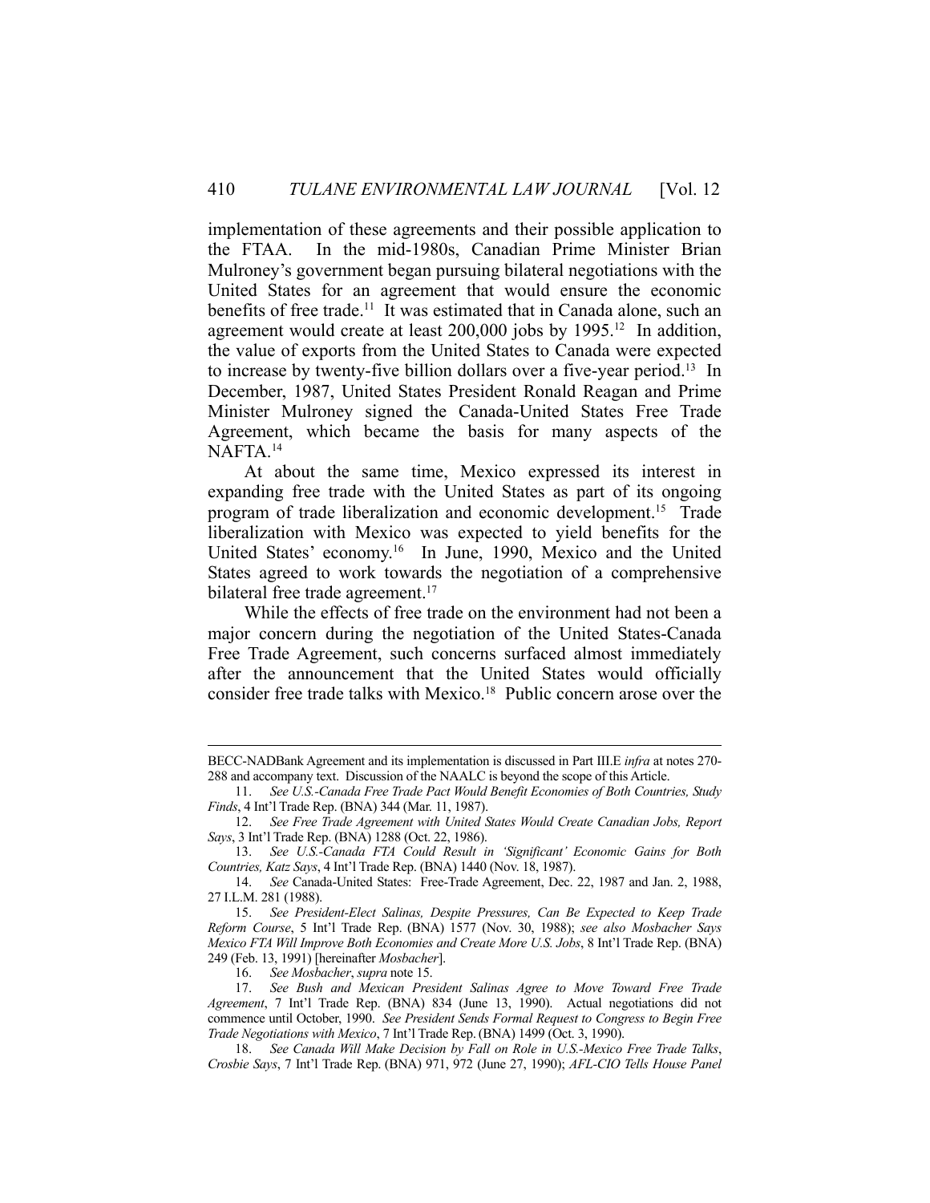implementation of these agreements and their possible application to the FTAA. In the mid-1980s, Canadian Prime Minister Brian Mulroney's government began pursuing bilateral negotiations with the United States for an agreement that would ensure the economic benefits of free trade.[11] It was estimated that in Canada alone, such an agreement would create at least 200,000 jobs by 1995.[12] In addition, the value of exports from the United States to Canada were expected to increase by twenty-five billion dollars over a five-year period.[13] In December, 1987, United States President Ronald Reagan and Prime Minister Mulroney signed the Canada-United States Free Trade Agreement, which became the basis for many aspects of the NAFTA.[14]

At about the same time, Mexico expressed its interest in expanding free trade with the United States as part of its ongoing program of trade liberalization and economic development.[15] Trade liberalization with Mexico was expected to yield benefits for the United States' economy.[16] In June, 1990, Mexico and the United States agreed to work towards the negotiation of a comprehensive bilateral free trade agreement.[17]

While the effects of free trade on the environment had not been a major concern during the negotiation of the United States-Canada Free Trade Agreement, such concerns surfaced almost immediately after the announcement that the United States would officially consider free trade talks with Mexico.[18] Public concern arose over the

---

BECC-NADBank Agreement and its implementation is discussed in Part III.E *infra* at notes 270-288 and accompany text. Discussion of the NAALC is beyond the scope of this Article.

11. *See U.S.-Canada Free Trade Pact Would Benefit Economies of Both Countries, Study Finds*, 4 Int'l Trade Rep. (BNA) 344 (Mar. 11, 1987).

12. *See Free Trade Agreement with United States Would Create Canadian Jobs, Report Says*, 3 Int'l Trade Rep. (BNA) 1288 (Oct. 22, 1986).

13. *See U.S.-Canada FTA Could Result in 'Significant' Economic Gains for Both Countries, Katz Says*, 4 Int'l Trade Rep. (BNA) 1440 (Nov. 18, 1987).

14. *See* Canada-United States: Free-Trade Agreement, Dec. 22, 1987 and Jan. 2, 1988, 27 I.L.M. 281 (1988).

15. *See President-Elect Salinas, Despite Pressures, Can Be Expected to Keep Trade Reform Course*, 5 Int'l Trade Rep. (BNA) 1577 (Nov. 30, 1988); *see also Mosbacher Says Mexico FTA Will Improve Both Economies and Create More U.S. Jobs*, 8 Int'l Trade Rep. (BNA) 249 (Feb. 13, 1991) [hereinafter *Mosbacher*].

16. *See Mosbacher*, *supra* note 15.

17. *See Bush and Mexican President Salinas Agree to Move Toward Free Trade Agreement*, 7 Int'l Trade Rep. (BNA) 834 (June 13, 1990). Actual negotiations did not commence until October, 1990. *See President Sends Formal Request to Congress to Begin Free Trade Negotiations with Mexico*, 7 Int'l Trade Rep. (BNA) 1499 (Oct. 3, 1990).

18. *See Canada Will Make Decision by Fall on Role in U.S.-Mexico Free Trade Talks, Crosbie Says*, 7 Int'l Trade Rep. (BNA) 971, 972 (June 27, 1990); *AFL-CIO Tells House Panel*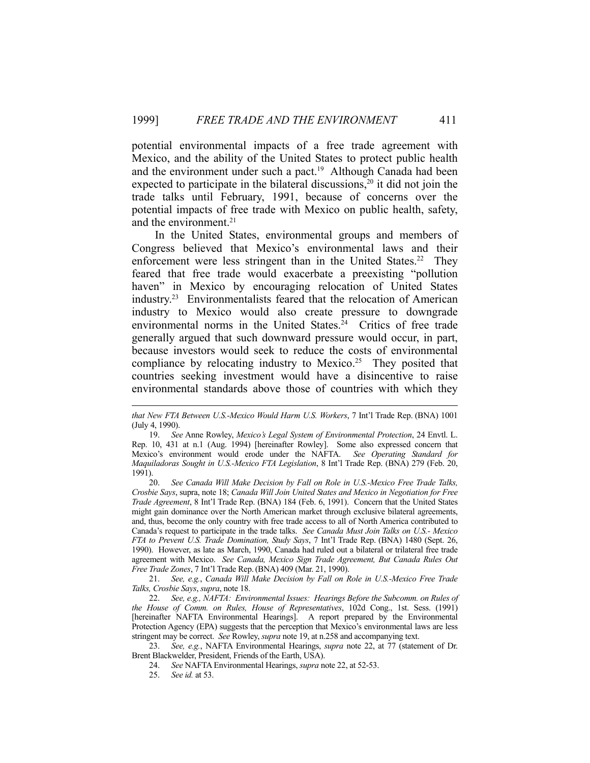potential environmental impacts of a free trade agreement with Mexico, and the ability of the United States to protect public health and the environment under such a pact.[19] Although Canada had been expected to participate in the bilateral discussions,[20] it did not join the trade talks until February, 1991, because of concerns over the potential impacts of free trade with Mexico on public health, safety, and the environment.[21]

In the United States, environmental groups and members of Congress believed that Mexico's environmental laws and their enforcement were less stringent than in the United States.[22] They feared that free trade would exacerbate a preexisting "pollution haven" in Mexico by encouraging relocation of United States industry.[23] Environmentalists feared that the relocation of American industry to Mexico would also create pressure to downgrade environmental norms in the United States.[24] Critics of free trade generally argued that such downward pressure would occur, in part, because investors would seek to reduce the costs of environmental compliance by relocating industry to Mexico.[25] They posited that countries seeking investment would have a disincentive to raise environmental standards above those of countries with which they

---

*that New FTA Between U.S.-Mexico Would Harm U.S. Workers*, 7 Int'l Trade Rep. (BNA) 1001 (July 4, 1990).

19. *See* Anne Rowley, *Mexico's Legal System of Environmental Protection*, 24 Envtl. L. Rep. 10, 431 at n.1 (Aug. 1994) [hereinafter Rowley]. Some also expressed concern that Mexico's environment would erode under the NAFTA. *See Operating Standard for Maquiladoras Sought in U.S.-Mexico FTA Legislation*, 8 Int'l Trade Rep. (BNA) 279 (Feb. 20, 1991).

20. *See Canada Will Make Decision by Fall on Role in U.S.-Mexico Free Trade Talks, Crosbie Says*, supra, note 18; *Canada Will Join United States and Mexico in Negotiation for Free Trade Agreement*, 8 Int'l Trade Rep. (BNA) 184 (Feb. 6, 1991). Concern that the United States might gain dominance over the North American market through exclusive bilateral agreements, and, thus, become the only country with free trade access to all of North America contributed to Canada's request to participate in the trade talks. *See Canada Must Join Talks on U.S.- Mexico FTA to Prevent U.S. Trade Domination, Study Says*, 7 Int'l Trade Rep. (BNA) 1480 (Sept. 26, 1990). However, as late as March, 1990, Canada had ruled out a bilateral or trilateral free trade agreement with Mexico. *See Canada, Mexico Sign Trade Agreement, But Canada Rules Out Free Trade Zones*, 7 Int'l Trade Rep. (BNA) 409 (Mar. 21, 1990).

21. *See, e.g.*, *Canada Will Make Decision by Fall on Role in U.S.-Mexico Free Trade Talks, Crosbie Says*, *supra*, note 18.

22. *See, e.g., NAFTA: Environmental Issues: Hearings Before the Subcomm. on Rules of the House of Comm. on Rules, House of Representatives*, 102d Cong., 1st. Sess. (1991) [hereinafter NAFTA Environmental Hearings]. A report prepared by the Environmental Protection Agency (EPA) suggests that the perception that Mexico's environmental laws are less stringent may be correct. *See* Rowley, *supra* note 19, at n.258 and accompanying text.

23. *See, e.g.*, NAFTA Environmental Hearings, *supra* note 22, at 77 (statement of Dr. Brent Blackwelder, President, Friends of the Earth, USA).

24. *See* NAFTA Environmental Hearings, *supra* note 22, at 52-53.

25. *See id.* at 53.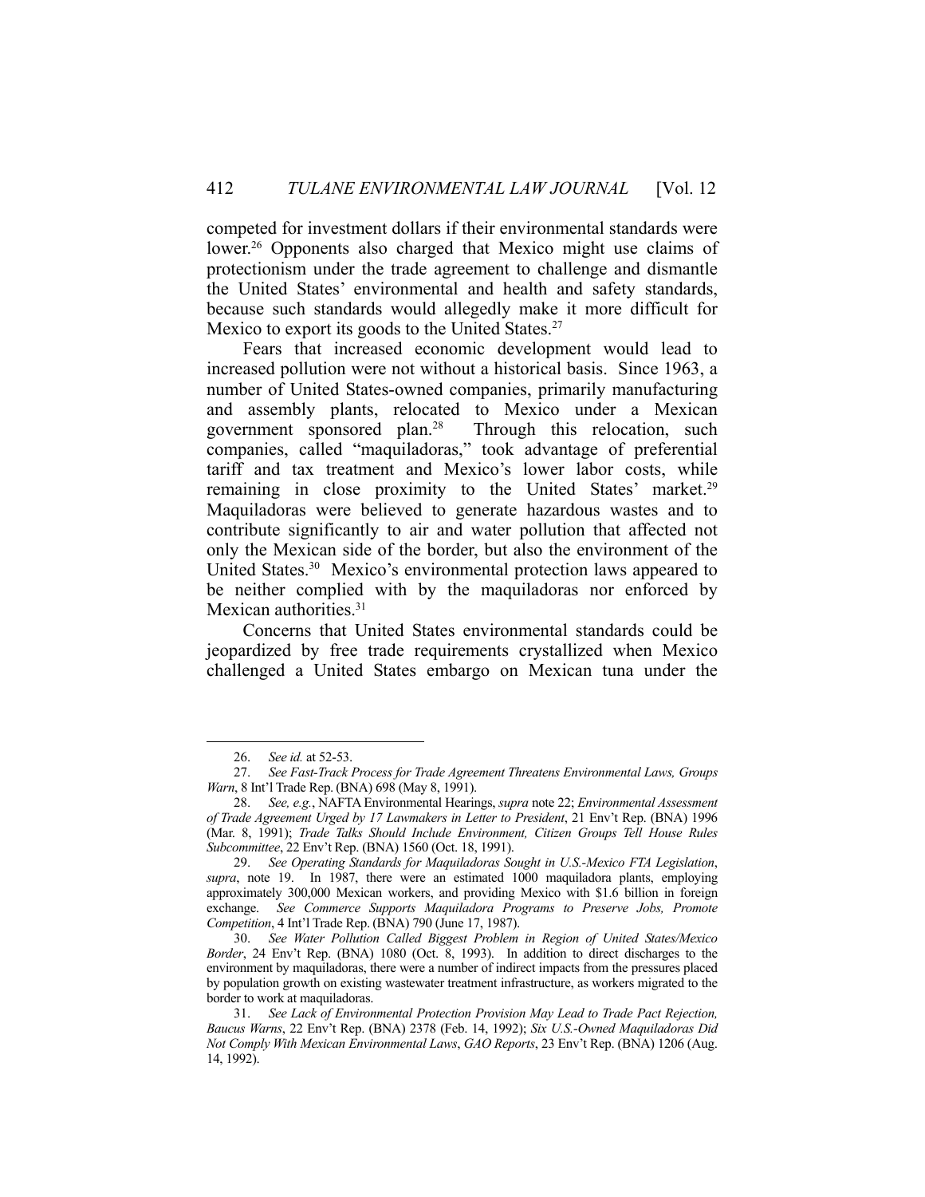competed for investment dollars if their environmental standards were lower.[26] Opponents also charged that Mexico might use claims of protectionism under the trade agreement to challenge and dismantle the United States' environmental and health and safety standards, because such standards would allegedly make it more difficult for Mexico to export its goods to the United States.[27]

Fears that increased economic development would lead to increased pollution were not without a historical basis. Since 1963, a number of United States-owned companies, primarily manufacturing and assembly plants, relocated to Mexico under a Mexican government sponsored plan.[28] Through this relocation, such companies, called "maquiladoras," took advantage of preferential tariff and tax treatment and Mexico's lower labor costs, while remaining in close proximity to the United States' market.[29] Maquiladoras were believed to generate hazardous wastes and to contribute significantly to air and water pollution that affected not only the Mexican side of the border, but also the environment of the United States.[30] Mexico's environmental protection laws appeared to be neither complied with by the maquiladoras nor enforced by Mexican authorities.[31]

Concerns that United States environmental standards could be jeopardized by free trade requirements crystallized when Mexico challenged a United States embargo on Mexican tuna under the

---

26. *See id.* at 52-53.

27. *See Fast-Track Process for Trade Agreement Threatens Environmental Laws, Groups Warn*, 8 Int'l Trade Rep. (BNA) 698 (May 8, 1991).

28. *See, e.g.*, NAFTA Environmental Hearings, *supra* note 22; *Environmental Assessment of Trade Agreement Urged by 17 Lawmakers in Letter to President*, 21 Env't Rep. (BNA) 1996 (Mar. 8, 1991); *Trade Talks Should Include Environment, Citizen Groups Tell House Rules Subcommittee*, 22 Env't Rep. (BNA) 1560 (Oct. 18, 1991).

29. *See Operating Standards for Maquiladoras Sought in U.S.-Mexico FTA Legislation*, *supra*, note 19. In 1987, there were an estimated 1000 maquiladora plants, employing approximately 300,000 Mexican workers, and providing Mexico with $1.6 billion in foreign exchange. *See Commerce Supports Maquiladora Programs to Preserve Jobs, Promote Competition*, 4 Int'l Trade Rep. (BNA) 790 (June 17, 1987).

30. *See Water Pollution Called Biggest Problem in Region of United States/Mexico Border*, 24 Env't Rep. (BNA) 1080 (Oct. 8, 1993). In addition to direct discharges to the environment by maquiladoras, there were a number of indirect impacts from the pressures placed by population growth on existing wastewater treatment infrastructure, as workers migrated to the border to work at maquiladoras.

31. *See Lack of Environmental Protection Provision May Lead to Trade Pact Rejection, Baucus Warns*, 22 Env't Rep. (BNA) 2378 (Feb. 14, 1992); *Six U.S.-Owned Maquiladoras Did Not Comply With Mexican Environmental Laws*, *GAO Reports*, 23 Env't Rep. (BNA) 1206 (Aug. 14, 1992).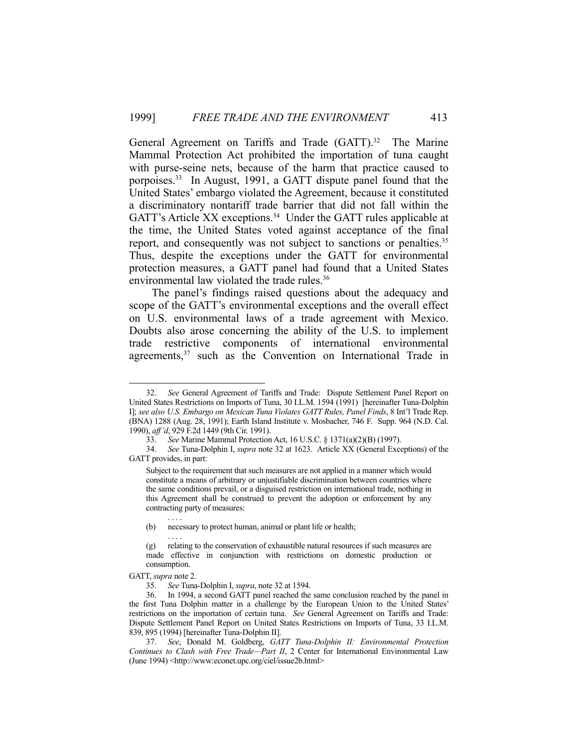General Agreement on Tariffs and Trade (GATT).[32] The Marine Mammal Protection Act prohibited the importation of tuna caught with purse-seine nets, because of the harm that practice caused to porpoises.[33] In August, 1991, a GATT dispute panel found that the United States' embargo violated the Agreement, because it constituted a discriminatory nontariff trade barrier that did not fall within the GATT's Article XX exceptions.[34] Under the GATT rules applicable at the time, the United States voted against acceptance of the final report, and consequently was not subject to sanctions or penalties.[35] Thus, despite the exceptions under the GATT for environmental protection measures, a GATT panel had found that a United States environmental law violated the trade rules.[36]

The panel's findings raised questions about the adequacy and scope of the GATT's environmental exceptions and the overall effect on U.S. environmental laws of a trade agreement with Mexico. Doubts also arose concerning the ability of the U.S. to implement trade restrictive components of international environmental agreements,[37] such as the Convention on International Trade in

---

32. *See* General Agreement of Tariffs and Trade: Dispute Settlement Panel Report on United States Restrictions on Imports of Tuna, 30 I.L.M. 1594 (1991) [hereinafter Tuna-Dolphin I]; *see also U.S. Embargo on Mexican Tuna Violates GATT Rules, Panel Finds*, 8 Int'l Trade Rep. (BNA) 1288 (Aug. 28, 1991); Earth Island Institute v. Mosbacher, 746 F. Supp. 964 (N.D. Cal. 1990), *aff'd*, 929 F.2d 1449 (9th Cir. 1991).

33. *See* Marine Mammal Protection Act, 16 U.S.C. § 1371(a)(2)(B) (1997).

34. *See* Tuna-Dolphin I, *supra* note 32 at 1623. Article XX (General Exceptions) of the GATT provides, in part:

> Subject to the requirement that such measures are not applied in a manner which would constitute a means of arbitrary or unjustifiable discrimination between countries where the same conditions prevail, or a disguised restriction on international trade, nothing in this Agreement shall be construed to prevent the adoption or enforcement by any contracting party of measures:
>
> . . . .
>
> (b) necessary to protect human, animal or plant life or health;
>
> . . . .
>
> (g) relating to the conservation of exhaustible natural resources if such measures are made effective in conjunction with restrictions on domestic production or consumption.

GATT, *supra* note 2.

35. *See* Tuna-Dolphin I, *supra*, note 32 at 1594.

36. In 1994, a second GATT panel reached the same conclusion reached by the panel in the first Tuna Dolphin matter in a challenge by the European Union to the United States' restrictions on the importation of certain tuna. *See* General Agreement on Tariffs and Trade: Dispute Settlement Panel Report on United States Restrictions on Imports of Tuna, 33 I.L.M. 839, 895 (1994) [hereinafter Tuna-Dolphin II].

37. *See*, Donald M. Goldberg, *GATT Tuna-Dolphin II: Environmental Protection Continues to Clash with Free Trade—Part II*, 2 Center for International Environmental Law (June 1994) <http://www:econet.upc.org/ciel/issue2b.html>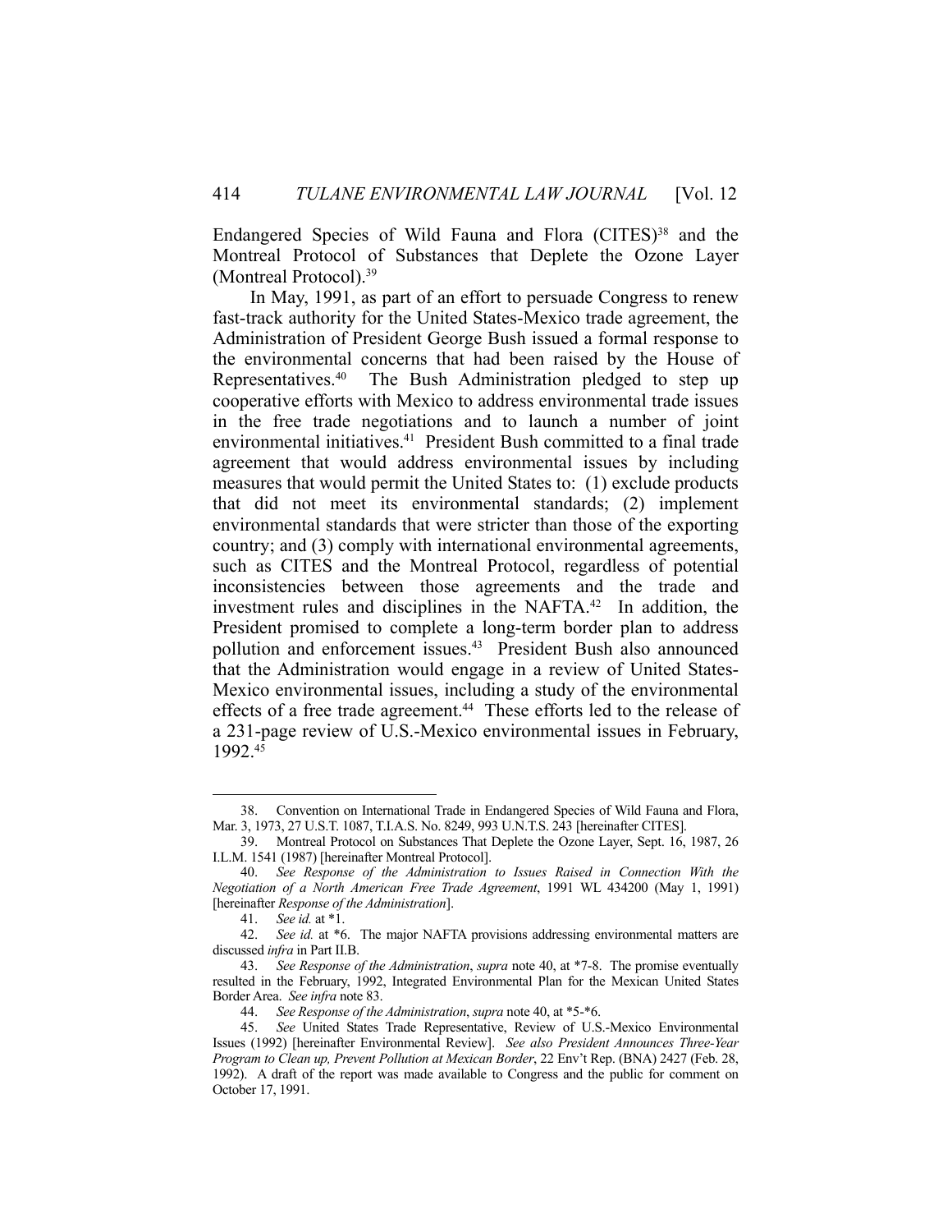Endangered Species of Wild Fauna and Flora (CITES)[38] and the Montreal Protocol of Substances that Deplete the Ozone Layer (Montreal Protocol).[39]

In May, 1991, as part of an effort to persuade Congress to renew fast-track authority for the United States-Mexico trade agreement, the Administration of President George Bush issued a formal response to the environmental concerns that had been raised by the House of Representatives.[40] The Bush Administration pledged to step up cooperative efforts with Mexico to address environmental trade issues in the free trade negotiations and to launch a number of joint environmental initiatives.[41] President Bush committed to a final trade agreement that would address environmental issues by including measures that would permit the United States to: (1) exclude products that did not meet its environmental standards; (2) implement environmental standards that were stricter than those of the exporting country; and (3) comply with international environmental agreements, such as CITES and the Montreal Protocol, regardless of potential inconsistencies between those agreements and the trade and investment rules and disciplines in the NAFTA.[42] In addition, the President promised to complete a long-term border plan to address pollution and enforcement issues.[43] President Bush also announced that the Administration would engage in a review of United States-Mexico environmental issues, including a study of the environmental effects of a free trade agreement.[44] These efforts led to the release of a 231-page review of U.S.-Mexico environmental issues in February, 1992.[45]

---

38. Convention on International Trade in Endangered Species of Wild Fauna and Flora, Mar. 3, 1973, 27 U.S.T. 1087, T.I.A.S. No. 8249, 993 U.N.T.S. 243 [hereinafter CITES].

39. Montreal Protocol on Substances That Deplete the Ozone Layer, Sept. 16, 1987, 26 I.L.M. 1541 (1987) [hereinafter Montreal Protocol].

40. *See Response of the Administration to Issues Raised in Connection With the Negotiation of a North American Free Trade Agreement*, 1991 WL 434200 (May 1, 1991) [hereinafter *Response of the Administration*].

41. *See id.* at *1.

42. *See id.* at *6. The major NAFTA provisions addressing environmental matters are discussed *infra* in Part II.B.

43. *See Response of the Administration*, *supra* note 40, at *7-8. The promise eventually resulted in the February, 1992, Integrated Environmental Plan for the Mexican United States Border Area. *See infra* note 83.

44. *See Response of the Administration*, *supra* note 40, at *5-*6.

45. *See* United States Trade Representative, Review of U.S.-Mexico Environmental Issues (1992) [hereinafter Environmental Review]. *See also President Announces Three-Year Program to Clean up, Prevent Pollution at Mexican Border*, 22 Env't Rep. (BNA) 2427 (Feb. 28, 1992). A draft of the report was made available to Congress and the public for comment on October 17, 1991.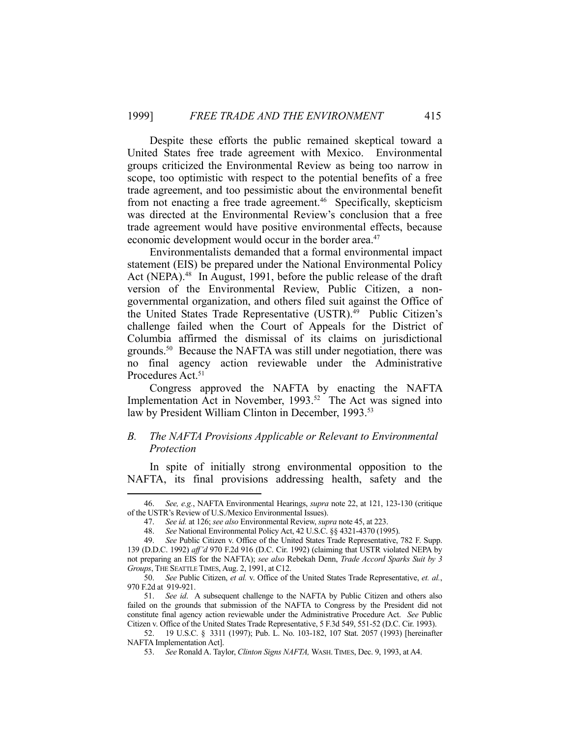Despite these efforts the public remained skeptical toward a United States free trade agreement with Mexico. Environmental groups criticized the Environmental Review as being too narrow in scope, too optimistic with respect to the potential benefits of a free trade agreement, and too pessimistic about the environmental benefit from not enacting a free trade agreement.[46] Specifically, skepticism was directed at the Environmental Review's conclusion that a free trade agreement would have positive environmental effects, because economic development would occur in the border area.[47]

Environmentalists demanded that a formal environmental impact statement (EIS) be prepared under the National Environmental Policy Act (NEPA).[48] In August, 1991, before the public release of the draft version of the Environmental Review, Public Citizen, a non-governmental organization, and others filed suit against the Office of the United States Trade Representative (USTR).[49] Public Citizen's challenge failed when the Court of Appeals for the District of Columbia affirmed the dismissal of its claims on jurisdictional grounds.[50] Because the NAFTA was still under negotiation, there was no final agency action reviewable under the Administrative Procedures Act.[51]

Congress approved the NAFTA by enacting the NAFTA Implementation Act in November, 1993.[52] The Act was signed into law by President William Clinton in December, 1993.[53]

## B. *The NAFTA Provisions Applicable or Relevant to Environmental Protection*

In spite of initially strong environmental opposition to the NAFTA, its final provisions addressing health, safety and the

---

46. *See, e.g.*, NAFTA Environmental Hearings, *supra* note 22, at 121, 123-130 (critique of the USTR's Review of U.S./Mexico Environmental Issues).

47. *See id.* at 126; *see also* Environmental Review, *supra* note 45, at 223.

48. *See* National Environmental Policy Act, 42 U.S.C. §§ 4321-4370 (1995).

49. *See* Public Citizen v. Office of the United States Trade Representative, 782 F. Supp. 139 (D.D.C. 1992) *aff'd* 970 F.2d 916 (D.C. Cir. 1992) (claiming that USTR violated NEPA by not preparing an EIS for the NAFTA); *see also* Rebekah Denn, *Trade Accord Sparks Suit by 3 Groups*, THE SEATTLE TIMES, Aug. 2, 1991, at C12.

50. *See* Public Citizen, *et al.* v. Office of the United States Trade Representative, *et. al.*, 970 F.2d at 919-921.

51. *See id*. A subsequent challenge to the NAFTA by Public Citizen and others also failed on the grounds that submission of the NAFTA to Congress by the President did not constitute final agency action reviewable under the Administrative Procedure Act. *See* Public Citizen v. Office of the United States Trade Representative, 5 F.3d 549, 551-52 (D.C. Cir. 1993).

52. 19 U.S.C. § 3311 (1997); Pub. L. No. 103-182, 107 Stat. 2057 (1993) [hereinafter NAFTA Implementation Act].

53. *See* Ronald A. Taylor, *Clinton Signs NAFTA,* WASH. TIMES, Dec. 9, 1993, at A4.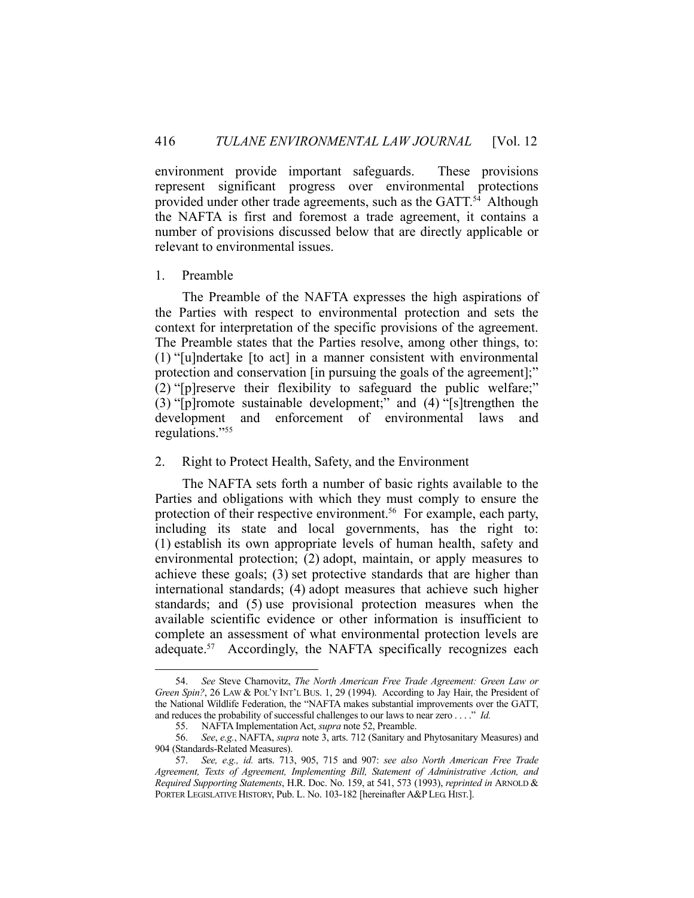environment provide important safeguards. These provisions represent significant progress over environmental protections provided under other trade agreements, such as the GATT.[54] Although the NAFTA is first and foremost a trade agreement, it contains a number of provisions discussed below that are directly applicable or relevant to environmental issues.

### 1. Preamble

The Preamble of the NAFTA expresses the high aspirations of the Parties with respect to environmental protection and sets the context for interpretation of the specific provisions of the agreement. The Preamble states that the Parties resolve, among other things, to: (1) "[u]ndertake [to act] in a manner consistent with environmental protection and conservation [in pursuing the goals of the agreement];" (2) "[p]reserve their flexibility to safeguard the public welfare;" (3) "[p]romote sustainable development;" and (4) "[s]trengthen the development and enforcement of environmental laws and regulations."[55]

### 2. Right to Protect Health, Safety, and the Environment

The NAFTA sets forth a number of basic rights available to the Parties and obligations with which they must comply to ensure the protection of their respective environment.[56] For example, each party, including its state and local governments, has the right to: (1) establish its own appropriate levels of human health, safety and environmental protection; (2) adopt, maintain, or apply measures to achieve these goals; (3) set protective standards that are higher than international standards; (4) adopt measures that achieve such higher standards; and (5) use provisional protection measures when the available scientific evidence or other information is insufficient to complete an assessment of what environmental protection levels are adequate.[57] Accordingly, the NAFTA specifically recognizes each

---

54. *See* Steve Charnovitz, *The North American Free Trade Agreement: Green Law or Green Spin?*, 26 LAW & POL'Y INT'L BUS. 1, 29 (1994). According to Jay Hair, the President of the National Wildlife Federation, the "NAFTA makes substantial improvements over the GATT, and reduces the probability of successful challenges to our laws to near zero . . . ." *Id.*

55. NAFTA Implementation Act, *supra* note 52, Preamble.

56. *See*, *e.g.*, NAFTA, *supra* note 3, arts. 712 (Sanitary and Phytosanitary Measures) and 904 (Standards-Related Measures).

57. *See, e.g., id.* arts. 713, 905, 715 and 907: *see also North American Free Trade Agreement, Texts of Agreement, Implementing Bill, Statement of Administrative Action, and Required Supporting Statements*, H.R. Doc. No. 159, at 541, 573 (1993), *reprinted in* ARNOLD & PORTER LEGISLATIVE HISTORY, Pub. L. No. 103-182 [hereinafter A&P LEG. HIST.].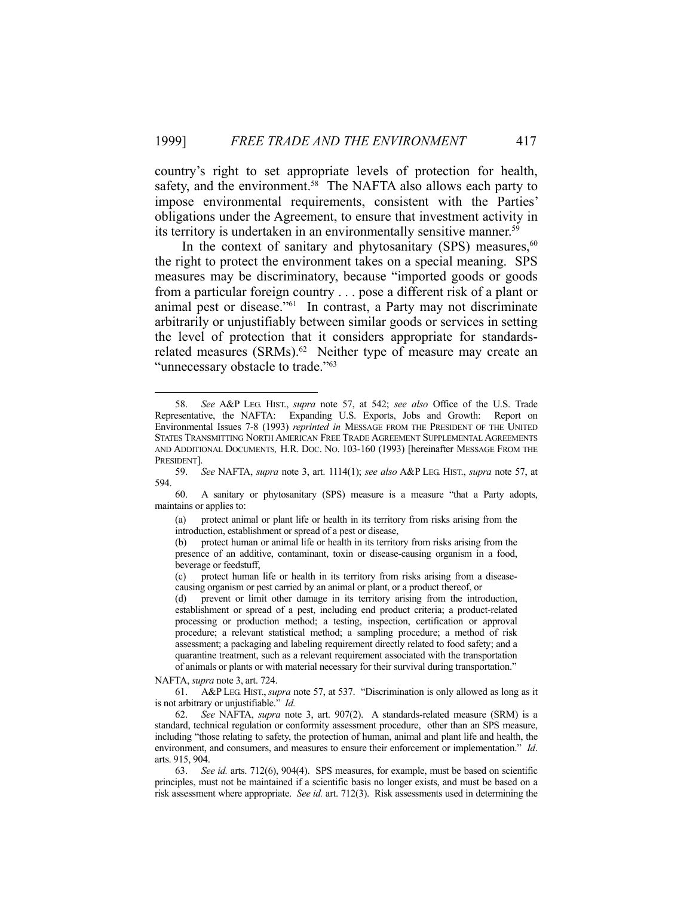country's right to set appropriate levels of protection for health, safety, and the environment.[58] The NAFTA also allows each party to impose environmental requirements, consistent with the Parties' obligations under the Agreement, to ensure that investment activity in its territory is undertaken in an environmentally sensitive manner.[59]

In the context of sanitary and phytosanitary (SPS) measures,[60] the right to protect the environment takes on a special meaning. SPS measures may be discriminatory, because "imported goods or goods from a particular foreign country . . . pose a different risk of a plant or animal pest or disease."[61] In contrast, a Party may not discriminate arbitrarily or unjustifiably between similar goods or services in setting the level of protection that it considers appropriate for standards-related measures (SRMs).[62] Neither type of measure may create an "unnecessary obstacle to trade."[63]

---

58. *See* A&P LEG. HIST., *supra* note 57, at 542; *see also* Office of the U.S. Trade Representative, the NAFTA: Expanding U.S. Exports, Jobs and Growth: Report on Environmental Issues 7-8 (1993) *reprinted in* MESSAGE FROM THE PRESIDENT OF THE UNITED STATES TRANSMITTING NORTH AMERICAN FREE TRADE AGREEMENT SUPPLEMENTAL AGREEMENTS AND ADDITIONAL DOCUMENTS, H.R. DOC. NO. 103-160 (1993) [hereinafter MESSAGE FROM THE PRESIDENT].

59. *See* NAFTA, *supra* note 3, art. 1114(1); *see also* A&P LEG. HIST., *supra* note 57, at 594.

60. A sanitary or phytosanitary (SPS) measure is a measure "that a Party adopts, maintains or applies to:

> (a) protect animal or plant life or health in its territory from risks arising from the introduction, establishment or spread of a pest or disease,
>
> (b) protect human or animal life or health in its territory from risks arising from the presence of an additive, contaminant, toxin or disease-causing organism in a food, beverage or feedstuff,
>
> (c) protect human life or health in its territory from risks arising from a disease-causing organism or pest carried by an animal or plant, or a product thereof, or
>
> (d) prevent or limit other damage in its territory arising from the introduction, establishment or spread of a pest, including end product criteria; a product-related processing or production method; a testing, inspection, certification or approval procedure; a relevant statistical method; a sampling procedure; a method of risk assessment; a packaging and labeling requirement directly related to food safety; and a quarantine treatment, such as a relevant requirement associated with the transportation of animals or plants or with material necessary for their survival during transportation."

NAFTA, *supra* note 3, art. 724.

61. A&P LEG. HIST., *supra* note 57, at 537. "Discrimination is only allowed as long as it is not arbitrary or unjustifiable." *Id.*

62. *See* NAFTA, *supra* note 3, art. 907(2). A standards-related measure (SRM) is a standard, technical regulation or conformity assessment procedure, other than an SPS measure, including "those relating to safety, the protection of human, animal and plant life and health, the environment, and consumers, and measures to ensure their enforcement or implementation." *Id.* arts. 915, 904.

63. *See id.* arts. 712(6), 904(4). SPS measures, for example, must be based on scientific principles, must not be maintained if a scientific basis no longer exists, and must be based on a risk assessment where appropriate. *See id.* art. 712(3). Risk assessments used in determining the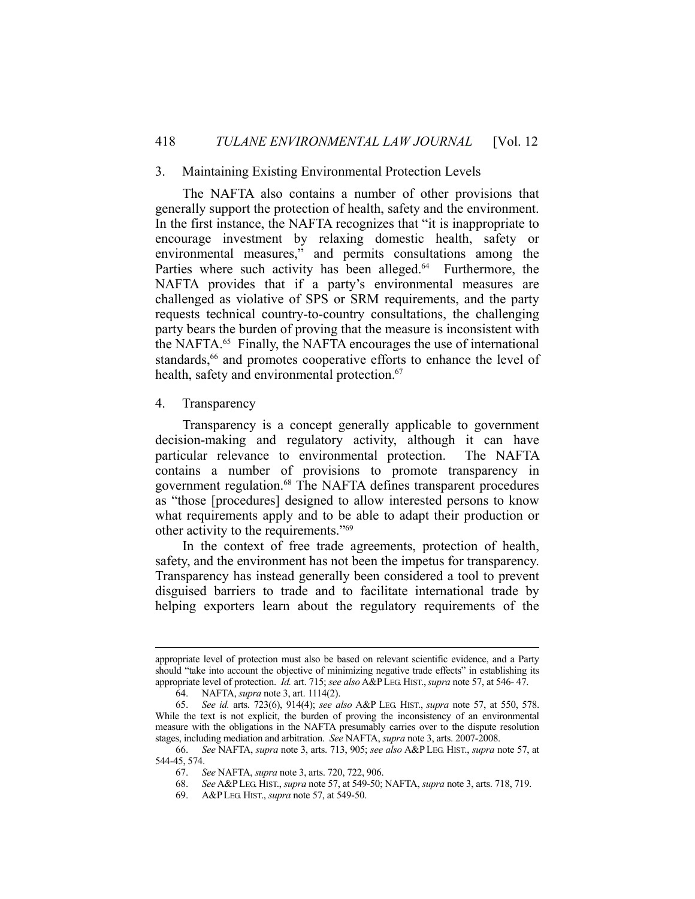### 3. Maintaining Existing Environmental Protection Levels

The NAFTA also contains a number of other provisions that generally support the protection of health, safety and the environment. In the first instance, the NAFTA recognizes that "it is inappropriate to encourage investment by relaxing domestic health, safety or environmental measures," and permits consultations among the Parties where such activity has been alleged.[64] Furthermore, the NAFTA provides that if a party's environmental measures are challenged as violative of SPS or SRM requirements, and the party requests technical country-to-country consultations, the challenging party bears the burden of proving that the measure is inconsistent with the NAFTA.[65] Finally, the NAFTA encourages the use of international standards,[66] and promotes cooperative efforts to enhance the level of health, safety and environmental protection.[67]

### 4. Transparency

Transparency is a concept generally applicable to government decision-making and regulatory activity, although it can have particular relevance to environmental protection. The NAFTA contains a number of provisions to promote transparency in government regulation.[68] The NAFTA defines transparent procedures as "those [procedures] designed to allow interested persons to know what requirements apply and to be able to adapt their production or other activity to the requirements."[69]

In the context of free trade agreements, protection of health, safety, and the environment has not been the impetus for transparency. Transparency has instead generally been considered a tool to prevent disguised barriers to trade and to facilitate international trade by helping exporters learn about the regulatory requirements of the

---

appropriate level of protection must also be based on relevant scientific evidence, and a Party should "take into account the objective of minimizing negative trade effects" in establishing its appropriate level of protection. *Id.* art. 715; *see also* A&P LEG. HIST., *supra* note 57, at 546- 47.

64. NAFTA, *supra* note 3, art. 1114(2).

65. *See id.* arts. 723(6), 914(4); *see also* A&P LEG. HIST., *supra* note 57, at 550, 578. While the text is not explicit, the burden of proving the inconsistency of an environmental measure with the obligations in the NAFTA presumably carries over to the dispute resolution stages, including mediation and arbitration. *See* NAFTA, *supra* note 3, arts. 2007-2008.

66. *See* NAFTA, *supra* note 3, arts. 713, 905; *see also* A&P LEG. HIST., *supra* note 57, at 544-45, 574.

67. *See* NAFTA, *supra* note 3, arts. 720, 722, 906.

68. *See* A&P LEG. HIST., *supra* note 57, at 549-50; NAFTA, *supra* note 3, arts. 718, 719.

69. A&P LEG. HIST., *supra* note 57, at 549-50.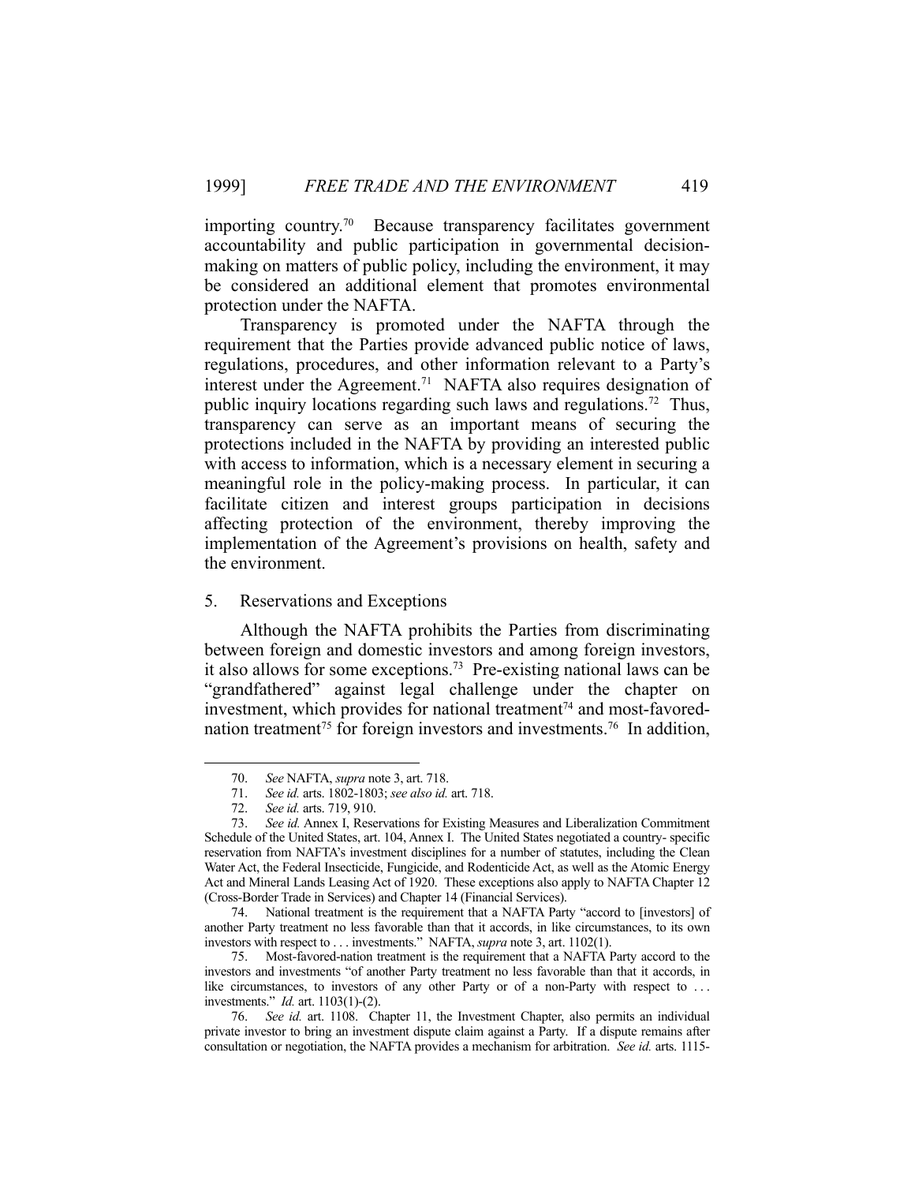importing country.[70] Because transparency facilitates government accountability and public participation in governmental decision-making on matters of public policy, including the environment, it may be considered an additional element that promotes environmental protection under the NAFTA.

Transparency is promoted under the NAFTA through the requirement that the Parties provide advanced public notice of laws, regulations, procedures, and other information relevant to a Party's interest under the Agreement.[71] NAFTA also requires designation of public inquiry locations regarding such laws and regulations.[72] Thus, transparency can serve as an important means of securing the protections included in the NAFTA by providing an interested public with access to information, which is a necessary element in securing a meaningful role in the policy-making process. In particular, it can facilitate citizen and interest groups participation in decisions affecting protection of the environment, thereby improving the implementation of the Agreement's provisions on health, safety and the environment.

### 5. Reservations and Exceptions

Although the NAFTA prohibits the Parties from discriminating between foreign and domestic investors and among foreign investors, it also allows for some exceptions.[73] Pre-existing national laws can be "grandfathered" against legal challenge under the chapter on investment, which provides for national treatment[74] and most-favored-nation treatment[75] for foreign investors and investments.[76] In addition,

---

70. *See* NAFTA, *supra* note 3, art. 718.

71. *See id.* arts. 1802-1803; *see also id.* art. 718.

72. *See id.* arts. 719, 910.

73. *See id.* Annex I, Reservations for Existing Measures and Liberalization Commitment Schedule of the United States, art. 104, Annex I. The United States negotiated a country- specific reservation from NAFTA's investment disciplines for a number of statutes, including the Clean Water Act, the Federal Insecticide, Fungicide, and Rodenticide Act, as well as the Atomic Energy Act and Mineral Lands Leasing Act of 1920. These exceptions also apply to NAFTA Chapter 12 (Cross-Border Trade in Services) and Chapter 14 (Financial Services).

74. National treatment is the requirement that a NAFTA Party "accord to [investors] of another Party treatment no less favorable than that it accords, in like circumstances, to its own investors with respect to . . . investments." NAFTA, *supra* note 3, art. 1102(1).

75. Most-favored-nation treatment is the requirement that a NAFTA Party accord to the investors and investments "of another Party treatment no less favorable than that it accords, in like circumstances, to investors of any other Party or of a non-Party with respect to . . . investments." *Id.* art. 1103(1)-(2).

76. *See id.* art. 1108. Chapter 11, the Investment Chapter, also permits an individual private investor to bring an investment dispute claim against a Party. If a dispute remains after consultation or negotiation, the NAFTA provides a mechanism for arbitration. *See id.* arts. 1115-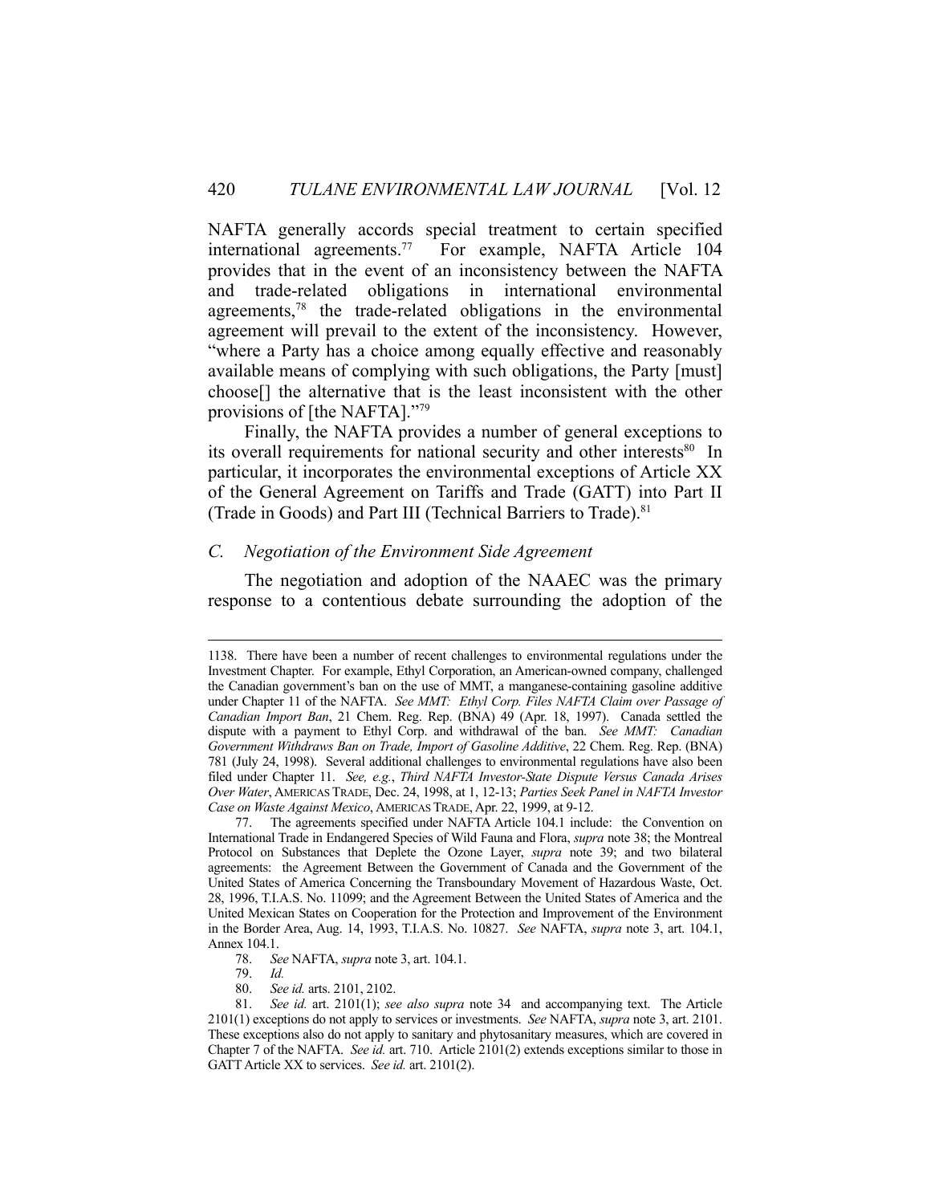NAFTA generally accords special treatment to certain specified international agreements.[77] For example, NAFTA Article 104 provides that in the event of an inconsistency between the NAFTA and trade-related obligations in international environmental agreements,[78] the trade-related obligations in the environmental agreement will prevail to the extent of the inconsistency. However, "where a Party has a choice among equally effective and reasonably available means of complying with such obligations, the Party [must] choose[] the alternative that is the least inconsistent with the other provisions of [the NAFTA]."[79]

Finally, the NAFTA provides a number of general exceptions to its overall requirements for national security and other interests[80] In particular, it incorporates the environmental exceptions of Article XX of the General Agreement on Tariffs and Trade (GATT) into Part II (Trade in Goods) and Part III (Technical Barriers to Trade).[81]

## *C. Negotiation of the Environment Side Agreement*

The negotiation and adoption of the NAAEC was the primary response to a contentious debate surrounding the adoption of the

---

1138. There have been a number of recent challenges to environmental regulations under the Investment Chapter. For example, Ethyl Corporation, an American-owned company, challenged the Canadian government's ban on the use of MMT, a manganese-containing gasoline additive under Chapter 11 of the NAFTA. *See MMT: Ethyl Corp. Files NAFTA Claim over Passage of Canadian Import Ban*, 21 Chem. Reg. Rep. (BNA) 49 (Apr. 18, 1997). Canada settled the dispute with a payment to Ethyl Corp. and withdrawal of the ban. *See MMT: Canadian Government Withdraws Ban on Trade, Import of Gasoline Additive*, 22 Chem. Reg. Rep. (BNA) 781 (July 24, 1998). Several additional challenges to environmental regulations have also been filed under Chapter 11. *See, e.g.*, *Third NAFTA Investor-State Dispute Versus Canada Arises Over Water*, AMERICAS TRADE, Dec. 24, 1998, at 1, 12-13; *Parties Seek Panel in NAFTA Investor Case on Waste Against Mexico*, AMERICAS TRADE, Apr. 22, 1999, at 9-12.

77. The agreements specified under NAFTA Article 104.1 include: the Convention on International Trade in Endangered Species of Wild Fauna and Flora, *supra* note 38; the Montreal Protocol on Substances that Deplete the Ozone Layer, *supra* note 39; and two bilateral agreements: the Agreement Between the Government of Canada and the Government of the United States of America Concerning the Transboundary Movement of Hazardous Waste, Oct. 28, 1996, T.I.A.S. No. 11099; and the Agreement Between the United States of America and the United Mexican States on Cooperation for the Protection and Improvement of the Environment in the Border Area, Aug. 14, 1993, T.I.A.S. No. 10827. *See* NAFTA, *supra* note 3, art. 104.1, Annex 104.1.

78. *See* NAFTA, *supra* note 3, art. 104.1.

79. *Id.*

80. *See id.* arts. 2101, 2102.

81. *See id.* art. 2101(1); *see also supra* note 34 and accompanying text. The Article 2101(1) exceptions do not apply to services or investments. *See* NAFTA, *supra* note 3, art. 2101. These exceptions also do not apply to sanitary and phytosanitary measures, which are covered in Chapter 7 of the NAFTA. *See id.* art. 710. Article 2101(2) extends exceptions similar to those in GATT Article XX to services. *See id.* art. 2101(2).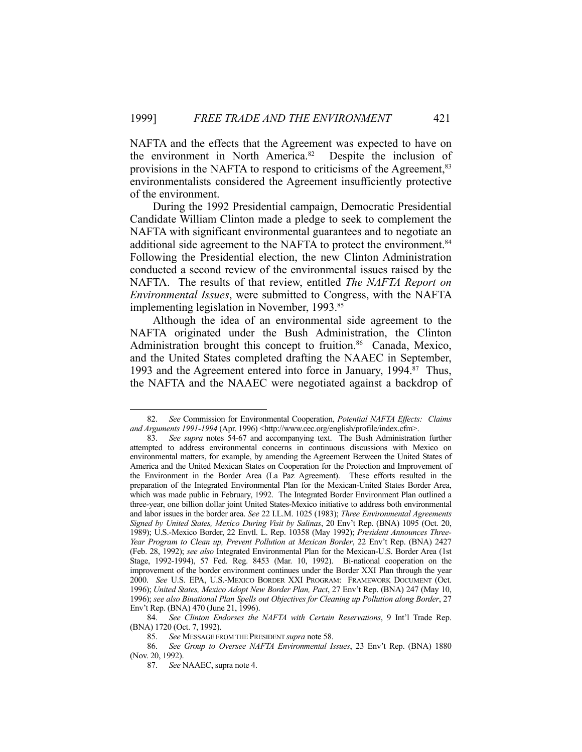NAFTA and the effects that the Agreement was expected to have on the environment in North America.[82] Despite the inclusion of provisions in the NAFTA to respond to criticisms of the Agreement,[83] environmentalists considered the Agreement insufficiently protective of the environment.

During the 1992 Presidential campaign, Democratic Presidential Candidate William Clinton made a pledge to seek to complement the NAFTA with significant environmental guarantees and to negotiate an additional side agreement to the NAFTA to protect the environment.[84] Following the Presidential election, the new Clinton Administration conducted a second review of the environmental issues raised by the NAFTA. The results of that review, entitled *The NAFTA Report on Environmental Issues*, were submitted to Congress, with the NAFTA implementing legislation in November, 1993.[85]

Although the idea of an environmental side agreement to the NAFTA originated under the Bush Administration, the Clinton Administration brought this concept to fruition.[86] Canada, Mexico, and the United States completed drafting the NAAEC in September, 1993 and the Agreement entered into force in January, 1994.[87] Thus, the NAFTA and the NAAEC were negotiated against a backdrop of

---

82. *See* Commission for Environmental Cooperation, *Potential NAFTA Effects: Claims and Arguments 1991-1994* (Apr. 1996) <http://www.cec.org/english/profile/index.cfm>.

83. *See supra* notes 54-67 and accompanying text. The Bush Administration further attempted to address environmental concerns in continuous discussions with Mexico on environmental matters, for example, by amending the Agreement Between the United States of America and the United Mexican States on Cooperation for the Protection and Improvement of the Environment in the Border Area (La Paz Agreement). These efforts resulted in the preparation of the Integrated Environmental Plan for the Mexican-United States Border Area, which was made public in February, 1992. The Integrated Border Environment Plan outlined a three-year, one billion dollar joint United States-Mexico initiative to address both environmental and labor issues in the border area. *See* 22 I.L.M. 1025 (1983); *Three Environmental Agreements Signed by United States, Mexico During Visit by Salinas*, 20 Env't Rep. (BNA) 1095 (Oct. 20, 1989); U.S.-Mexico Border, 22 Envtl. L. Rep. 10358 (May 1992); *President Announces Three-Year Program to Clean up, Prevent Pollution at Mexican Border*, 22 Env't Rep. (BNA) 2427 (Feb. 28, 1992); *see also* Integrated Environmental Plan for the Mexican-U.S. Border Area (1st Stage, 1992-1994), 57 Fed. Reg. 8453 (Mar. 10, 1992). Bi-national cooperation on the improvement of the border environment continues under the Border XXI Plan through the year 2000. *See* U.S. EPA, U.S.-MEXICO BORDER XXI PROGRAM: FRAMEWORK DOCUMENT (Oct. 1996); *United States, Mexico Adopt New Border Plan, Pact*, 27 Env't Rep. (BNA) 247 (May 10, 1996); *see also Binational Plan Spells out Objectives for Cleaning up Pollution along Border*, 27 Env't Rep. (BNA) 470 (June 21, 1996).

84. *See Clinton Endorses the NAFTA with Certain Reservations*, 9 Int'l Trade Rep. (BNA) 1720 (Oct. 7, 1992).

85. *See* MESSAGE FROM THE PRESIDENT *supra* note 58.

86. *See Group to Oversee NAFTA Environmental Issues*, 23 Env't Rep. (BNA) 1880 (Nov. 20, 1992).

87. *See* NAAEC, supra note 4.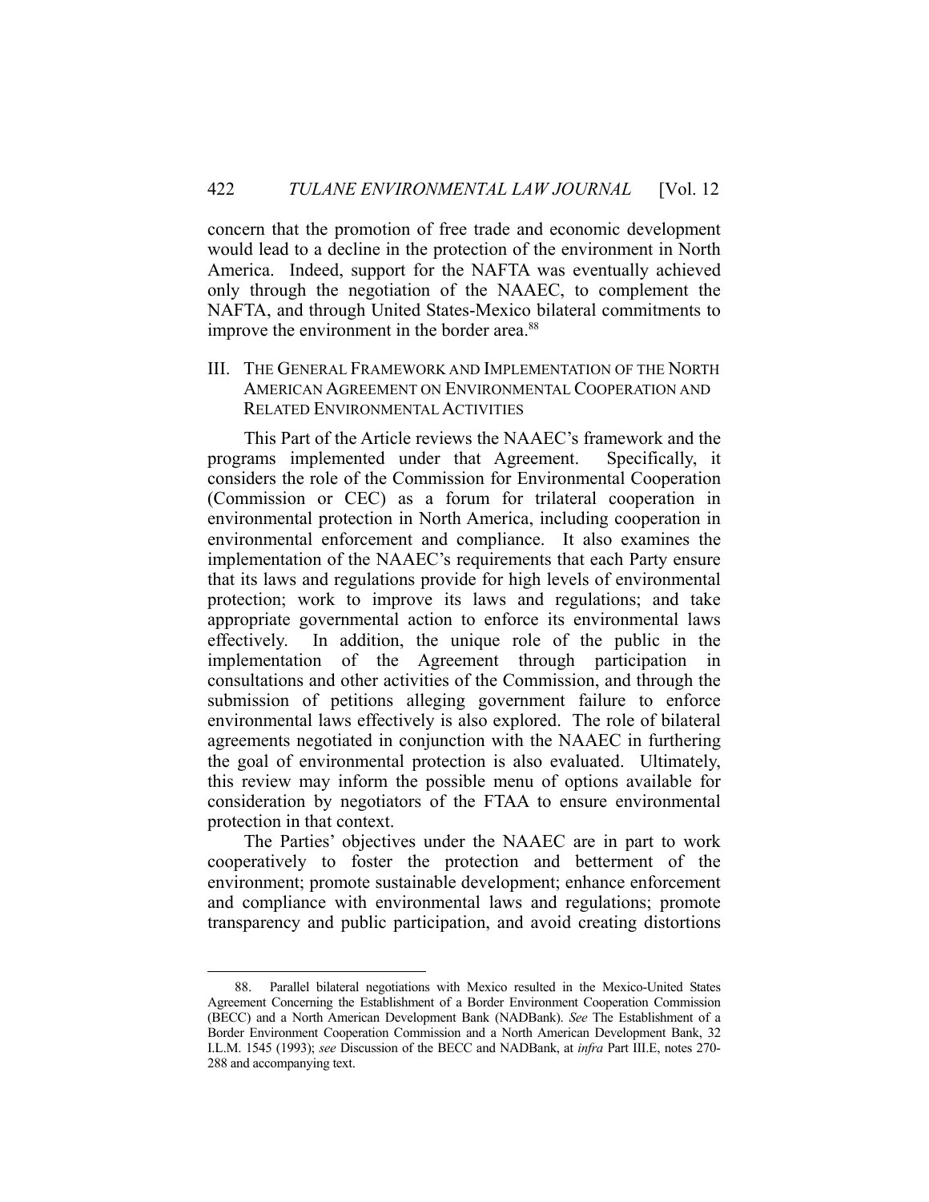concern that the promotion of free trade and economic development would lead to a decline in the protection of the environment in North America. Indeed, support for the NAFTA was eventually achieved only through the negotiation of the NAAEC, to complement the NAFTA, and through United States-Mexico bilateral commitments to improve the environment in the border area.[88]

## III. The General Framework and Implementation of the North American Agreement on Environmental Cooperation and Related Environmental Activities

This Part of the Article reviews the NAAEC's framework and the programs implemented under that Agreement. Specifically, it considers the role of the Commission for Environmental Cooperation (Commission or CEC) as a forum for trilateral cooperation in environmental protection in North America, including cooperation in environmental enforcement and compliance. It also examines the implementation of the NAAEC's requirements that each Party ensure that its laws and regulations provide for high levels of environmental protection; work to improve its laws and regulations; and take appropriate governmental action to enforce its environmental laws effectively. In addition, the unique role of the public in the implementation of the Agreement through participation in consultations and other activities of the Commission, and through the submission of petitions alleging government failure to enforce environmental laws effectively is also explored. The role of bilateral agreements negotiated in conjunction with the NAAEC in furthering the goal of environmental protection is also evaluated. Ultimately, this review may inform the possible menu of options available for consideration by negotiators of the FTAA to ensure environmental protection in that context.

The Parties' objectives under the NAAEC are in part to work cooperatively to foster the protection and betterment of the environment; promote sustainable development; enhance enforcement and compliance with environmental laws and regulations; promote transparency and public participation, and avoid creating distortions

---

88. Parallel bilateral negotiations with Mexico resulted in the Mexico-United States Agreement Concerning the Establishment of a Border Environment Cooperation Commission (BECC) and a North American Development Bank (NADBank). *See* The Establishment of a Border Environment Cooperation Commission and a North American Development Bank, 32 I.L.M. 1545 (1993); *see* Discussion of the BECC and NADBank, at *infra* Part III.E, notes 270-288 and accompanying text.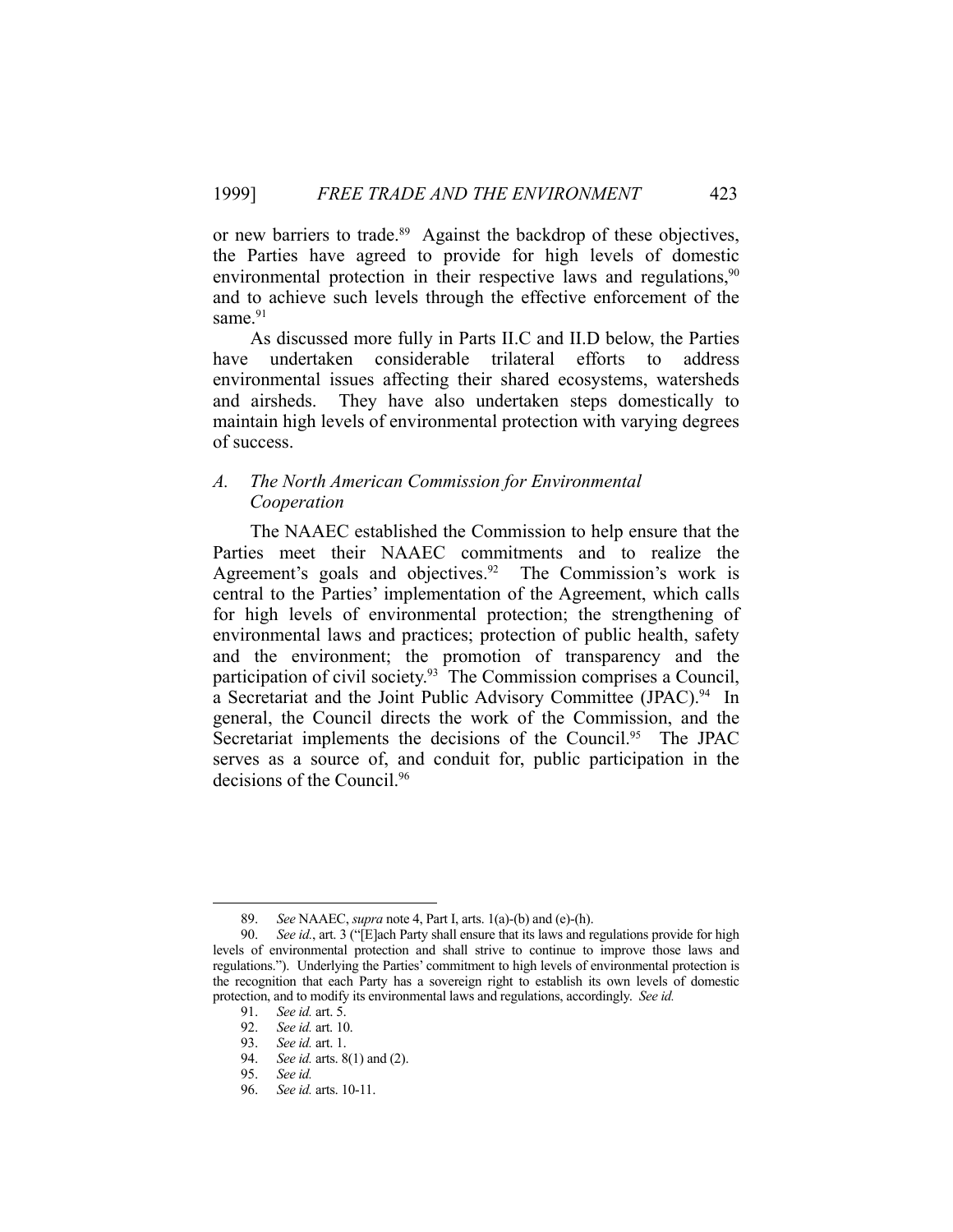or new barriers to trade.[89] Against the backdrop of these objectives, the Parties have agreed to provide for high levels of domestic environmental protection in their respective laws and regulations,[90] and to achieve such levels through the effective enforcement of the same.[91]

As discussed more fully in Parts II.C and II.D below, the Parties have undertaken considerable trilateral efforts to address environmental issues affecting their shared ecosystems, watersheds and airsheds. They have also undertaken steps domestically to maintain high levels of environmental protection with varying degrees of success.

### *A. The North American Commission for Environmental Cooperation*

The NAAEC established the Commission to help ensure that the Parties meet their NAAEC commitments and to realize the Agreement's goals and objectives.[92] The Commission's work is central to the Parties' implementation of the Agreement, which calls for high levels of environmental protection; the strengthening of environmental laws and practices; protection of public health, safety and the environment; the promotion of transparency and the participation of civil society.[93] The Commission comprises a Council, a Secretariat and the Joint Public Advisory Committee (JPAC).[94] In general, the Council directs the work of the Commission, and the Secretariat implements the decisions of the Council.[95] The JPAC serves as a source of, and conduit for, public participation in the decisions of the Council.[96]

---

89. *See* NAAEC, *supra* note 4, Part I, arts. 1(a)-(b) and (e)-(h).

90. *See id.*, art. 3 ("[E]ach Party shall ensure that its laws and regulations provide for high levels of environmental protection and shall strive to continue to improve those laws and regulations."). Underlying the Parties' commitment to high levels of environmental protection is the recognition that each Party has a sovereign right to establish its own levels of domestic protection, and to modify its environmental laws and regulations, accordingly. *See id.*

91. *See id.* art. 5.

92. *See id.* art. 10.

93. *See id.* art. 1.

94. *See id.* arts. 8(1) and (2).

95. *See id.*

96. *See id.* arts. 10-11.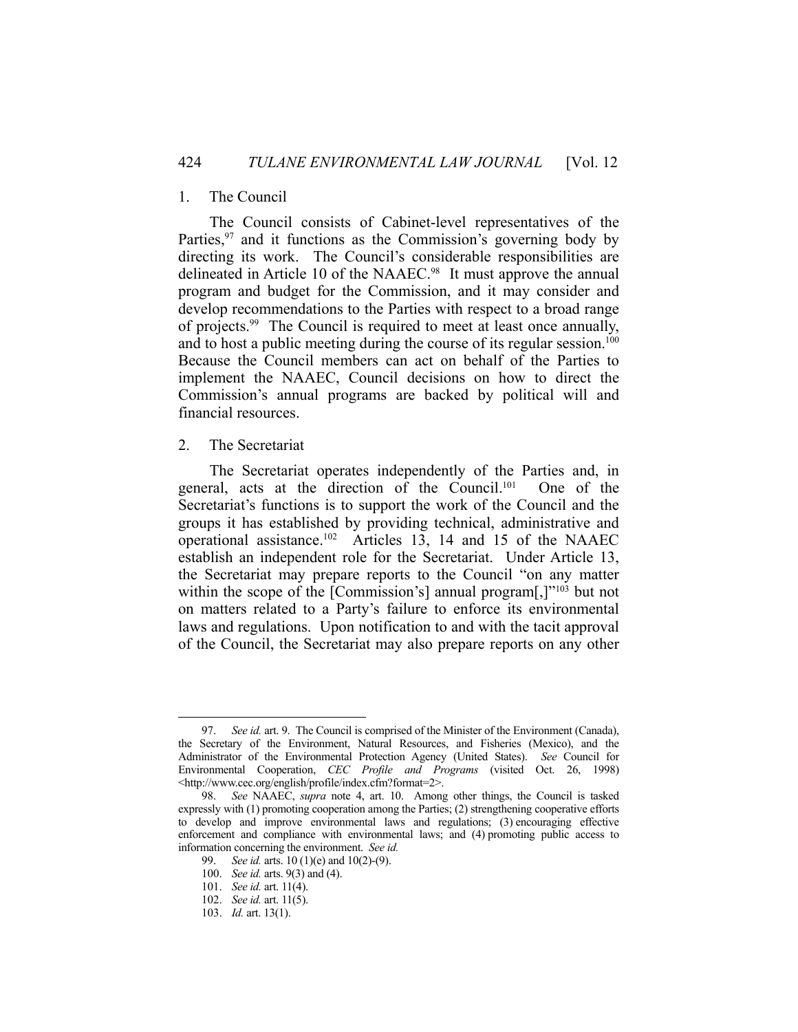### 1. The Council

The Council consists of Cabinet-level representatives of the Parties,[97] and it functions as the Commission's governing body by directing its work. The Council's considerable responsibilities are delineated in Article 10 of the NAAEC.[98] It must approve the annual program and budget for the Commission, and it may consider and develop recommendations to the Parties with respect to a broad range of projects.[99] The Council is required to meet at least once annually, and to host a public meeting during the course of its regular session.[100] Because the Council members can act on behalf of the Parties to implement the NAAEC, Council decisions on how to direct the Commission's annual programs are backed by political will and financial resources.

### 2. The Secretariat

The Secretariat operates independently of the Parties and, in general, acts at the direction of the Council.[101] One of the Secretariat's functions is to support the work of the Council and the groups it has established by providing technical, administrative and operational assistance.[102] Articles 13, 14 and 15 of the NAAEC establish an independent role for the Secretariat. Under Article 13, the Secretariat may prepare reports to the Council "on any matter within the scope of the [Commission's] annual program[,]"[103] but not on matters related to a Party's failure to enforce its environmental laws and regulations. Upon notification to and with the tacit approval of the Council, the Secretariat may also prepare reports on any other

---

97. *See id.* art. 9. The Council is comprised of the Minister of the Environment (Canada), the Secretary of the Environment, Natural Resources, and Fisheries (Mexico), and the Administrator of the Environmental Protection Agency (United States). *See* Council for Environmental Cooperation, *CEC Profile and Programs* (visited Oct. 26, 1998) <http://www.cec.org/english/profile/index.cfm?format=2>.

98. *See* NAAEC, *supra* note 4, art. 10. Among other things, the Council is tasked expressly with (1) promoting cooperation among the Parties; (2) strengthening cooperative efforts to develop and improve environmental laws and regulations; (3) encouraging effective enforcement and compliance with environmental laws; and (4) promoting public access to information concerning the environment. *See id.*

99. *See id.* arts. 10 (1)(e) and 10(2)-(9).

100. *See id.* arts. 9(3) and (4).

101. *See id.* art. 11(4).

102. *See id.* art. 11(5).

103. *Id.* art. 13(1).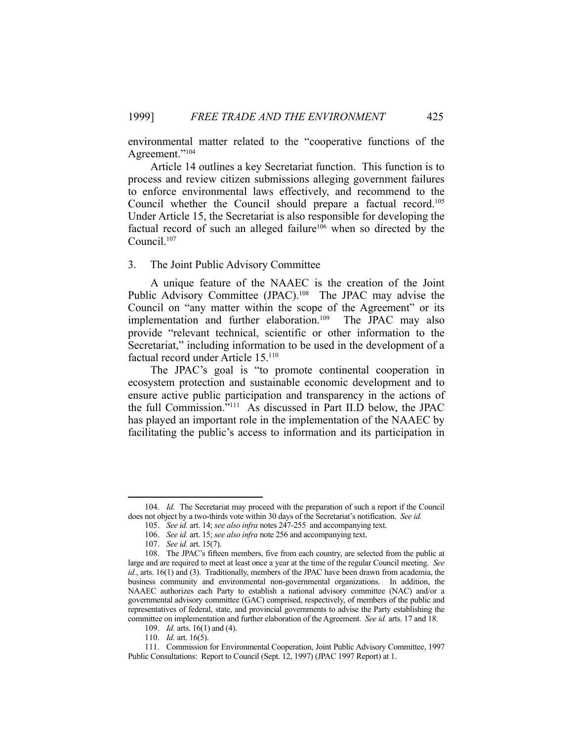environmental matter related to the "cooperative functions of the Agreement."[104]

Article 14 outlines a key Secretariat function. This function is to process and review citizen submissions alleging government failures to enforce environmental laws effectively, and recommend to the Council whether the Council should prepare a factual record.[105] Under Article 15, the Secretariat is also responsible for developing the factual record of such an alleged failure[106] when so directed by the Council.[107]

### 3. The Joint Public Advisory Committee

A unique feature of the NAAEC is the creation of the Joint Public Advisory Committee (JPAC).[108] The JPAC may advise the Council on "any matter within the scope of the Agreement" or its implementation and further elaboration.[109] The JPAC may also provide "relevant technical, scientific or other information to the Secretariat," including information to be used in the development of a factual record under Article 15.[110]

The JPAC's goal is "to promote continental cooperation in ecosystem protection and sustainable economic development and to ensure active public participation and transparency in the actions of the full Commission."[111] As discussed in Part II.D below, the JPAC has played an important role in the implementation of the NAAEC by facilitating the public's access to information and its participation in

---

104. *Id.* The Secretariat may proceed with the preparation of such a report if the Council does not object by a two-thirds vote within 30 days of the Secretariat's notification. *See id.*

105. *See id.* art. 14; *see also infra* notes 247-255 and accompanying text.

106. *See id.* art. 15; *see also infra* note 256 and accompanying text.

107. *See id.* art. 15(7).

108. The JPAC's fifteen members, five from each country, are selected from the public at large and are required to meet at least once a year at the time of the regular Council meeting. *See id.*, arts. 16(1) and (3). Traditionally, members of the JPAC have been drawn from academia, the business community and environmental non-governmental organizations. In addition, the NAAEC authorizes each Party to establish a national advisory committee (NAC) and/or a governmental advisory committee (GAC) comprised, respectively, of members of the public and representatives of federal, state, and provincial governments to advise the Party establishing the committee on implementation and further elaboration of the Agreement. *See id.* arts. 17 and 18.

109. *Id.* arts. 16(1) and (4).

110. *Id.* art. 16(5).

111. Commission for Environmental Cooperation, Joint Public Advisory Committee, 1997 Public Consultations: Report to Council (Sept. 12, 1997) (JPAC 1997 Report) at 1.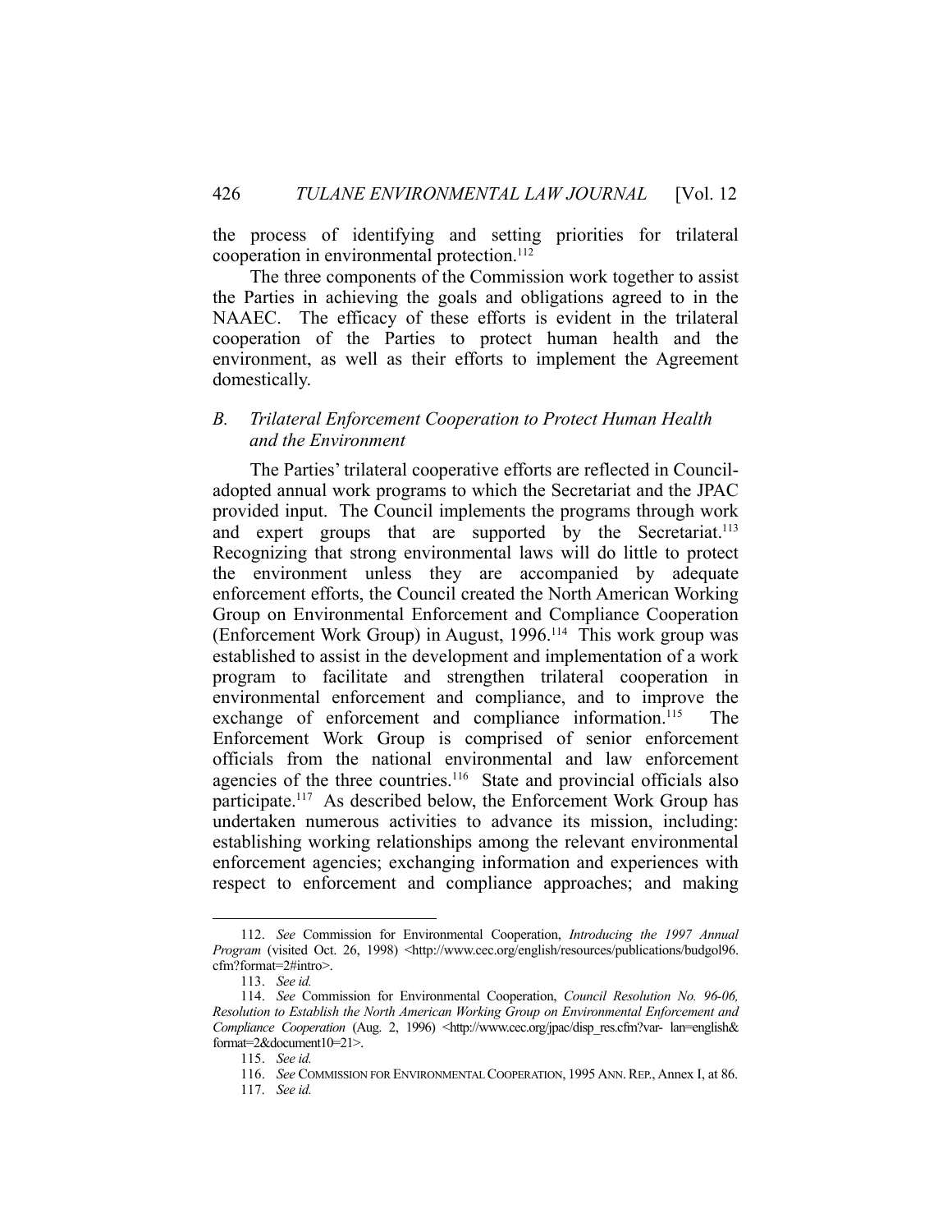the process of identifying and setting priorities for trilateral cooperation in environmental protection.[112]

The three components of the Commission work together to assist the Parties in achieving the goals and obligations agreed to in the NAAEC. The efficacy of these efforts is evident in the trilateral cooperation of the Parties to protect human health and the environment, as well as their efforts to implement the Agreement domestically.

### *B. Trilateral Enforcement Cooperation to Protect Human Health and the Environment*

The Parties' trilateral cooperative efforts are reflected in Council-adopted annual work programs to which the Secretariat and the JPAC provided input. The Council implements the programs through work and expert groups that are supported by the Secretariat.[113] Recognizing that strong environmental laws will do little to protect the environment unless they are accompanied by adequate enforcement efforts, the Council created the North American Working Group on Environmental Enforcement and Compliance Cooperation (Enforcement Work Group) in August, 1996.[114] This work group was established to assist in the development and implementation of a work program to facilitate and strengthen trilateral cooperation in environmental enforcement and compliance, and to improve the exchange of enforcement and compliance information.[115] The Enforcement Work Group is comprised of senior enforcement officials from the national environmental and law enforcement agencies of the three countries.[116] State and provincial officials also participate.[117] As described below, the Enforcement Work Group has undertaken numerous activities to advance its mission, including: establishing working relationships among the relevant environmental enforcement agencies; exchanging information and experiences with respect to enforcement and compliance approaches; and making

---

112. *See* Commission for Environmental Cooperation, *Introducing the 1997 Annual Program* (visited Oct. 26, 1998) <http://www.cec.org/english/resources/publications/budgol96.cfm?format=2#intro>.

113. *See id.*

114. *See* Commission for Environmental Cooperation, *Council Resolution No. 96-06, Resolution to Establish the North American Working Group on Environmental Enforcement and Compliance Cooperation* (Aug. 2, 1996) <http://www.cec.org/jpac/disp_res.cfm?var- lan=english&format=2&document10=21>.

115. *See id.*

116. *See* COMMISSION FOR ENVIRONMENTAL COOPERATION, 1995 ANN. REP., Annex I, at 86.

117. *See id.*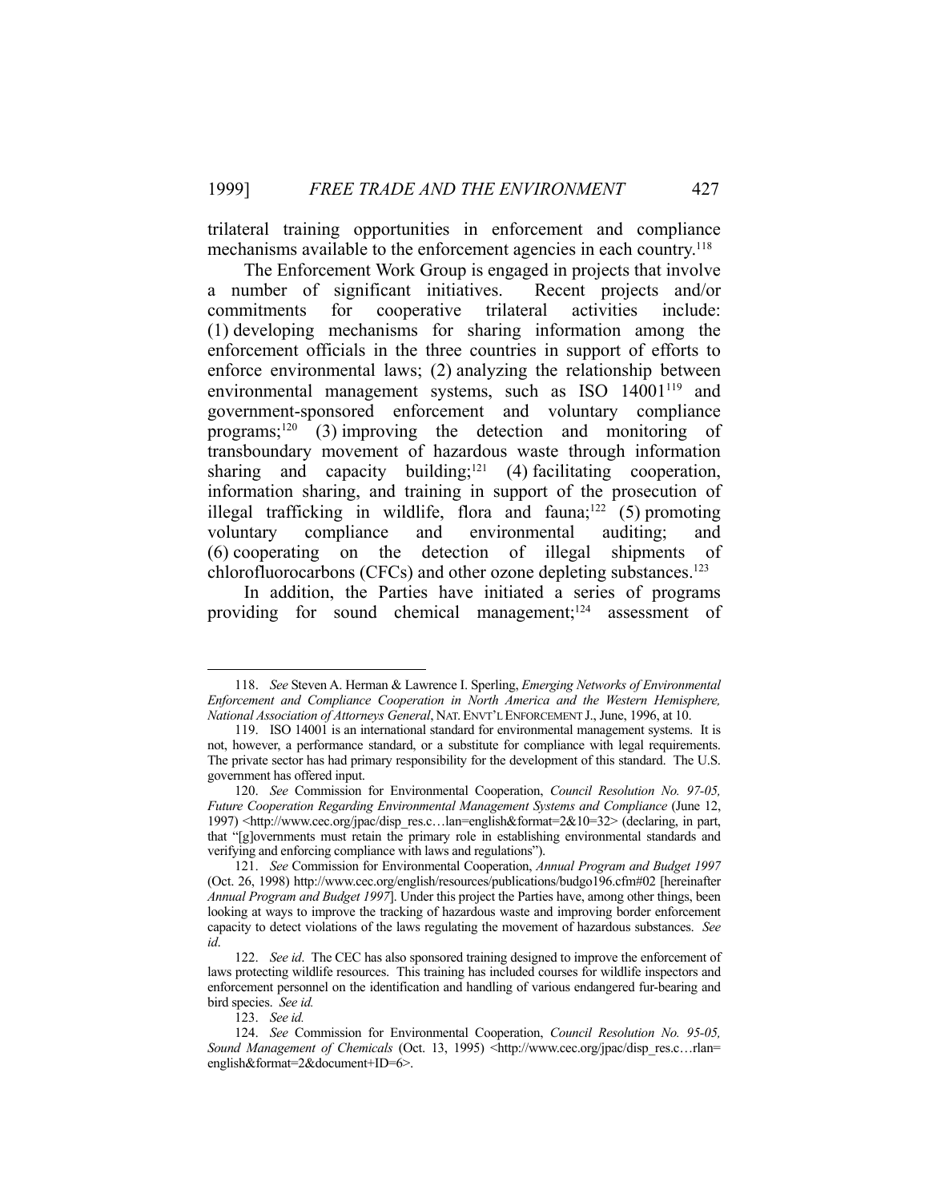trilateral training opportunities in enforcement and compliance mechanisms available to the enforcement agencies in each country.[118]

The Enforcement Work Group is engaged in projects that involve a number of significant initiatives. Recent projects and/or commitments for cooperative trilateral activities include: (1) developing mechanisms for sharing information among the enforcement officials in the three countries in support of efforts to enforce environmental laws; (2) analyzing the relationship between environmental management systems, such as ISO 14001[119] and government-sponsored enforcement and voluntary compliance programs;[120] (3) improving the detection and monitoring of transboundary movement of hazardous waste through information sharing and capacity building;[121] (4) facilitating cooperation, information sharing, and training in support of the prosecution of illegal trafficking in wildlife, flora and fauna;[122] (5) promoting voluntary compliance and environmental auditing; and (6) cooperating on the detection of illegal shipments of chlorofluorocarbons (CFCs) and other ozone depleting substances.[123]

In addition, the Parties have initiated a series of programs providing for sound chemical management;[124] assessment of

---

118. *See* Steven A. Herman & Lawrence I. Sperling, *Emerging Networks of Environmental Enforcement and Compliance Cooperation in North America and the Western Hemisphere, National Association of Attorneys General*, NAT. ENVT'L ENFORCEMENT J., June, 1996, at 10.

119. ISO 14001 is an international standard for environmental management systems. It is not, however, a performance standard, or a substitute for compliance with legal requirements. The private sector has had primary responsibility for the development of this standard. The U.S. government has offered input.

120. *See* Commission for Environmental Cooperation, *Council Resolution No. 97-05, Future Cooperation Regarding Environmental Management Systems and Compliance* (June 12, 1997) <http://www.cec.org/jpac/disp_res.c…lan=english&format=2&10=32> (declaring, in part, that "[g]overnments must retain the primary role in establishing environmental standards and verifying and enforcing compliance with laws and regulations").

121. *See* Commission for Environmental Cooperation, *Annual Program and Budget 1997* (Oct. 26, 1998) http://www.cec.org/english/resources/publications/budgo196.cfm#02 [hereinafter *Annual Program and Budget 1997*]. Under this project the Parties have, among other things, been looking at ways to improve the tracking of hazardous waste and improving border enforcement capacity to detect violations of the laws regulating the movement of hazardous substances. *See id*.

122. *See id*. The CEC has also sponsored training designed to improve the enforcement of laws protecting wildlife resources. This training has included courses for wildlife inspectors and enforcement personnel on the identification and handling of various endangered fur-bearing and bird species. *See id.*

123. *See id.*

124. *See* Commission for Environmental Cooperation, *Council Resolution No. 95-05, Sound Management of Chemicals* (Oct. 13, 1995) <http://www.cec.org/jpac/disp_res.c…rlan=english&format=2&document+ID=6>.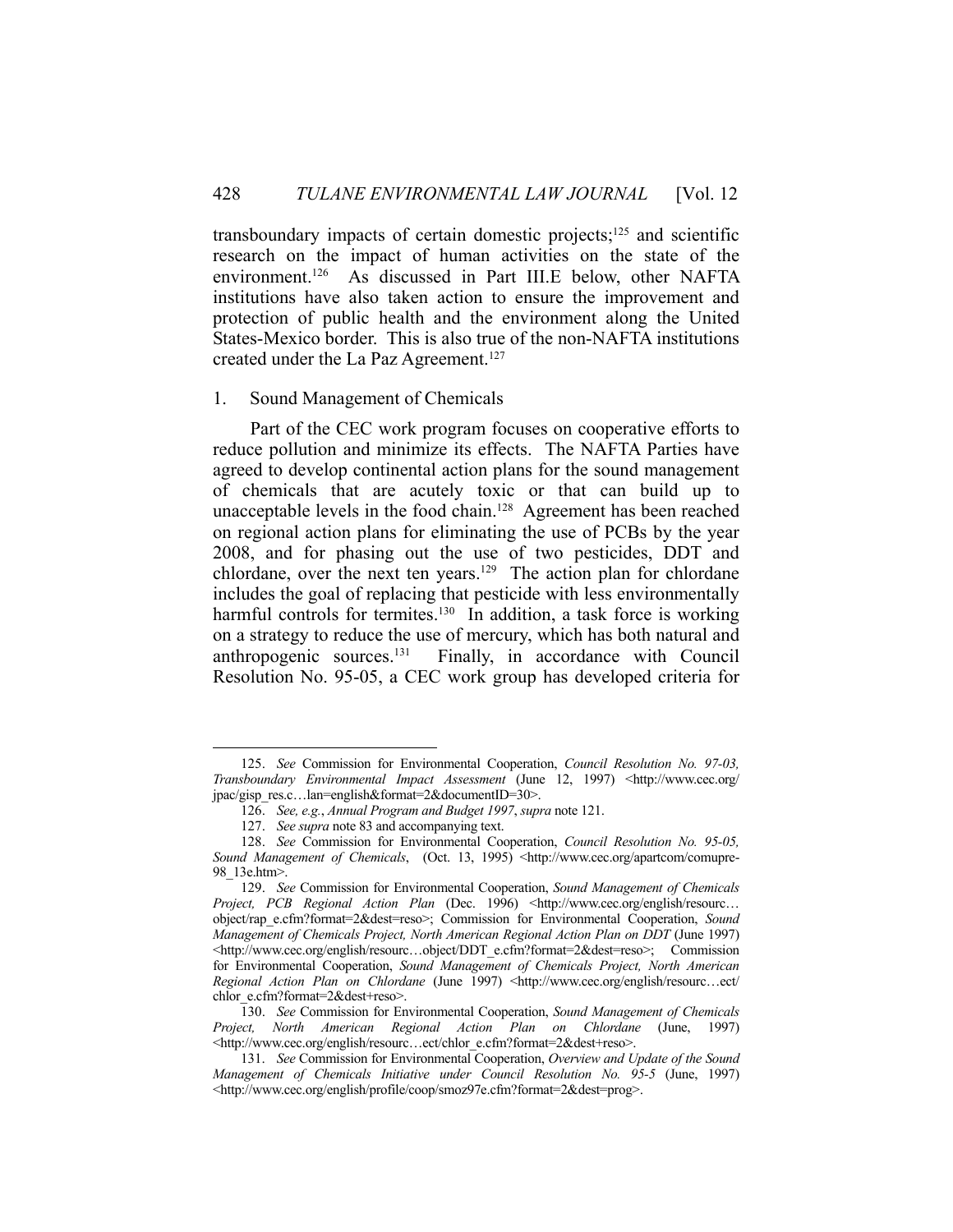transboundary impacts of certain domestic projects;[125] and scientific research on the impact of human activities on the state of the environment.[126] As discussed in Part III.E below, other NAFTA institutions have also taken action to ensure the improvement and protection of public health and the environment along the United States-Mexico border. This is also true of the non-NAFTA institutions created under the La Paz Agreement.[127]

### 1. Sound Management of Chemicals

Part of the CEC work program focuses on cooperative efforts to reduce pollution and minimize its effects. The NAFTA Parties have agreed to develop continental action plans for the sound management of chemicals that are acutely toxic or that can build up to unacceptable levels in the food chain.[128] Agreement has been reached on regional action plans for eliminating the use of PCBs by the year 2008, and for phasing out the use of two pesticides, DDT and chlordane, over the next ten years.[129] The action plan for chlordane includes the goal of replacing that pesticide with less environmentally harmful controls for termites.[130] In addition, a task force is working on a strategy to reduce the use of mercury, which has both natural and anthropogenic sources.[131] Finally, in accordance with Council Resolution No. 95-05, a CEC work group has developed criteria for

---

125. *See* Commission for Environmental Cooperation, *Council Resolution No. 97-03, Transboundary Environmental Impact Assessment* (June 12, 1997) <http://www.cec.org/jpac/gisp_res.c…lan=english&format=2&documentID=30>.

126. *See, e.g.*, *Annual Program and Budget 1997*, *supra* note 121.

127. *See supra* note 83 and accompanying text.

128. *See* Commission for Environmental Cooperation, *Council Resolution No. 95-05, Sound Management of Chemicals*, (Oct. 13, 1995) <http://www.cec.org/apartcom/comupre-98_13e.htm>.

129. *See* Commission for Environmental Cooperation, *Sound Management of Chemicals Project, PCB Regional Action Plan* (Dec. 1996) <http://www.cec.org/english/resourc…object/rap_e.cfm?format=2&dest=reso>; Commission for Environmental Cooperation, *Sound Management of Chemicals Project, North American Regional Action Plan on DDT* (June 1997) <http://www.cec.org/english/resourc…object/DDT_e.cfm?format=2&dest=reso>; Commission for Environmental Cooperation, *Sound Management of Chemicals Project, North American Regional Action Plan on Chlordane* (June 1997) <http://www.cec.org/english/resourc…ect/chlor_e.cfm?format=2&dest+reso>.

130. *See* Commission for Environmental Cooperation, *Sound Management of Chemicals Project, North American Regional Action Plan on Chlordane* (June, 1997) <http://www.cec.org/english/resourc…ect/chlor_e.cfm?format=2&dest+reso>.

131. *See* Commission for Environmental Cooperation, *Overview and Update of the Sound Management of Chemicals Initiative under Council Resolution No. 95-5* (June, 1997) <http://www.cec.org/english/profile/coop/smoz97e.cfm?format=2&dest=prog>.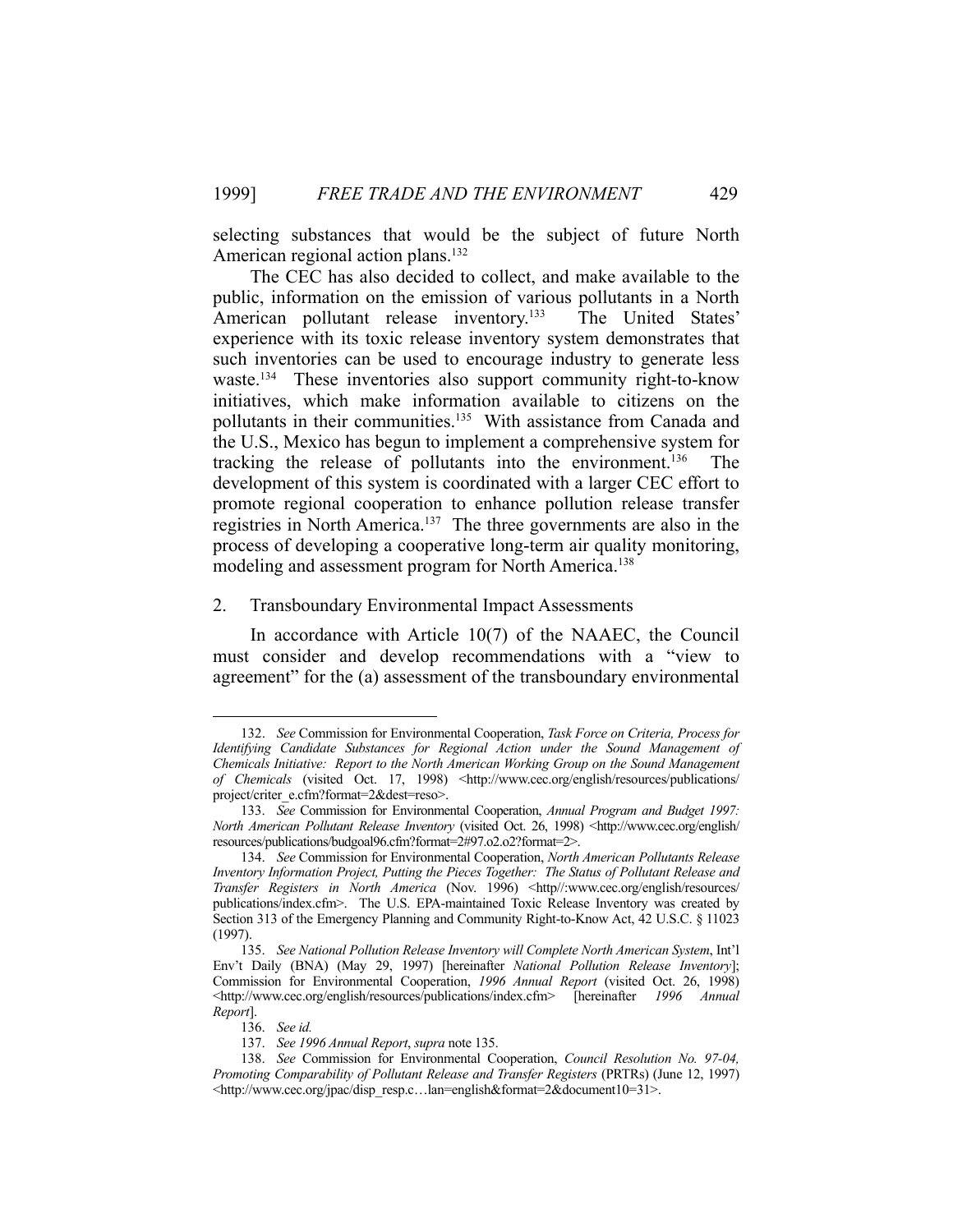selecting substances that would be the subject of future North American regional action plans.[132]

The CEC has also decided to collect, and make available to the public, information on the emission of various pollutants in a North American pollutant release inventory.[133] The United States' experience with its toxic release inventory system demonstrates that such inventories can be used to encourage industry to generate less waste.[134] These inventories also support community right-to-know initiatives, which make information available to citizens on the pollutants in their communities.[135] With assistance from Canada and the U.S., Mexico has begun to implement a comprehensive system for tracking the release of pollutants into the environment.[136] The development of this system is coordinated with a larger CEC effort to promote regional cooperation to enhance pollution release transfer registries in North America.[137] The three governments are also in the process of developing a cooperative long-term air quality monitoring, modeling and assessment program for North America.[138]

### 2. Transboundary Environmental Impact Assessments

In accordance with Article 10(7) of the NAAEC, the Council must consider and develop recommendations with a "view to agreement" for the (a) assessment of the transboundary environmental

---

132. *See* Commission for Environmental Cooperation, *Task Force on Criteria, Process for Identifying Candidate Substances for Regional Action under the Sound Management of Chemicals Initiative: Report to the North American Working Group on the Sound Management of Chemicals* (visited Oct. 17, 1998) <http://www.cec.org/english/resources/publications/project/criter_e.cfm?format=2&dest=reso>.

133. *See* Commission for Environmental Cooperation, *Annual Program and Budget 1997: North American Pollutant Release Inventory* (visited Oct. 26, 1998) <http://www.cec.org/english/resources/publications/budgoal96.cfm?format=2#97.o2.o2?format=2>.

134. *See* Commission for Environmental Cooperation, *North American Pollutants Release Inventory Information Project, Putting the Pieces Together: The Status of Pollutant Release and Transfer Registers in North America* (Nov. 1996) <http//:www.cec.org/english/resources/publications/index.cfm>. The U.S. EPA-maintained Toxic Release Inventory was created by Section 313 of the Emergency Planning and Community Right-to-Know Act, 42 U.S.C. § 11023 (1997).

135. *See National Pollution Release Inventory will Complete North American System*, Int'l Env't Daily (BNA) (May 29, 1997) [hereinafter *National Pollution Release Inventory*]; Commission for Environmental Cooperation, *1996 Annual Report* (visited Oct. 26, 1998) <http://www.cec.org/english/resources/publications/index.cfm> [hereinafter *1996 Annual Report*].

136. *See id.*

137. *See 1996 Annual Report*, *supra* note 135.

138. *See* Commission for Environmental Cooperation, *Council Resolution No. 97-04, Promoting Comparability of Pollutant Release and Transfer Registers* (PRTRs) (June 12, 1997) <http://www.cec.org/jpac/disp_resp.c…lan=english&format=2&document10=31>.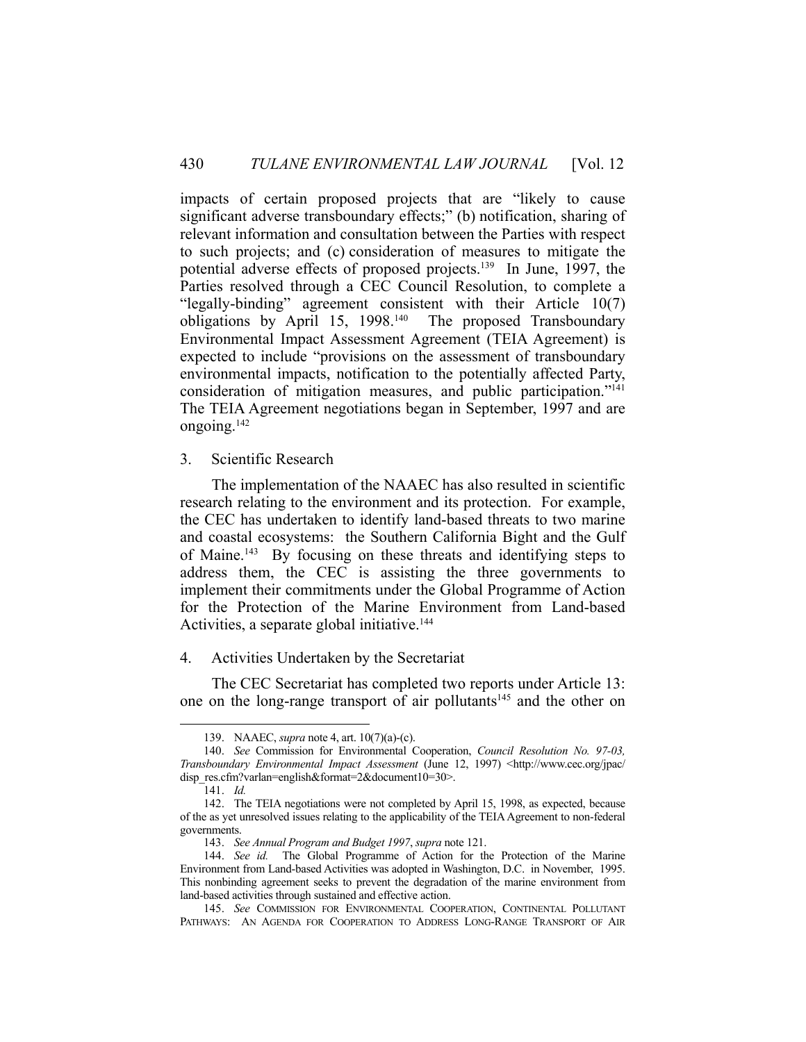impacts of certain proposed projects that are "likely to cause significant adverse transboundary effects;" (b) notification, sharing of relevant information and consultation between the Parties with respect to such projects; and (c) consideration of measures to mitigate the potential adverse effects of proposed projects.[139] In June, 1997, the Parties resolved through a CEC Council Resolution, to complete a "legally-binding" agreement consistent with their Article 10(7) obligations by April 15, 1998.[140] The proposed Transboundary Environmental Impact Assessment Agreement (TEIA Agreement) is expected to include "provisions on the assessment of transboundary environmental impacts, notification to the potentially affected Party, consideration of mitigation measures, and public participation."[141] The TEIA Agreement negotiations began in September, 1997 and are ongoing.[142]

### 3. Scientific Research

The implementation of the NAAEC has also resulted in scientific research relating to the environment and its protection. For example, the CEC has undertaken to identify land-based threats to two marine and coastal ecosystems: the Southern California Bight and the Gulf of Maine.[143] By focusing on these threats and identifying steps to address them, the CEC is assisting the three governments to implement their commitments under the Global Programme of Action for the Protection of the Marine Environment from Land-based Activities, a separate global initiative.[144]

### 4. Activities Undertaken by the Secretariat

The CEC Secretariat has completed two reports under Article 13: one on the long-range transport of air pollutants[145] and the other on

---

139. NAAEC, *supra* note 4, art. 10(7)(a)-(c).

140. *See* Commission for Environmental Cooperation, *Council Resolution No. 97-03, Transboundary Environmental Impact Assessment* (June 12, 1997) <http://www.cec.org/jpac/disp_res.cfm?varlan=english&format=2&document10=30>.

141. *Id.*

142. The TEIA negotiations were not completed by April 15, 1998, as expected, because of the as yet unresolved issues relating to the applicability of the TEIA Agreement to non-federal governments.

143. *See Annual Program and Budget 1997*, *supra* note 121.

144. *See id.* The Global Programme of Action for the Protection of the Marine Environment from Land-based Activities was adopted in Washington, D.C. in November, 1995. This nonbinding agreement seeks to prevent the degradation of the marine environment from land-based activities through sustained and effective action.

145. *See* COMMISSION FOR ENVIRONMENTAL COOPERATION, CONTINENTAL POLLUTANT PATHWAYS: AN AGENDA FOR COOPERATION TO ADDRESS LONG-RANGE TRANSPORT OF AIR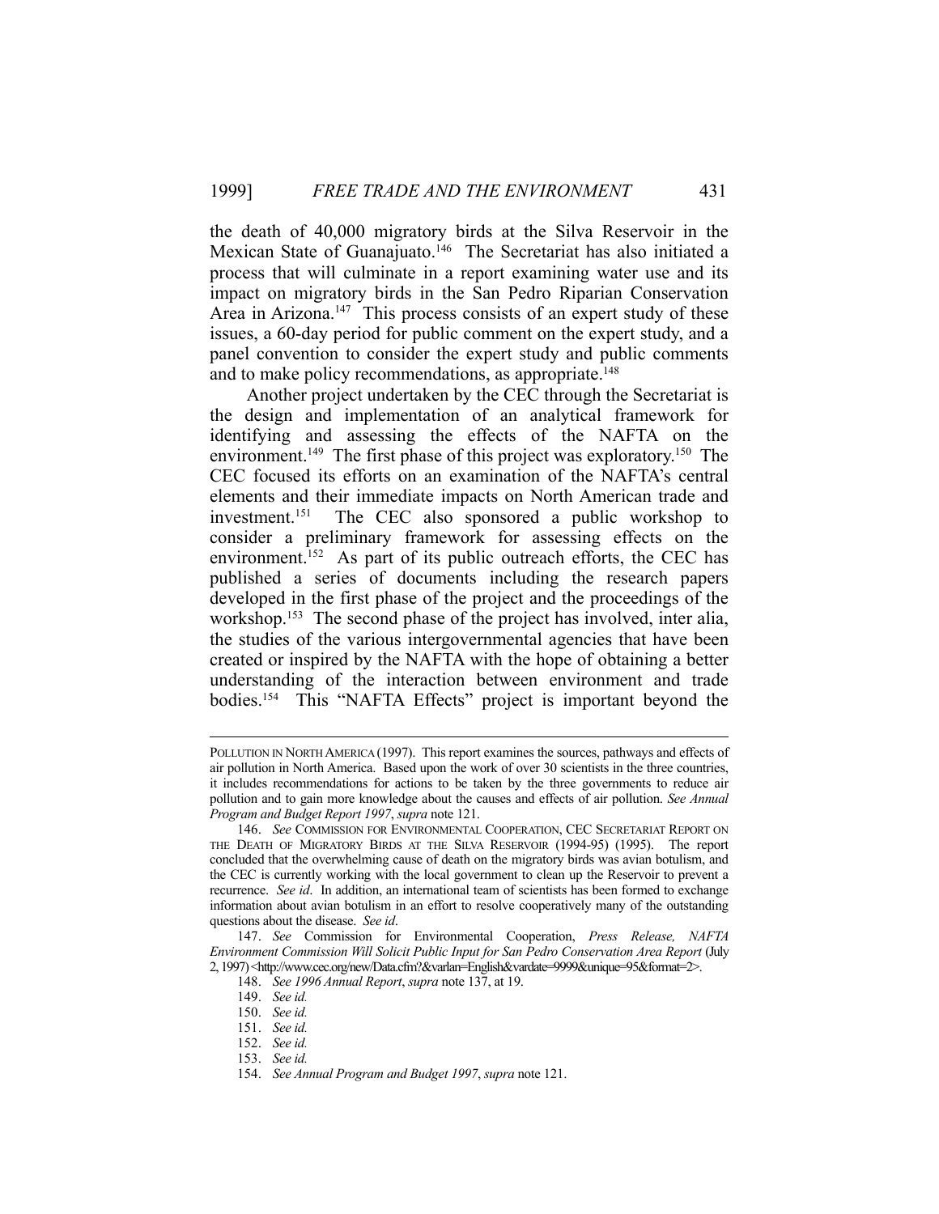the death of 40,000 migratory birds at the Silva Reservoir in the Mexican State of Guanajuato.[146] The Secretariat has also initiated a process that will culminate in a report examining water use and its impact on migratory birds in the San Pedro Riparian Conservation Area in Arizona.[147] This process consists of an expert study of these issues, a 60-day period for public comment on the expert study, and a panel convention to consider the expert study and public comments and to make policy recommendations, as appropriate.[148]

Another project undertaken by the CEC through the Secretariat is the design and implementation of an analytical framework for identifying and assessing the effects of the NAFTA on the environment.[149] The first phase of this project was exploratory.[150] The CEC focused its efforts on an examination of the NAFTA's central elements and their immediate impacts on North American trade and investment.[151] The CEC also sponsored a public workshop to consider a preliminary framework for assessing effects on the environment.[152] As part of its public outreach efforts, the CEC has published a series of documents including the research papers developed in the first phase of the project and the proceedings of the workshop.[153] The second phase of the project has involved, inter alia, the studies of the various intergovernmental agencies that have been created or inspired by the NAFTA with the hope of obtaining a better understanding of the interaction between environment and trade bodies.[154] This "NAFTA Effects" project is important beyond the

---

POLLUTION IN NORTH AMERICA (1997). This report examines the sources, pathways and effects of air pollution in North America. Based upon the work of over 30 scientists in the three countries, it includes recommendations for actions to be taken by the three governments to reduce air pollution and to gain more knowledge about the causes and effects of air pollution. *See Annual Program and Budget Report 1997*, *supra* note 121.

146. *See* COMMISSION FOR ENVIRONMENTAL COOPERATION, CEC SECRETARIAT REPORT ON THE DEATH OF MIGRATORY BIRDS AT THE SILVA RESERVOIR (1994-95) (1995). The report concluded that the overwhelming cause of death on the migratory birds was avian botulism, and the CEC is currently working with the local government to clean up the Reservoir to prevent a recurrence. *See id*. In addition, an international team of scientists has been formed to exchange information about avian botulism in an effort to resolve cooperatively many of the outstanding questions about the disease. *See id*.

147. *See* Commission for Environmental Cooperation, *Press Release, NAFTA Environment Commission Will Solicit Public Input for San Pedro Conservation Area Report* (July 2, 1997) <http://www.cec.org/new/Data.cfm?&varlan=English&vardate=9999&unique=95&format=2>.

148. *See 1996 Annual Report*, *supra* note 137, at 19.

149. *See id.*

150. *See id.*

151. *See id.*

152. *See id.*

153. *See id.*

154. *See Annual Program and Budget 1997*, *supra* note 121.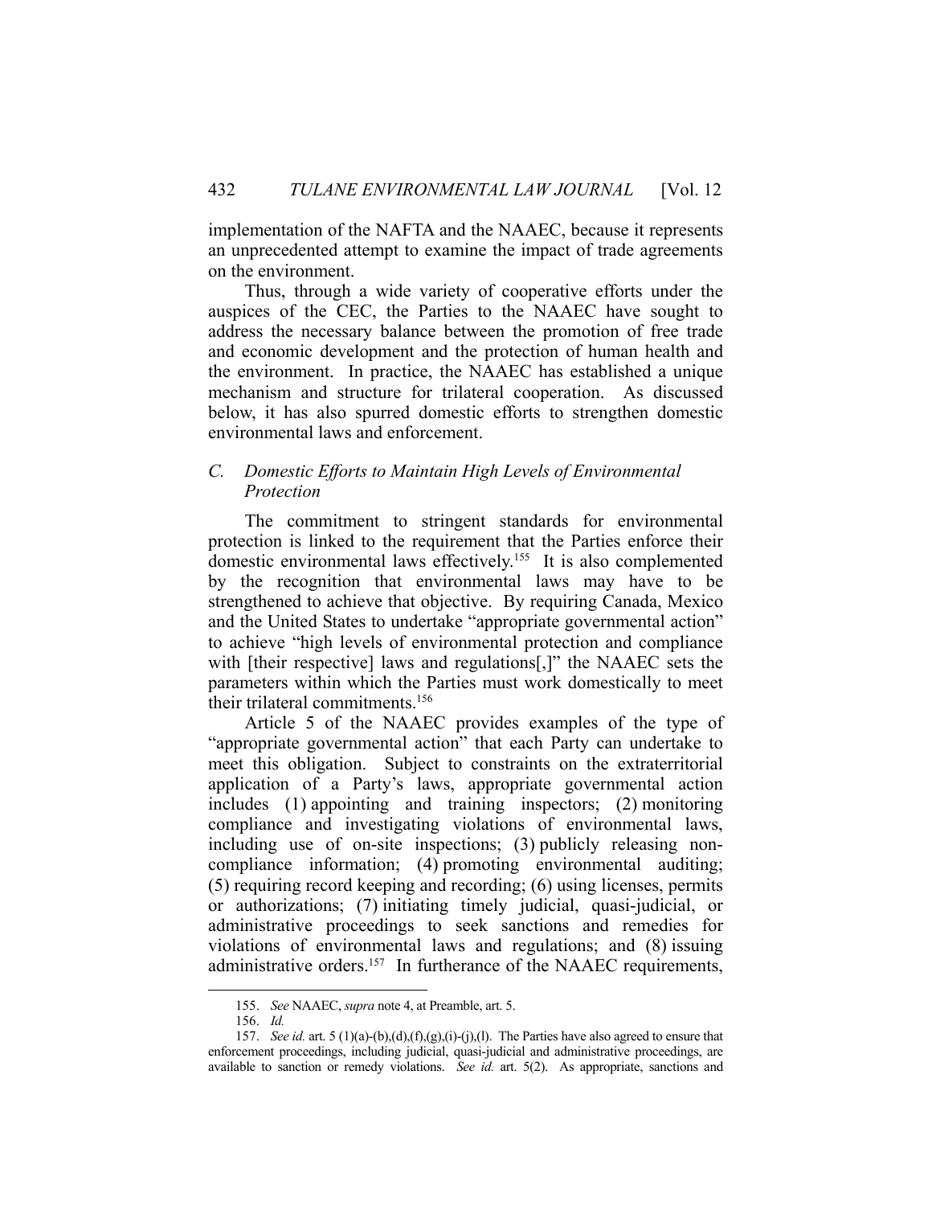implementation of the NAFTA and the NAAEC, because it represents an unprecedented attempt to examine the impact of trade agreements on the environment.

Thus, through a wide variety of cooperative efforts under the auspices of the CEC, the Parties to the NAAEC have sought to address the necessary balance between the promotion of free trade and economic development and the protection of human health and the environment. In practice, the NAAEC has established a unique mechanism and structure for trilateral cooperation. As discussed below, it has also spurred domestic efforts to strengthen domestic environmental laws and enforcement.

### *C. Domestic Efforts to Maintain High Levels of Environmental Protection*

The commitment to stringent standards for environmental protection is linked to the requirement that the Parties enforce their domestic environmental laws effectively.[155] It is also complemented by the recognition that environmental laws may have to be strengthened to achieve that objective. By requiring Canada, Mexico and the United States to undertake "appropriate governmental action" to achieve "high levels of environmental protection and compliance with [their respective] laws and regulations[,]" the NAAEC sets the parameters within which the Parties must work domestically to meet their trilateral commitments.[156]

Article 5 of the NAAEC provides examples of the type of "appropriate governmental action" that each Party can undertake to meet this obligation. Subject to constraints on the extraterritorial application of a Party's laws, appropriate governmental action includes (1) appointing and training inspectors; (2) monitoring compliance and investigating violations of environmental laws, including use of on-site inspections; (3) publicly releasing non-compliance information; (4) promoting environmental auditing; (5) requiring record keeping and recording; (6) using licenses, permits or authorizations; (7) initiating timely judicial, quasi-judicial, or administrative proceedings to seek sanctions and remedies for violations of environmental laws and regulations; and (8) issuing administrative orders.[157] In furtherance of the NAAEC requirements,

---

155. *See* NAAEC, *supra* note 4, at Preamble, art. 5.

156. *Id.*

157. *See id.* art. 5 (1)(a)-(b),(d),(f),(g),(i)-(j),(l). The Parties have also agreed to ensure that enforcement proceedings, including judicial, quasi-judicial and administrative proceedings, are available to sanction or remedy violations. *See id.* art. 5(2). As appropriate, sanctions and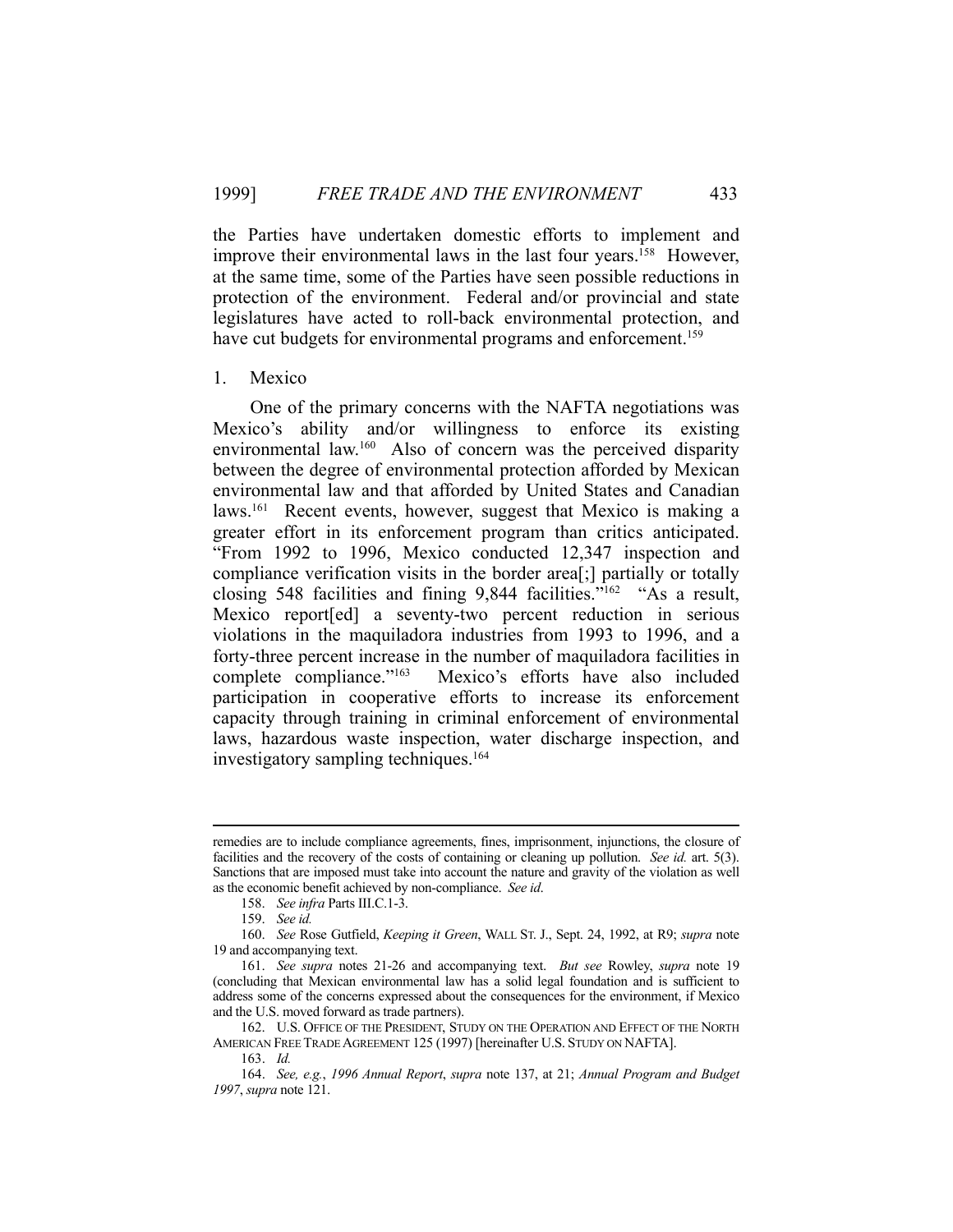the Parties have undertaken domestic efforts to implement and improve their environmental laws in the last four years.[158] However, at the same time, some of the Parties have seen possible reductions in protection of the environment. Federal and/or provincial and state legislatures have acted to roll-back environmental protection, and have cut budgets for environmental programs and enforcement.[159]

### 1. Mexico

One of the primary concerns with the NAFTA negotiations was Mexico's ability and/or willingness to enforce its existing environmental law.[160] Also of concern was the perceived disparity between the degree of environmental protection afforded by Mexican environmental law and that afforded by United States and Canadian laws.[161] Recent events, however, suggest that Mexico is making a greater effort in its enforcement program than critics anticipated. "From 1992 to 1996, Mexico conducted 12,347 inspection and compliance verification visits in the border area[;] partially or totally closing 548 facilities and fining 9,844 facilities."[162] "As a result, Mexico report[ed] a seventy-two percent reduction in serious violations in the maquiladora industries from 1993 to 1996, and a forty-three percent increase in the number of maquiladora facilities in complete compliance."[163] Mexico's efforts have also included participation in cooperative efforts to increase its enforcement capacity through training in criminal enforcement of environmental laws, hazardous waste inspection, water discharge inspection, and investigatory sampling techniques.[164]

---

remedies are to include compliance agreements, fines, imprisonment, injunctions, the closure of facilities and the recovery of the costs of containing or cleaning up pollution. *See id.* art. 5(3). Sanctions that are imposed must take into account the nature and gravity of the violation as well as the economic benefit achieved by non-compliance. *See id*.

158. *See infra* Parts III.C.1-3.

159. *See id.*

160. *See* Rose Gutfield, *Keeping it Green*, WALL ST. J., Sept. 24, 1992, at R9; *supra* note 19 and accompanying text.

161. *See supra* notes 21-26 and accompanying text. *But see* Rowley, *supra* note 19 (concluding that Mexican environmental law has a solid legal foundation and is sufficient to address some of the concerns expressed about the consequences for the environment, if Mexico and the U.S. moved forward as trade partners).

162. U.S. OFFICE OF THE PRESIDENT, STUDY ON THE OPERATION AND EFFECT OF THE NORTH AMERICAN FREE TRADE AGREEMENT 125 (1997) [hereinafter U.S. STUDY ON NAFTA].

163. *Id.*

164. *See, e.g.*, *1996 Annual Report*, *supra* note 137, at 21; *Annual Program and Budget 1997*, *supra* note 121.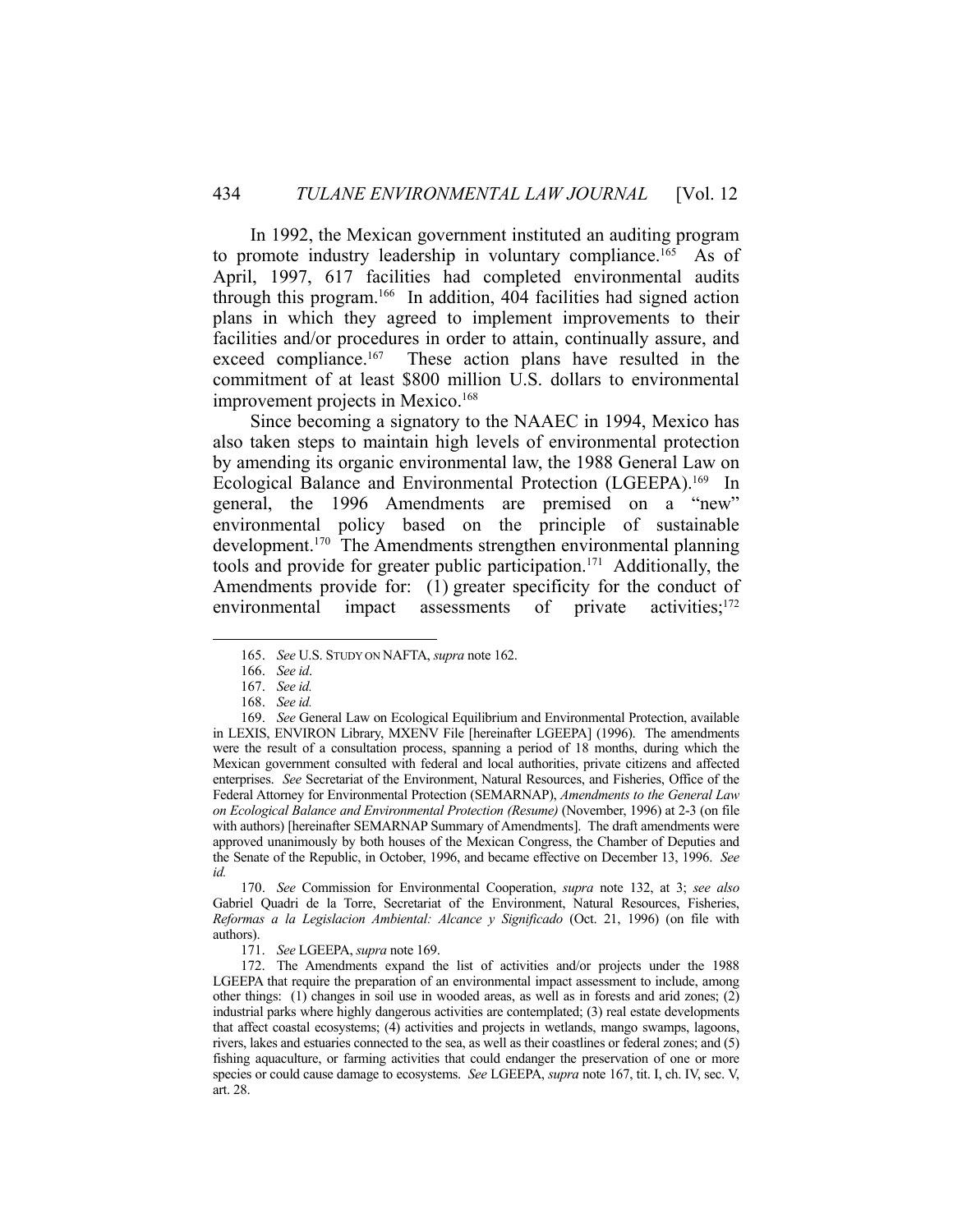In 1992, the Mexican government instituted an auditing program to promote industry leadership in voluntary compliance.[165] As of April, 1997, 617 facilities had completed environmental audits through this program.[166] In addition, 404 facilities had signed action plans in which they agreed to implement improvements to their facilities and/or procedures in order to attain, continually assure, and exceed compliance.[167] These action plans have resulted in the commitment of at least $800 million U.S. dollars to environmental improvement projects in Mexico.[168]

Since becoming a signatory to the NAAEC in 1994, Mexico has also taken steps to maintain high levels of environmental protection by amending its organic environmental law, the 1988 General Law on Ecological Balance and Environmental Protection (LGEEPA).[169] In general, the 1996 Amendments are premised on a "new" environmental policy based on the principle of sustainable development.[170] The Amendments strengthen environmental planning tools and provide for greater public participation.[171] Additionally, the Amendments provide for: (1) greater specificity for the conduct of environmental impact assessments of private activities;[172]

---

165. *See* U.S. STUDY ON NAFTA, *supra* note 162.

166. *See id*.

167. *See id.*

168. *See id.*

169. *See* General Law on Ecological Equilibrium and Environmental Protection, available in LEXIS, ENVIRON Library, MXENV File [hereinafter LGEEPA] (1996). The amendments were the result of a consultation process, spanning a period of 18 months, during which the Mexican government consulted with federal and local authorities, private citizens and affected enterprises. *See* Secretariat of the Environment, Natural Resources, and Fisheries, Office of the Federal Attorney for Environmental Protection (SEMARNAP), *Amendments to the General Law on Ecological Balance and Environmental Protection (Resume)* (November, 1996) at 2-3 (on file with authors) [hereinafter SEMARNAP Summary of Amendments]. The draft amendments were approved unanimously by both houses of the Mexican Congress, the Chamber of Deputies and the Senate of the Republic, in October, 1996, and became effective on December 13, 1996. *See id.*

170. *See* Commission for Environmental Cooperation, *supra* note 132, at 3; *see also* Gabriel Quadri de la Torre, Secretariat of the Environment, Natural Resources, Fisheries, *Reformas a la Legislacion Ambiental: Alcance y Significado* (Oct. 21, 1996) (on file with authors).

171. *See* LGEEPA, *supra* note 169.

172. The Amendments expand the list of activities and/or projects under the 1988 LGEEPA that require the preparation of an environmental impact assessment to include, among other things: (1) changes in soil use in wooded areas, as well as in forests and arid zones; (2) industrial parks where highly dangerous activities are contemplated; (3) real estate developments that affect coastal ecosystems; (4) activities and projects in wetlands, mango swamps, lagoons, rivers, lakes and estuaries connected to the sea, as well as their coastlines or federal zones; and (5) fishing aquaculture, or farming activities that could endanger the preservation of one or more species or could cause damage to ecosystems. *See* LGEEPA, *supra* note 167, tit. I, ch. IV, sec. V, art. 28.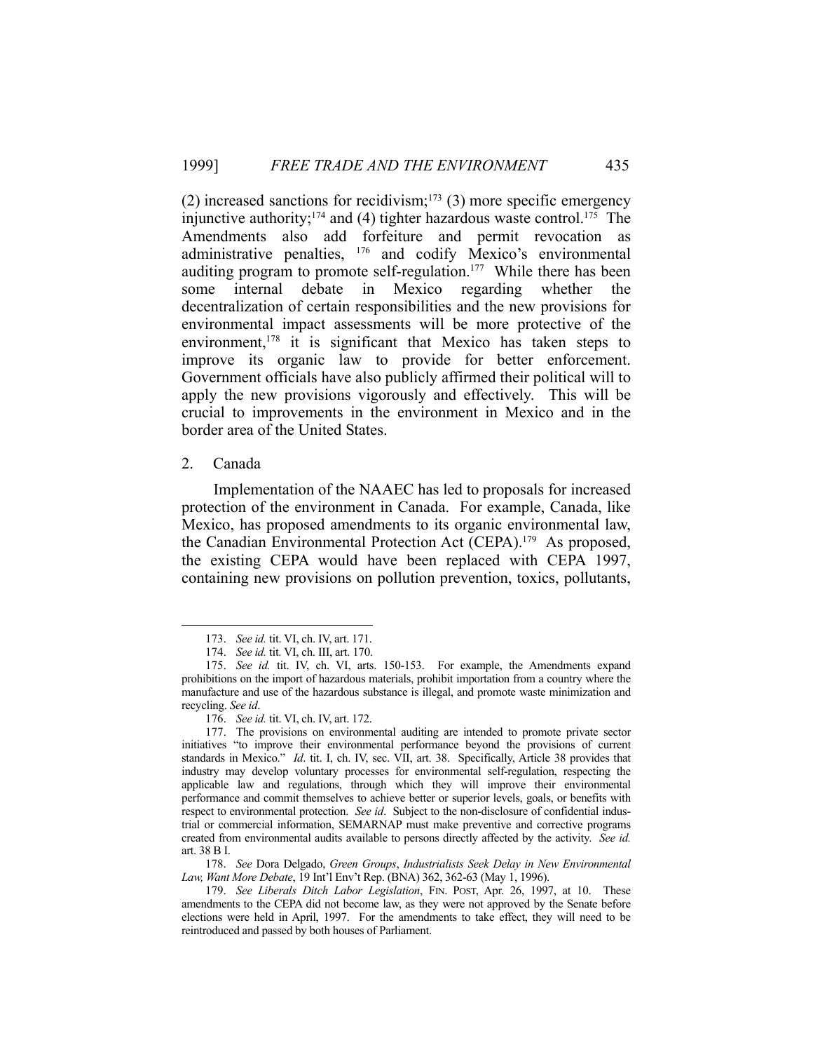(2) increased sanctions for recidivism;[173] (3) more specific emergency injunctive authority;[174] and (4) tighter hazardous waste control.[175] The Amendments also add forfeiture and permit revocation as administrative penalties, [176] and codify Mexico's environmental auditing program to promote self-regulation.[177] While there has been some internal debate in Mexico regarding whether the decentralization of certain responsibilities and the new provisions for environmental impact assessments will be more protective of the environment,[178] it is significant that Mexico has taken steps to improve its organic law to provide for better enforcement. Government officials have also publicly affirmed their political will to apply the new provisions vigorously and effectively. This will be crucial to improvements in the environment in Mexico and in the border area of the United States.

2. Canada

Implementation of the NAAEC has led to proposals for increased protection of the environment in Canada. For example, Canada, like Mexico, has proposed amendments to its organic environmental law, the Canadian Environmental Protection Act (CEPA).[179] As proposed, the existing CEPA would have been replaced with CEPA 1997, containing new provisions on pollution prevention, toxics, pollutants,

---

173. *See id.* tit. VI, ch. IV, art. 171.

174. *See id.* tit. VI, ch. III, art. 170.

175. *See id.* tit. IV, ch. VI, arts. 150-153. For example, the Amendments expand prohibitions on the import of hazardous materials, prohibit importation from a country where the manufacture and use of the hazardous substance is illegal, and promote waste minimization and recycling. *See id*.

176. *See id.* tit. VI, ch. IV, art. 172.

177. The provisions on environmental auditing are intended to promote private sector initiatives "to improve their environmental performance beyond the provisions of current standards in Mexico." *Id*. tit. I, ch. IV, sec. VII, art. 38. Specifically, Article 38 provides that industry may develop voluntary processes for environmental self-regulation, respecting the applicable law and regulations, through which they will improve their environmental performance and commit themselves to achieve better or superior levels, goals, or benefits with respect to environmental protection. *See id*. Subject to the non-disclosure of confidential industrial or commercial information, SEMARNAP must make preventive and corrective programs created from environmental audits available to persons directly affected by the activity. *See id.* art. 38 B I.

178. *See* Dora Delgado, *Green Groups*, *Industrialists Seek Delay in New Environmental Law, Want More Debate*, 19 Int'l Env't Rep. (BNA) 362, 362-63 (May 1, 1996).

179. *See Liberals Ditch Labor Legislation*, FIN. POST, Apr. 26, 1997, at 10. These amendments to the CEPA did not become law, as they were not approved by the Senate before elections were held in April, 1997. For the amendments to take effect, they will need to be reintroduced and passed by both houses of Parliament.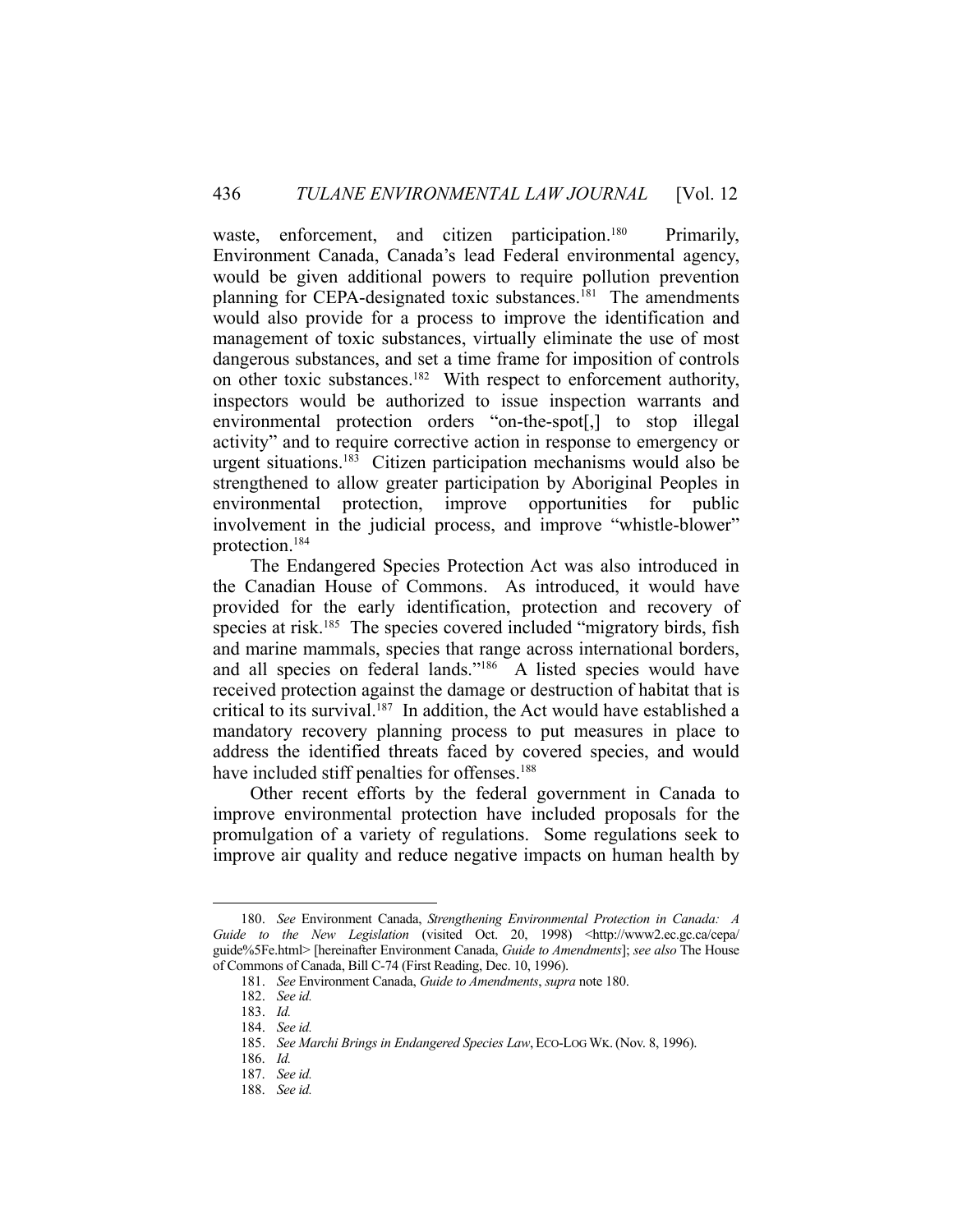waste, enforcement, and citizen participation.[180] Primarily, Environment Canada, Canada's lead Federal environmental agency, would be given additional powers to require pollution prevention planning for CEPA-designated toxic substances.[181] The amendments would also provide for a process to improve the identification and management of toxic substances, virtually eliminate the use of most dangerous substances, and set a time frame for imposition of controls on other toxic substances.[182] With respect to enforcement authority, inspectors would be authorized to issue inspection warrants and environmental protection orders "on-the-spot[,] to stop illegal activity" and to require corrective action in response to emergency or urgent situations.[183] Citizen participation mechanisms would also be strengthened to allow greater participation by Aboriginal Peoples in environmental protection, improve opportunities for public involvement in the judicial process, and improve "whistle-blower" protection.[184]

The Endangered Species Protection Act was also introduced in the Canadian House of Commons. As introduced, it would have provided for the early identification, protection and recovery of species at risk.[185] The species covered included "migratory birds, fish and marine mammals, species that range across international borders, and all species on federal lands."[186] A listed species would have received protection against the damage or destruction of habitat that is critical to its survival.[187] In addition, the Act would have established a mandatory recovery planning process to put measures in place to address the identified threats faced by covered species, and would have included stiff penalties for offenses.[188]

Other recent efforts by the federal government in Canada to improve environmental protection have included proposals for the promulgation of a variety of regulations. Some regulations seek to improve air quality and reduce negative impacts on human health by

---

180. *See* Environment Canada, *Strengthening Environmental Protection in Canada: A Guide to the New Legislation* (visited Oct. 20, 1998) <http://www2.ec.gc.ca/cepa/guide%5Fe.html> [hereinafter Environment Canada, *Guide to Amendments*]; *see also* The House of Commons of Canada, Bill C-74 (First Reading, Dec. 10, 1996).

181. *See* Environment Canada, *Guide to Amendments*, *supra* note 180.

182. *See id.*

183. *Id.*

184. *See id.*

185. *See Marchi Brings in Endangered Species Law*, ECO-LOG WK. (Nov. 8, 1996).

186. *Id.*

187. *See id.*

188. *See id.*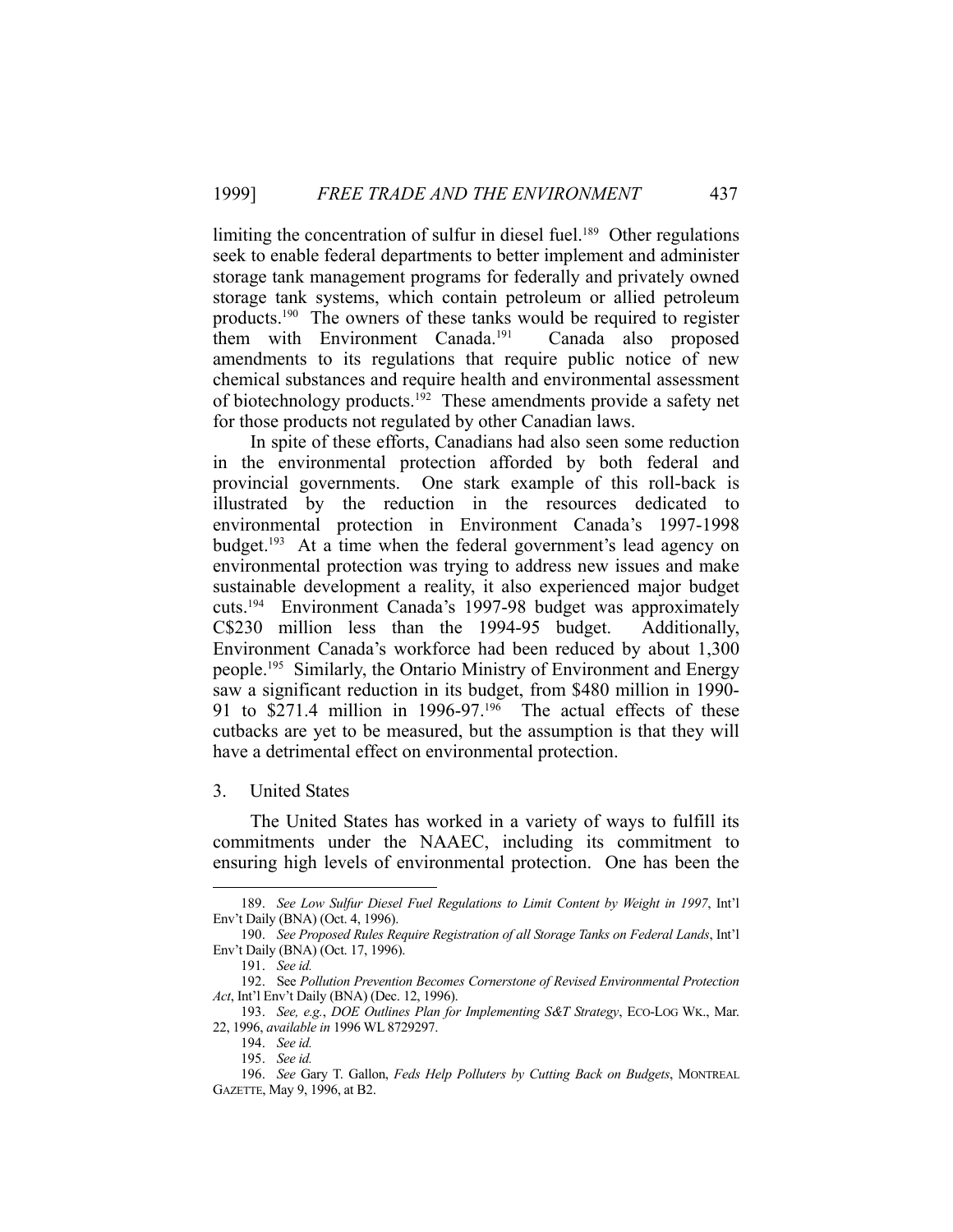limiting the concentration of sulfur in diesel fuel.[189] Other regulations seek to enable federal departments to better implement and administer storage tank management programs for federally and privately owned storage tank systems, which contain petroleum or allied petroleum products.[190] The owners of these tanks would be required to register them with Environment Canada.[191] Canada also proposed amendments to its regulations that require public notice of new chemical substances and require health and environmental assessment of biotechnology products.[192] These amendments provide a safety net for those products not regulated by other Canadian laws.

In spite of these efforts, Canadians had also seen some reduction in the environmental protection afforded by both federal and provincial governments. One stark example of this roll-back is illustrated by the reduction in the resources dedicated to environmental protection in Environment Canada's 1997-1998 budget.[193] At a time when the federal government's lead agency on environmental protection was trying to address new issues and make sustainable development a reality, it also experienced major budget cuts.[194] Environment Canada's 1997-98 budget was approximately C$230 million less than the 1994-95 budget. Additionally, Environment Canada's workforce had been reduced by about 1,300 people.[195] Similarly, the Ontario Ministry of Environment and Energy saw a significant reduction in its budget, from $480 million in 1990-91 to $271.4 million in 1996-97.[196] The actual effects of these cutbacks are yet to be measured, but the assumption is that they will have a detrimental effect on environmental protection.

### 3. United States

The United States has worked in a variety of ways to fulfill its commitments under the NAAEC, including its commitment to ensuring high levels of environmental protection. One has been the

---

189. *See Low Sulfur Diesel Fuel Regulations to Limit Content by Weight in 1997*, Int'l Env't Daily (BNA) (Oct. 4, 1996).

190. *See Proposed Rules Require Registration of all Storage Tanks on Federal Lands*, Int'l Env't Daily (BNA) (Oct. 17, 1996).

191. *See id.*

192. See *Pollution Prevention Becomes Cornerstone of Revised Environmental Protection Act*, Int'l Env't Daily (BNA) (Dec. 12, 1996).

193. *See, e.g.*, *DOE Outlines Plan for Implementing S&T Strategy*, ECO-LOG WK., Mar. 22, 1996, *available in* 1996 WL 8729297.

194. *See id.*

195. *See id.*

196. *See* Gary T. Gallon, *Feds Help Polluters by Cutting Back on Budgets*, MONTREAL GAZETTE, May 9, 1996, at B2.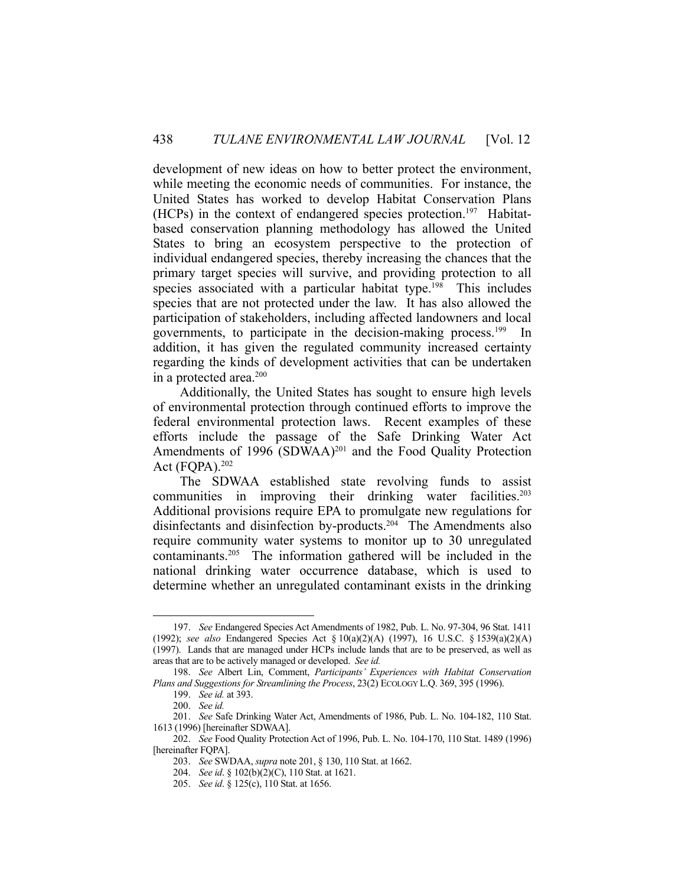development of new ideas on how to better protect the environment, while meeting the economic needs of communities. For instance, the United States has worked to develop Habitat Conservation Plans (HCPs) in the context of endangered species protection.[197] Habitat-based conservation planning methodology has allowed the United States to bring an ecosystem perspective to the protection of individual endangered species, thereby increasing the chances that the primary target species will survive, and providing protection to all species associated with a particular habitat type.[198] This includes species that are not protected under the law. It has also allowed the participation of stakeholders, including affected landowners and local governments, to participate in the decision-making process.[199] In addition, it has given the regulated community increased certainty regarding the kinds of development activities that can be undertaken in a protected area.[200]

Additionally, the United States has sought to ensure high levels of environmental protection through continued efforts to improve the federal environmental protection laws. Recent examples of these efforts include the passage of the Safe Drinking Water Act Amendments of 1996 (SDWAA)[201] and the Food Quality Protection Act (FQPA).[202]

The SDWAA established state revolving funds to assist communities in improving their drinking water facilities.[203] Additional provisions require EPA to promulgate new regulations for disinfectants and disinfection by-products.[204] The Amendments also require community water systems to monitor up to 30 unregulated contaminants.[205] The information gathered will be included in the national drinking water occurrence database, which is used to determine whether an unregulated contaminant exists in the drinking

---

197. *See* Endangered Species Act Amendments of 1982, Pub. L. No. 97-304, 96 Stat. 1411 (1992); *see also* Endangered Species Act § 10(a)(2)(A) (1997), 16 U.S.C. § 1539(a)(2)(A) (1997). Lands that are managed under HCPs include lands that are to be preserved, as well as areas that are to be actively managed or developed. *See id.*

198. *See* Albert Lin, Comment, *Participants' Experiences with Habitat Conservation Plans and Suggestions for Streamlining the Process*, 23(2) ECOLOGY L.Q. 369, 395 (1996).

199. *See id.* at 393.

200. *See id.*

201. *See* Safe Drinking Water Act, Amendments of 1986, Pub. L. No. 104-182, 110 Stat. 1613 (1996) [hereinafter SDWAA].

202. *See* Food Quality Protection Act of 1996, Pub. L. No. 104-170, 110 Stat. 1489 (1996) [hereinafter FQPA].

203. *See* SWDAA, *supra* note 201, § 130, 110 Stat. at 1662.

204. *See id*. § 102(b)(2)(C), 110 Stat. at 1621.

205. *See id*. § 125(c), 110 Stat. at 1656.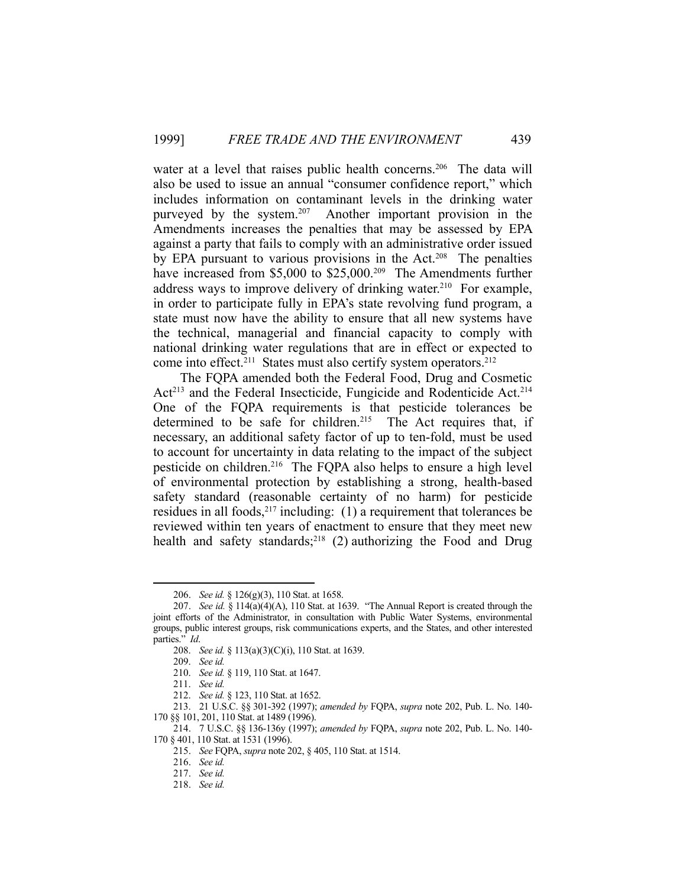water at a level that raises public health concerns.[206] The data will also be used to issue an annual "consumer confidence report," which includes information on contaminant levels in the drinking water purveyed by the system.[207] Another important provision in the Amendments increases the penalties that may be assessed by EPA against a party that fails to comply with an administrative order issued by EPA pursuant to various provisions in the Act.[208] The penalties have increased from $5,000 to $25,000.[209] The Amendments further address ways to improve delivery of drinking water.[210] For example, in order to participate fully in EPA's state revolving fund program, a state must now have the ability to ensure that all new systems have the technical, managerial and financial capacity to comply with national drinking water regulations that are in effect or expected to come into effect.[211] States must also certify system operators.[212]

The FQPA amended both the Federal Food, Drug and Cosmetic Act[213] and the Federal Insecticide, Fungicide and Rodenticide Act.[214] One of the FQPA requirements is that pesticide tolerances be determined to be safe for children.[215] The Act requires that, if necessary, an additional safety factor of up to ten-fold, must be used to account for uncertainty in data relating to the impact of the subject pesticide on children.[216] The FQPA also helps to ensure a high level of environmental protection by establishing a strong, health-based safety standard (reasonable certainty of no harm) for pesticide residues in all foods,[217] including: (1) a requirement that tolerances be reviewed within ten years of enactment to ensure that they meet new health and safety standards;[218] (2) authorizing the Food and Drug

---

206. *See id.* § 126(g)(3), 110 Stat. at 1658.

207. *See id.* § 114(a)(4)(A), 110 Stat. at 1639. "The Annual Report is created through the joint efforts of the Administrator, in consultation with Public Water Systems, environmental groups, public interest groups, risk communications experts, and the States, and other interested parties." *Id*.

208. *See id.* § 113(a)(3)(C)(i), 110 Stat. at 1639.

209. *See id.*

210. *See id.* § 119, 110 Stat. at 1647.

211. *See id.*

212. *See id.* § 123, 110 Stat. at 1652.

213. 21 U.S.C. §§ 301-392 (1997); *amended by* FQPA, *supra* note 202, Pub. L. No. 140-170 §§ 101, 201, 110 Stat. at 1489 (1996).

214. 7 U.S.C. §§ 136-136y (1997); *amended by* FQPA, *supra* note 202, Pub. L. No. 140-170 § 401, 110 Stat. at 1531 (1996).

215. *See* FQPA, *supra* note 202, § 405, 110 Stat. at 1514.

216. *See id.*

217. *See id.*

218. *See id.*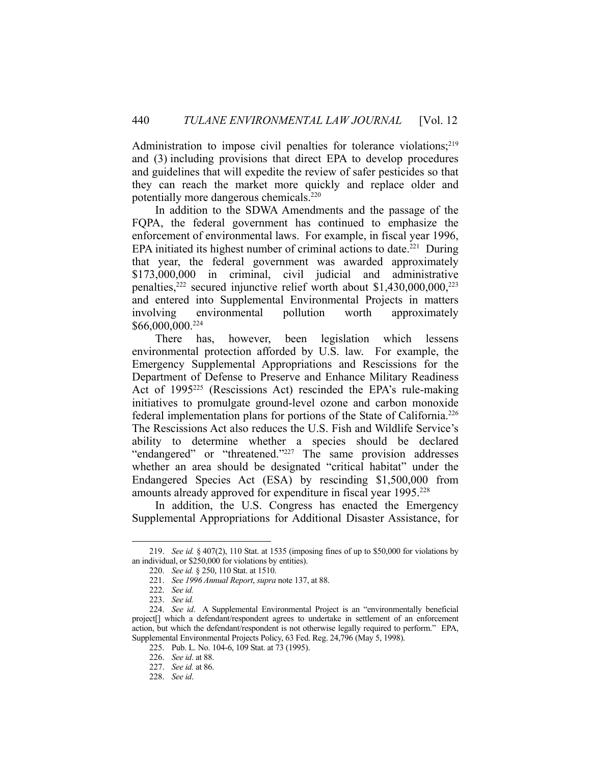Administration to impose civil penalties for tolerance violations;[219] and (3) including provisions that direct EPA to develop procedures and guidelines that will expedite the review of safer pesticides so that they can reach the market more quickly and replace older and potentially more dangerous chemicals.[220]

In addition to the SDWA Amendments and the passage of the FQPA, the federal government has continued to emphasize the enforcement of environmental laws. For example, in fiscal year 1996, EPA initiated its highest number of criminal actions to date.[221] During that year, the federal government was awarded approximately $173,000,000 in criminal, civil judicial and administrative penalties,[222] secured injunctive relief worth about $1,430,000,000,[223] and entered into Supplemental Environmental Projects in matters involving environmental pollution worth approximately $66,000,000.[224]

There has, however, been legislation which lessens environmental protection afforded by U.S. law. For example, the Emergency Supplemental Appropriations and Rescissions for the Department of Defense to Preserve and Enhance Military Readiness Act of 1995[225] (Rescissions Act) rescinded the EPA's rule-making initiatives to promulgate ground-level ozone and carbon monoxide federal implementation plans for portions of the State of California.[226] The Rescissions Act also reduces the U.S. Fish and Wildlife Service's ability to determine whether a species should be declared "endangered" or "threatened."[227] The same provision addresses whether an area should be designated "critical habitat" under the Endangered Species Act (ESA) by rescinding $1,500,000 from amounts already approved for expenditure in fiscal year 1995.[228]

In addition, the U.S. Congress has enacted the Emergency Supplemental Appropriations for Additional Disaster Assistance, for

---

219. *See id.* § 407(2), 110 Stat. at 1535 (imposing fines of up to $50,000 for violations by an individual, or $250,000 for violations by entities).

220. *See id.* § 250, 110 Stat. at 1510.

221. *See 1996 Annual Report*, *supra* note 137, at 88.

222. *See id.*

223. *See id.*

224. *See id*. A Supplemental Environmental Project is an "environmentally beneficial project[] which a defendant/respondent agrees to undertake in settlement of an enforcement action, but which the defendant/respondent is not otherwise legally required to perform." EPA, Supplemental Environmental Projects Policy, 63 Fed. Reg. 24,796 (May 5, 1998).

225. Pub. L. No. 104-6, 109 Stat. at 73 (1995).

226. *See id*. at 88.

227. *See id.* at 86.

228. *See id*.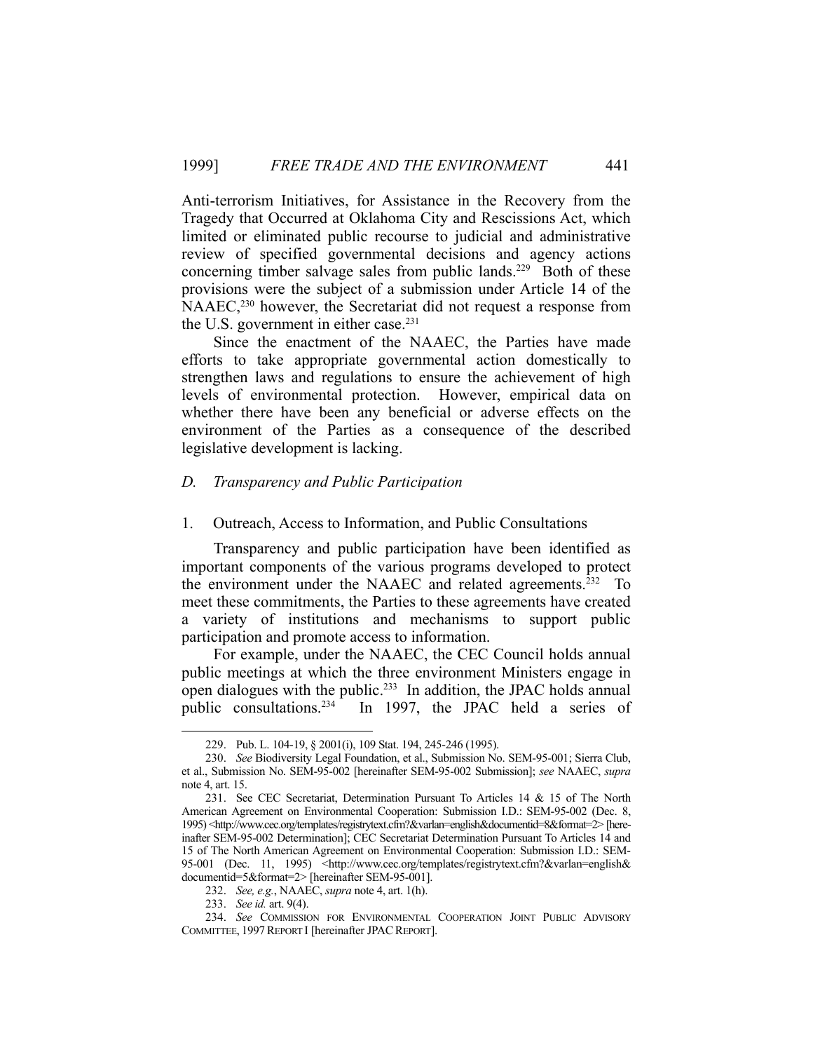Anti-terrorism Initiatives, for Assistance in the Recovery from the Tragedy that Occurred at Oklahoma City and Rescissions Act, which limited or eliminated public recourse to judicial and administrative review of specified governmental decisions and agency actions concerning timber salvage sales from public lands.[229] Both of these provisions were the subject of a submission under Article 14 of the NAAEC,[230] however, the Secretariat did not request a response from the U.S. government in either case.[231]

Since the enactment of the NAAEC, the Parties have made efforts to take appropriate governmental action domestically to strengthen laws and regulations to ensure the achievement of high levels of environmental protection. However, empirical data on whether there have been any beneficial or adverse effects on the environment of the Parties as a consequence of the described legislative development is lacking.

### *D. Transparency and Public Participation*

#### 1. Outreach, Access to Information, and Public Consultations

Transparency and public participation have been identified as important components of the various programs developed to protect the environment under the NAAEC and related agreements.[232] To meet these commitments, the Parties to these agreements have created a variety of institutions and mechanisms to support public participation and promote access to information.

For example, under the NAAEC, the CEC Council holds annual public meetings at which the three environment Ministers engage in open dialogues with the public.[233] In addition, the JPAC holds annual public consultations.[234] In 1997, the JPAC held a series of

---

229. Pub. L. 104-19, § 2001(i), 109 Stat. 194, 245-246 (1995).

230. *See* Biodiversity Legal Foundation, et al., Submission No. SEM-95-001; Sierra Club, et al., Submission No. SEM-95-002 [hereinafter SEM-95-002 Submission]; *see* NAAEC, *supra* note 4, art. 15.

231. See CEC Secretariat, Determination Pursuant To Articles 14 & 15 of The North American Agreement on Environmental Cooperation: Submission I.D.: SEM-95-002 (Dec. 8, 1995) <http://www.cec.org/templates/registrytext.cfm?&varlan=english&documentid=8&format=2> [hereinafter SEM-95-002 Determination]; CEC Secretariat Determination Pursuant To Articles 14 and 15 of The North American Agreement on Environmental Cooperation: Submission I.D.: SEM-95-001 (Dec. 11, 1995) <http://www.cec.org/templates/registrytext.cfm?&varlan=english&documentid=5&format=2> [hereinafter SEM-95-001].

232. *See, e.g.*, NAAEC, *supra* note 4, art. 1(h).

233. *See id.* art. 9(4).

234. *See* COMMISSION FOR ENVIRONMENTAL COOPERATION JOINT PUBLIC ADVISORY COMMITTEE, 1997 REPORT I [hereinafter JPAC REPORT].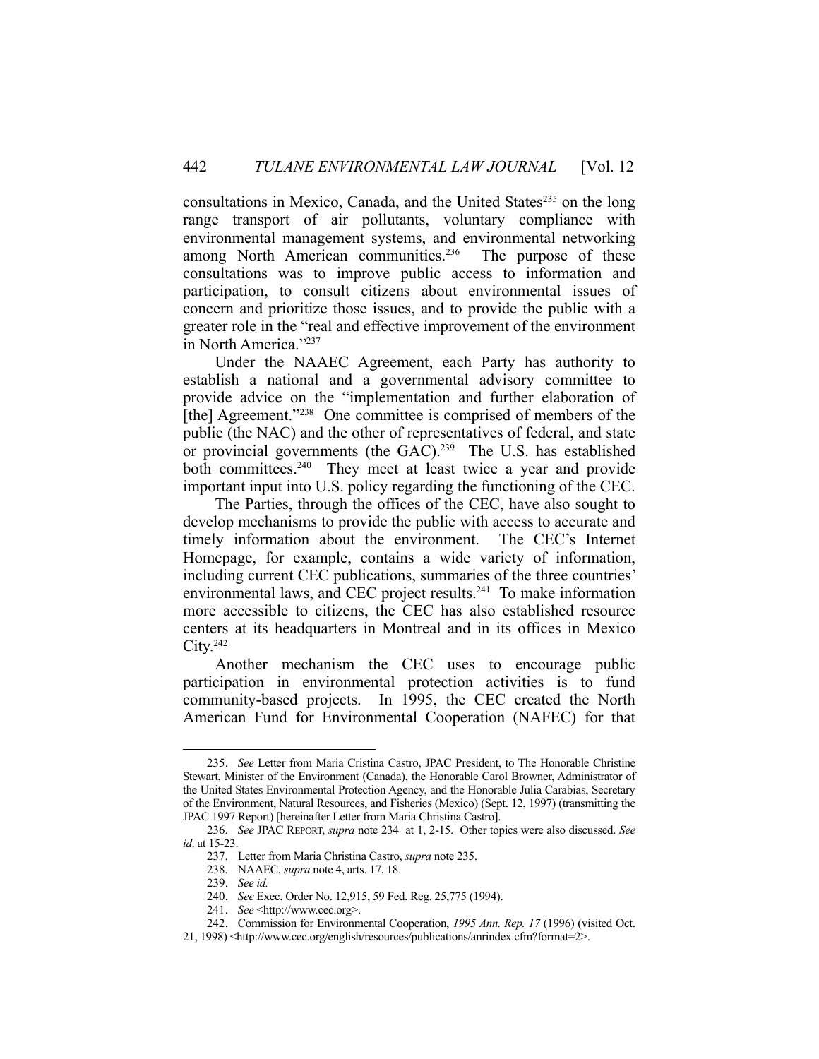consultations in Mexico, Canada, and the United States[235] on the long range transport of air pollutants, voluntary compliance with environmental management systems, and environmental networking among North American communities.[236] The purpose of these consultations was to improve public access to information and participation, to consult citizens about environmental issues of concern and prioritize those issues, and to provide the public with a greater role in the "real and effective improvement of the environment in North America."[237]

Under the NAAEC Agreement, each Party has authority to establish a national and a governmental advisory committee to provide advice on the "implementation and further elaboration of [the] Agreement."[238] One committee is comprised of members of the public (the NAC) and the other of representatives of federal, and state or provincial governments (the GAC).[239] The U.S. has established both committees.[240] They meet at least twice a year and provide important input into U.S. policy regarding the functioning of the CEC.

The Parties, through the offices of the CEC, have also sought to develop mechanisms to provide the public with access to accurate and timely information about the environment. The CEC's Internet Homepage, for example, contains a wide variety of information, including current CEC publications, summaries of the three countries' environmental laws, and CEC project results.[241] To make information more accessible to citizens, the CEC has also established resource centers at its headquarters in Montreal and in its offices in Mexico City.[242]

Another mechanism the CEC uses to encourage public participation in environmental protection activities is to fund community-based projects. In 1995, the CEC created the North American Fund for Environmental Cooperation (NAFEC) for that

---

235. *See* Letter from Maria Cristina Castro, JPAC President, to The Honorable Christine Stewart, Minister of the Environment (Canada), the Honorable Carol Browner, Administrator of the United States Environmental Protection Agency, and the Honorable Julia Carabias, Secretary of the Environment, Natural Resources, and Fisheries (Mexico) (Sept. 12, 1997) (transmitting the JPAC 1997 Report) [hereinafter Letter from Maria Christina Castro].

236. *See* JPAC REPORT, *supra* note 234 at 1, 2-15. Other topics were also discussed. *See id*. at 15-23.

237. Letter from Maria Christina Castro, *supra* note 235.

238. NAAEC, *supra* note 4, arts. 17, 18.

239. *See id.*

240. *See* Exec. Order No. 12,915, 59 Fed. Reg. 25,775 (1994).

241. *See* <http://www.cec.org>.

242. Commission for Environmental Cooperation, *1995 Ann. Rep. 17* (1996) (visited Oct. 21, 1998) <http://www.cec.org/english/resources/publications/anrindex.cfm?format=2>.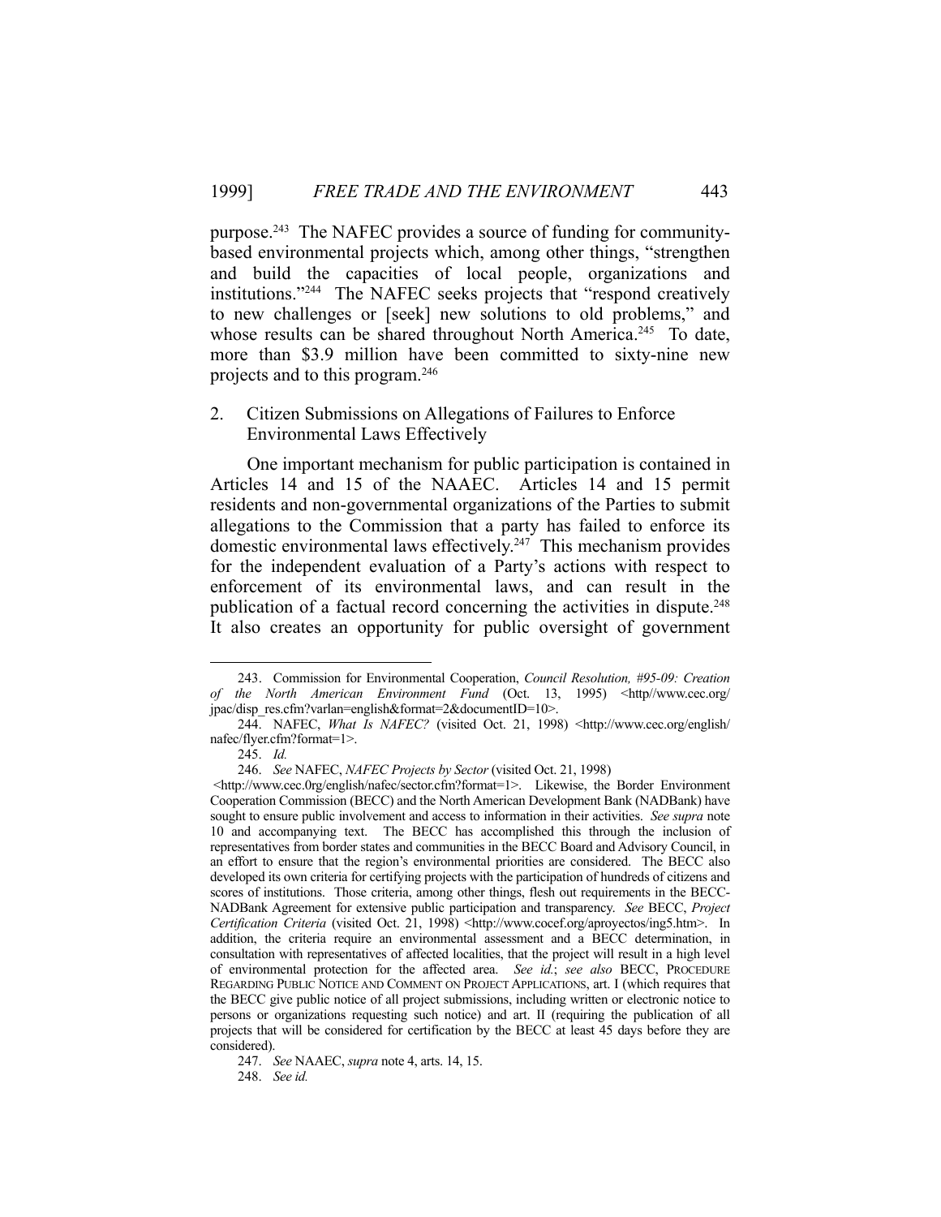purpose.[243] The NAFEC provides a source of funding for community-based environmental projects which, among other things, "strengthen and build the capacities of local people, organizations and institutions."[244] The NAFEC seeks projects that "respond creatively to new challenges or [seek] new solutions to old problems," and whose results can be shared throughout North America.[245] To date, more than $3.9 million have been committed to sixty-nine new projects and to this program.[246]

### 2. Citizen Submissions on Allegations of Failures to Enforce Environmental Laws Effectively

One important mechanism for public participation is contained in Articles 14 and 15 of the NAAEC. Articles 14 and 15 permit residents and non-governmental organizations of the Parties to submit allegations to the Commission that a party has failed to enforce its domestic environmental laws effectively.[247] This mechanism provides for the independent evaluation of a Party's actions with respect to enforcement of its environmental laws, and can result in the publication of a factual record concerning the activities in dispute.[248] It also creates an opportunity for public oversight of government

---

243. Commission for Environmental Cooperation, *Council Resolution, #95-09: Creation of the North American Environment Fund* (Oct. 13, 1995) <http//www.cec.org/jpac/disp_res.cfm?varlan=english&format=2&documentID=10>.

244. NAFEC, *What Is NAFEC?* (visited Oct. 21, 1998) <http://www.cec.org/english/nafec/flyer.cfm?format=1>.

245. *Id.*

246. *See* NAFEC, *NAFEC Projects by Sector* (visited Oct. 21, 1998) <http://www.cec.0rg/english/nafec/sector.cfm?format=1>. Likewise, the Border Environment Cooperation Commission (BECC) and the North American Development Bank (NADBank) have sought to ensure public involvement and access to information in their activities. *See supra* note 10 and accompanying text. The BECC has accomplished this through the inclusion of representatives from border states and communities in the BECC Board and Advisory Council, in an effort to ensure that the region's environmental priorities are considered. The BECC also developed its own criteria for certifying projects with the participation of hundreds of citizens and scores of institutions. Those criteria, among other things, flesh out requirements in the BECC-NADBank Agreement for extensive public participation and transparency. *See* BECC, *Project Certification Criteria* (visited Oct. 21, 1998) <http://www.cocef.org/aproyectos/ing5.htm>. In addition, the criteria require an environmental assessment and a BECC determination, in consultation with representatives of affected localities, that the project will result in a high level of environmental protection for the affected area. *See id.*; *see also* BECC, PROCEDURE REGARDING PUBLIC NOTICE AND COMMENT ON PROJECT APPLICATIONS, art. I (which requires that the BECC give public notice of all project submissions, including written or electronic notice to persons or organizations requesting such notice) and art. II (requiring the publication of all projects that will be considered for certification by the BECC at least 45 days before they are considered).

247. *See* NAAEC, *supra* note 4, arts. 14, 15.

248. *See id.*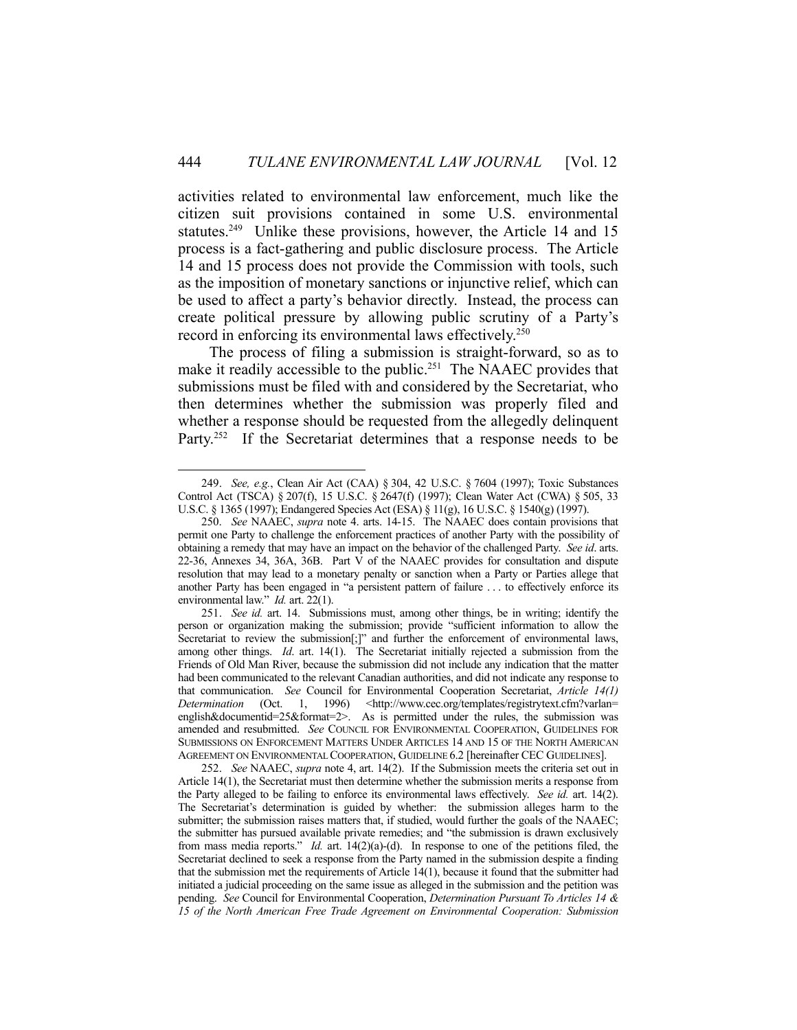activities related to environmental law enforcement, much like the citizen suit provisions contained in some U.S. environmental statutes.[249] Unlike these provisions, however, the Article 14 and 15 process is a fact-gathering and public disclosure process. The Article 14 and 15 process does not provide the Commission with tools, such as the imposition of monetary sanctions or injunctive relief, which can be used to affect a party's behavior directly. Instead, the process can create political pressure by allowing public scrutiny of a Party's record in enforcing its environmental laws effectively.[250]

The process of filing a submission is straight-forward, so as to make it readily accessible to the public.[251] The NAAEC provides that submissions must be filed with and considered by the Secretariat, who then determines whether the submission was properly filed and whether a response should be requested from the allegedly delinquent Party.[252] If the Secretariat determines that a response needs to be

---

249. *See, e.g.*, Clean Air Act (CAA) § 304, 42 U.S.C. § 7604 (1997); Toxic Substances Control Act (TSCA) § 207(f), 15 U.S.C. § 2647(f) (1997); Clean Water Act (CWA) § 505, 33 U.S.C. § 1365 (1997); Endangered Species Act (ESA) § 11(g), 16 U.S.C. § 1540(g) (1997).

250. *See* NAAEC, *supra* note 4. arts. 14-15. The NAAEC does contain provisions that permit one Party to challenge the enforcement practices of another Party with the possibility of obtaining a remedy that may have an impact on the behavior of the challenged Party. *See id*. arts. 22-36, Annexes 34, 36A, 36B. Part V of the NAAEC provides for consultation and dispute resolution that may lead to a monetary penalty or sanction when a Party or Parties allege that another Party has been engaged in "a persistent pattern of failure . . . to effectively enforce its environmental law." *Id.* art. 22(1).

251. *See id.* art. 14. Submissions must, among other things, be in writing; identify the person or organization making the submission; provide "sufficient information to allow the Secretariat to review the submission[;]" and further the enforcement of environmental laws, among other things. *Id*. art. 14(1). The Secretariat initially rejected a submission from the Friends of Old Man River, because the submission did not include any indication that the matter had been communicated to the relevant Canadian authorities, and did not indicate any response to that communication. *See* Council for Environmental Cooperation Secretariat, *Article 14(1) Determination* (Oct. 1, 1996) <http://www.cec.org/templates/registrytext.cfm?varlan=english&documentid=25&format=2>. As is permitted under the rules, the submission was amended and resubmitted. *See* COUNCIL FOR ENVIRONMENTAL COOPERATION, GUIDELINES FOR SUBMISSIONS ON ENFORCEMENT MATTERS UNDER ARTICLES 14 AND 15 OF THE NORTH AMERICAN AGREEMENT ON ENVIRONMENTAL COOPERATION, GUIDELINE 6.2 [hereinafter CEC GUIDELINES].

252. *See* NAAEC, *supra* note 4, art. 14(2). If the Submission meets the criteria set out in Article 14(1), the Secretariat must then determine whether the submission merits a response from the Party alleged to be failing to enforce its environmental laws effectively. *See id.* art. 14(2). The Secretariat's determination is guided by whether: the submission alleges harm to the submitter; the submission raises matters that, if studied, would further the goals of the NAAEC; the submitter has pursued available private remedies; and "the submission is drawn exclusively from mass media reports." *Id.* art. 14(2)(a)-(d). In response to one of the petitions filed, the Secretariat declined to seek a response from the Party named in the submission despite a finding that the submission met the requirements of Article 14(1), because it found that the submitter had initiated a judicial proceeding on the same issue as alleged in the submission and the petition was pending. *See* Council for Environmental Cooperation, *Determination Pursuant To Articles 14 & 15 of the North American Free Trade Agreement on Environmental Cooperation: Submission*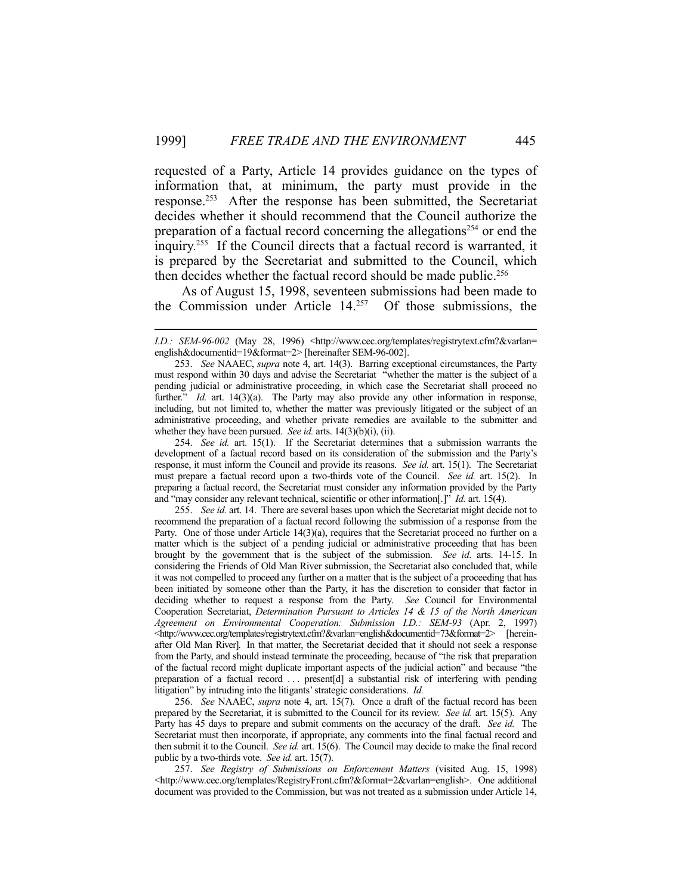requested of a Party, Article 14 provides guidance on the types of information that, at minimum, the party must provide in the response.[253] After the response has been submitted, the Secretariat decides whether it should recommend that the Council authorize the preparation of a factual record concerning the allegations[254] or end the inquiry.[255] If the Council directs that a factual record is warranted, it is prepared by the Secretariat and submitted to the Council, which then decides whether the factual record should be made public.[256]

As of August 15, 1998, seventeen submissions had been made to the Commission under Article 14.[257] Of those submissions, the

---

*I.D.: SEM-96-002* (May 28, 1996) <http://www.cec.org/templates/registrytext.cfm?&varlan=english&documentid=19&format=2> [hereinafter SEM-96-002].

253. *See* NAAEC, *supra* note 4, art. 14(3). Barring exceptional circumstances, the Party must respond within 30 days and advise the Secretariat "whether the matter is the subject of a pending judicial or administrative proceeding, in which case the Secretariat shall proceed no further." *Id.* art. 14(3)(a). The Party may also provide any other information in response, including, but not limited to, whether the matter was previously litigated or the subject of an administrative proceeding, and whether private remedies are available to the submitter and whether they have been pursued. *See id.* arts. 14(3)(b)(i), (ii).

254. *See id.* art. 15(1). If the Secretariat determines that a submission warrants the development of a factual record based on its consideration of the submission and the Party's response, it must inform the Council and provide its reasons. *See id.* art. 15(1). The Secretariat must prepare a factual record upon a two-thirds vote of the Council. *See id.* art. 15(2). In preparing a factual record, the Secretariat must consider any information provided by the Party and "may consider any relevant technical, scientific or other information[.]" *Id.* art. 15(4).

255. *See id.* art. 14. There are several bases upon which the Secretariat might decide not to recommend the preparation of a factual record following the submission of a response from the Party. One of those under Article 14(3)(a), requires that the Secretariat proceed no further on a matter which is the subject of a pending judicial or administrative proceeding that has been brought by the government that is the subject of the submission. *See id*. arts. 14-15. In considering the Friends of Old Man River submission, the Secretariat also concluded that, while it was not compelled to proceed any further on a matter that is the subject of a proceeding that has been initiated by someone other than the Party, it has the discretion to consider that factor in deciding whether to request a response from the Party. *See* Council for Environmental Cooperation Secretariat, *Determination Pursuant to Articles 14 & 15 of the North American Agreement on Environmental Cooperation: Submission I.D.: SEM-93* (Apr. 2, 1997) <http://www.cec.org/templates/registrytext.cfm?&varlan=english&documentid=73&format=2> [hereinafter Old Man River]. In that matter, the Secretariat decided that it should not seek a response from the Party, and should instead terminate the proceeding, because of "the risk that preparation of the factual record might duplicate important aspects of the judicial action" and because "the preparation of a factual record . . . present[d] a substantial risk of interfering with pending litigation" by intruding into the litigants' strategic considerations. *Id.*

256. *See* NAAEC, *supra* note 4, art. 15(7). Once a draft of the factual record has been prepared by the Secretariat, it is submitted to the Council for its review. *See id.* art. 15(5). Any Party has 45 days to prepare and submit comments on the accuracy of the draft. *See id.* The Secretariat must then incorporate, if appropriate, any comments into the final factual record and then submit it to the Council. *See id.* art. 15(6). The Council may decide to make the final record public by a two-thirds vote. *See id.* art. 15(7).

257. *See Registry of Submissions on Enforcement Matters* (visited Aug. 15, 1998) <http://www.cec.org/templates/RegistryFront.cfm?&format=2&varlan=english>. One additional document was provided to the Commission, but was not treated as a submission under Article 14,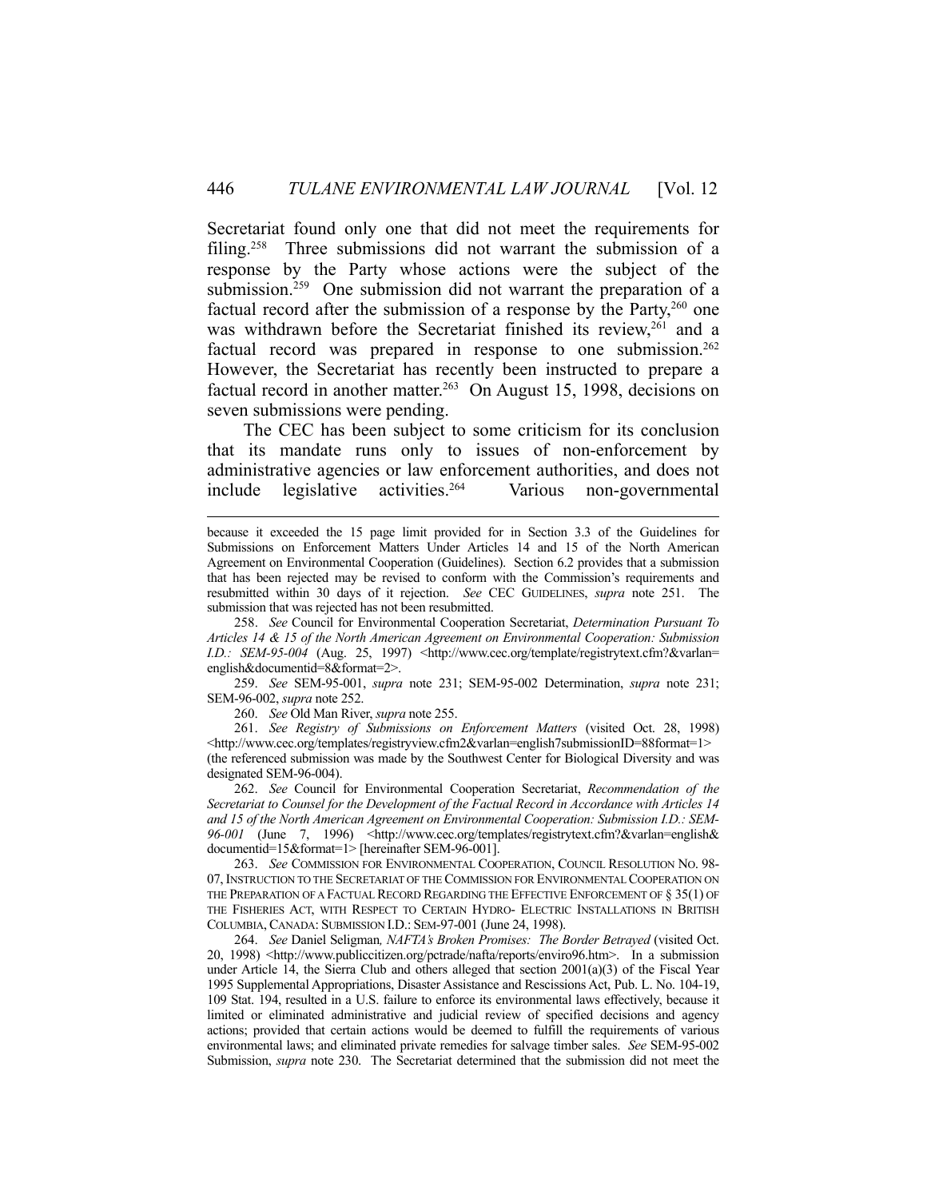Secretariat found only one that did not meet the requirements for filing.[258] Three submissions did not warrant the submission of a response by the Party whose actions were the subject of the submission.[259] One submission did not warrant the preparation of a factual record after the submission of a response by the Party,[260] one was withdrawn before the Secretariat finished its review,[261] and a factual record was prepared in response to one submission.[262] However, the Secretariat has recently been instructed to prepare a factual record in another matter.[263] On August 15, 1998, decisions on seven submissions were pending.

The CEC has been subject to some criticism for its conclusion that its mandate runs only to issues of non-enforcement by administrative agencies or law enforcement authorities, and does not include legislative activities.[264] Various non-governmental

---

because it exceeded the 15 page limit provided for in Section 3.3 of the Guidelines for Submissions on Enforcement Matters Under Articles 14 and 15 of the North American Agreement on Environmental Cooperation (Guidelines). Section 6.2 provides that a submission that has been rejected may be revised to conform with the Commission's requirements and resubmitted within 30 days of it rejection. *See* CEC GUIDELINES, *supra* note 251. The submission that was rejected has not been resubmitted.

258. *See* Council for Environmental Cooperation Secretariat, *Determination Pursuant To Articles 14 & 15 of the North American Agreement on Environmental Cooperation: Submission I.D.: SEM-95-004* (Aug. 25, 1997) <http://www.cec.org/template/registrytext.cfm?&varlan=english&documentid=8&format=2>.

259. *See* SEM-95-001, *supra* note 231; SEM-95-002 Determination, *supra* note 231; SEM-96-002, *supra* note 252.

260. *See* Old Man River, *supra* note 255.

261. *See Registry of Submissions on Enforcement Matters* (visited Oct. 28, 1998) <http://www.cec.org/templates/registryview.cfm2&varlan=english7submissionID=88format=1> (the referenced submission was made by the Southwest Center for Biological Diversity and was designated SEM-96-004).

262. *See* Council for Environmental Cooperation Secretariat, *Recommendation of the Secretariat to Counsel for the Development of the Factual Record in Accordance with Articles 14 and 15 of the North American Agreement on Environmental Cooperation: Submission I.D.: SEM-96-001* (June 7, 1996) <http://www.cec.org/templates/registrytext.cfm?&varlan=english&documentid=15&format=1> [hereinafter SEM-96-001].

263. *See* COMMISSION FOR ENVIRONMENTAL COOPERATION, COUNCIL RESOLUTION NO. 98-07, INSTRUCTION TO THE SECRETARIAT OF THE COMMISSION FOR ENVIRONMENTAL COOPERATION ON THE PREPARATION OF A FACTUAL RECORD REGARDING THE EFFECTIVE ENFORCEMENT OF § 35(1) OF THE FISHERIES ACT, WITH RESPECT TO CERTAIN HYDRO- ELECTRIC INSTALLATIONS IN BRITISH COLUMBIA, CANADA: SUBMISSION I.D.: SEM-97-001 (June 24, 1998).

264. *See* Daniel Seligman*, NAFTA's Broken Promises: The Border Betrayed* (visited Oct. 20, 1998) <http://www.publiccitizen.org/pctrade/nafta/reports/enviro96.htm>. In a submission under Article 14, the Sierra Club and others alleged that section 2001(a)(3) of the Fiscal Year 1995 Supplemental Appropriations, Disaster Assistance and Rescissions Act, Pub. L. No. 104-19, 109 Stat. 194, resulted in a U.S. failure to enforce its environmental laws effectively, because it limited or eliminated administrative and judicial review of specified decisions and agency actions; provided that certain actions would be deemed to fulfill the requirements of various environmental laws; and eliminated private remedies for salvage timber sales. *See* SEM-95-002 Submission, *supra* note 230. The Secretariat determined that the submission did not meet the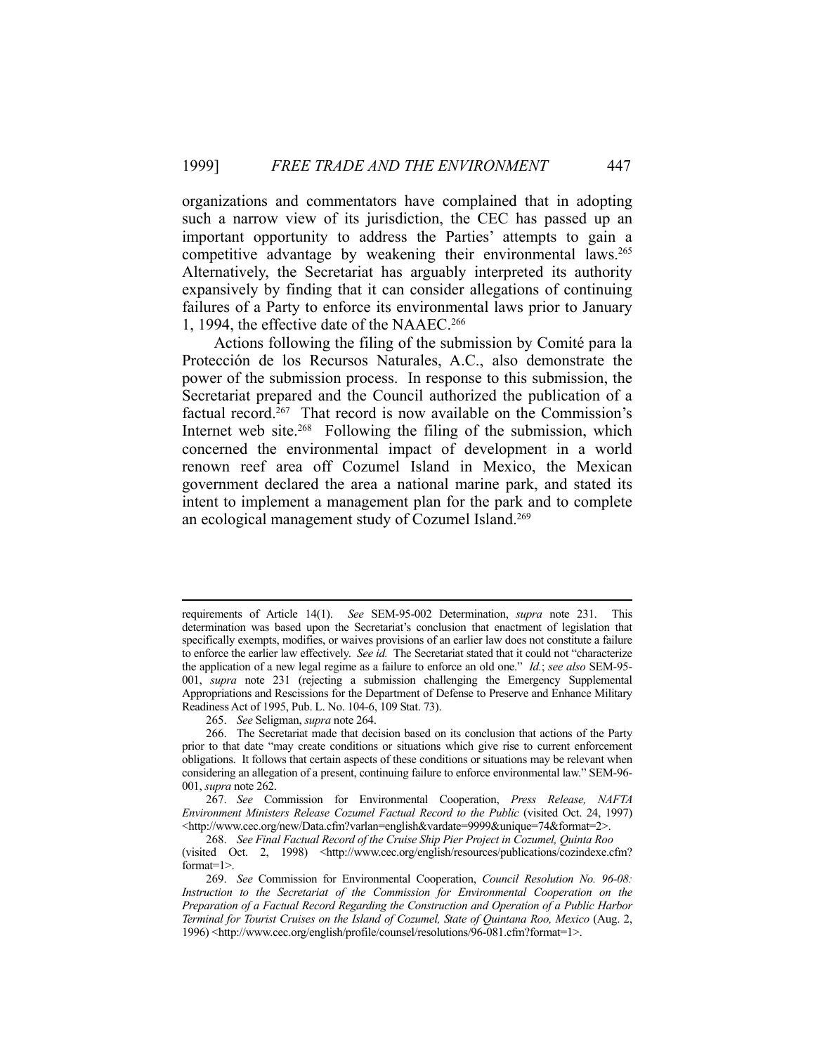organizations and commentators have complained that in adopting such a narrow view of its jurisdiction, the CEC has passed up an important opportunity to address the Parties' attempts to gain a competitive advantage by weakening their environmental laws.[265] Alternatively, the Secretariat has arguably interpreted its authority expansively by finding that it can consider allegations of continuing failures of a Party to enforce its environmental laws prior to January 1, 1994, the effective date of the NAAEC.[266]

Actions following the filing of the submission by Comité para la Protección de los Recursos Naturales, A.C., also demonstrate the power of the submission process. In response to this submission, the Secretariat prepared and the Council authorized the publication of a factual record.[267] That record is now available on the Commission's Internet web site.[268] Following the filing of the submission, which concerned the environmental impact of development in a world renown reef area off Cozumel Island in Mexico, the Mexican government declared the area a national marine park, and stated its intent to implement a management plan for the park and to complete an ecological management study of Cozumel Island.[269]

---

requirements of Article 14(1). *See* SEM-95-002 Determination, *supra* note 231. This determination was based upon the Secretariat's conclusion that enactment of legislation that specifically exempts, modifies, or waives provisions of an earlier law does not constitute a failure to enforce the earlier law effectively. *See id.* The Secretariat stated that it could not "characterize the application of a new legal regime as a failure to enforce an old one." *Id.*; *see also* SEM-95-001, *supra* note 231 (rejecting a submission challenging the Emergency Supplemental Appropriations and Rescissions for the Department of Defense to Preserve and Enhance Military Readiness Act of 1995, Pub. L. No. 104-6, 109 Stat. 73).

265. *See* Seligman, *supra* note 264.

266. The Secretariat made that decision based on its conclusion that actions of the Party prior to that date "may create conditions or situations which give rise to current enforcement obligations. It follows that certain aspects of these conditions or situations may be relevant when considering an allegation of a present, continuing failure to enforce environmental law." SEM-96-001, *supra* note 262.

267. *See* Commission for Environmental Cooperation, *Press Release, NAFTA Environment Ministers Release Cozumel Factual Record to the Public* (visited Oct. 24, 1997) <http://www.cec.org/new/Data.cfm?varlan=english&vardate=9999&unique=74&format=2>.

268. *See Final Factual Record of the Cruise Ship Pier Project in Cozumel, Quinta Roo* (visited Oct. 2, 1998) <http://www.cec.org/english/resources/publications/cozindexe.cfm?format=1>.

269. *See* Commission for Environmental Cooperation, *Council Resolution No. 96-08: Instruction to the Secretariat of the Commission for Environmental Cooperation on the Preparation of a Factual Record Regarding the Construction and Operation of a Public Harbor Terminal for Tourist Cruises on the Island of Cozumel, State of Quintana Roo, Mexico* (Aug. 2, 1996) <http://www.cec.org/english/profile/counsel/resolutions/96-081.cfm?format=1>.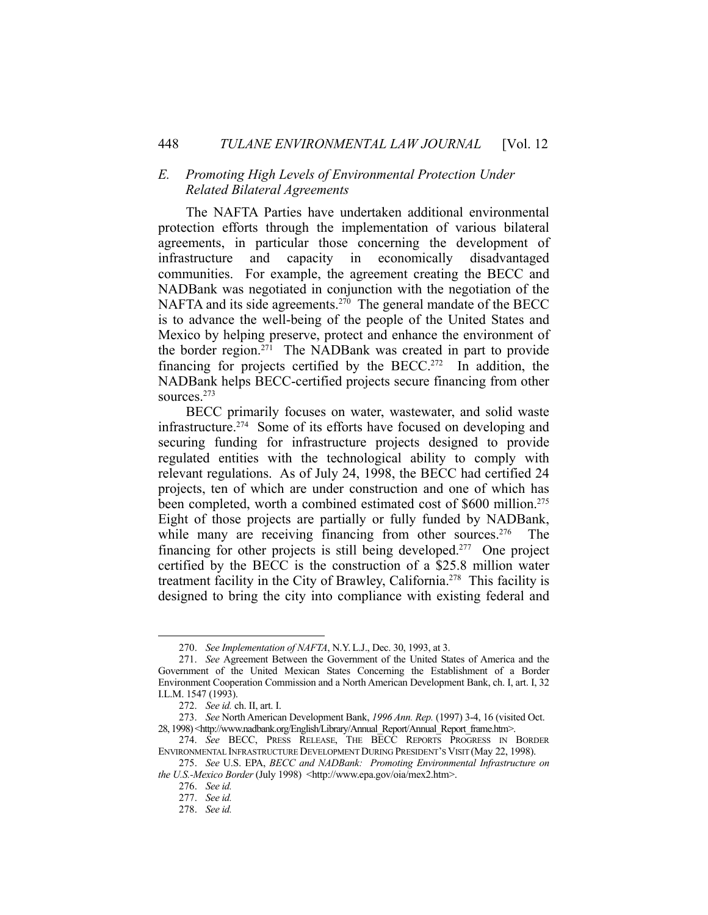### *E. Promoting High Levels of Environmental Protection Under Related Bilateral Agreements*

The NAFTA Parties have undertaken additional environmental protection efforts through the implementation of various bilateral agreements, in particular those concerning the development of infrastructure and capacity in economically disadvantaged communities. For example, the agreement creating the BECC and NADBank was negotiated in conjunction with the negotiation of the NAFTA and its side agreements.[270] The general mandate of the BECC is to advance the well-being of the people of the United States and Mexico by helping preserve, protect and enhance the environment of the border region.[271] The NADBank was created in part to provide financing for projects certified by the BECC.[272] In addition, the NADBank helps BECC-certified projects secure financing from other sources.[273]

BECC primarily focuses on water, wastewater, and solid waste infrastructure.[274] Some of its efforts have focused on developing and securing funding for infrastructure projects designed to provide regulated entities with the technological ability to comply with relevant regulations. As of July 24, 1998, the BECC had certified 24 projects, ten of which are under construction and one of which has been completed, worth a combined estimated cost of $600 million.[275] Eight of those projects are partially or fully funded by NADBank, while many are receiving financing from other sources.[276] The financing for other projects is still being developed.[277] One project certified by the BECC is the construction of a $25.8 million water treatment facility in the City of Brawley, California.[278] This facility is designed to bring the city into compliance with existing federal and

---

270. *See Implementation of NAFTA*, N.Y. L.J., Dec. 30, 1993, at 3.

271. *See* Agreement Between the Government of the United States of America and the Government of the United Mexican States Concerning the Establishment of a Border Environment Cooperation Commission and a North American Development Bank, ch. I, art. I, 32 I.L.M. 1547 (1993).

272. *See id.* ch. II, art. I.

273. *See* North American Development Bank, *1996 Ann. Rep.* (1997) 3-4, 16 (visited Oct. 28, 1998) <http://www.nadbank.org/English/Library/Annual_Report/Annual_Report_frame.htm>.

274. *See* BECC, PRESS RELEASE, THE BECC REPORTS PROGRESS IN BORDER ENVIRONMENTAL INFRASTRUCTURE DEVELOPMENT DURING PRESIDENT'S VISIT (May 22, 1998).

275. *See* U.S. EPA, *BECC and NADBank: Promoting Environmental Infrastructure on the U.S.-Mexico Border* (July 1998) <http://www.epa.gov/oia/mex2.htm>.

276. *See id.*

277. *See id.*

278. *See id.*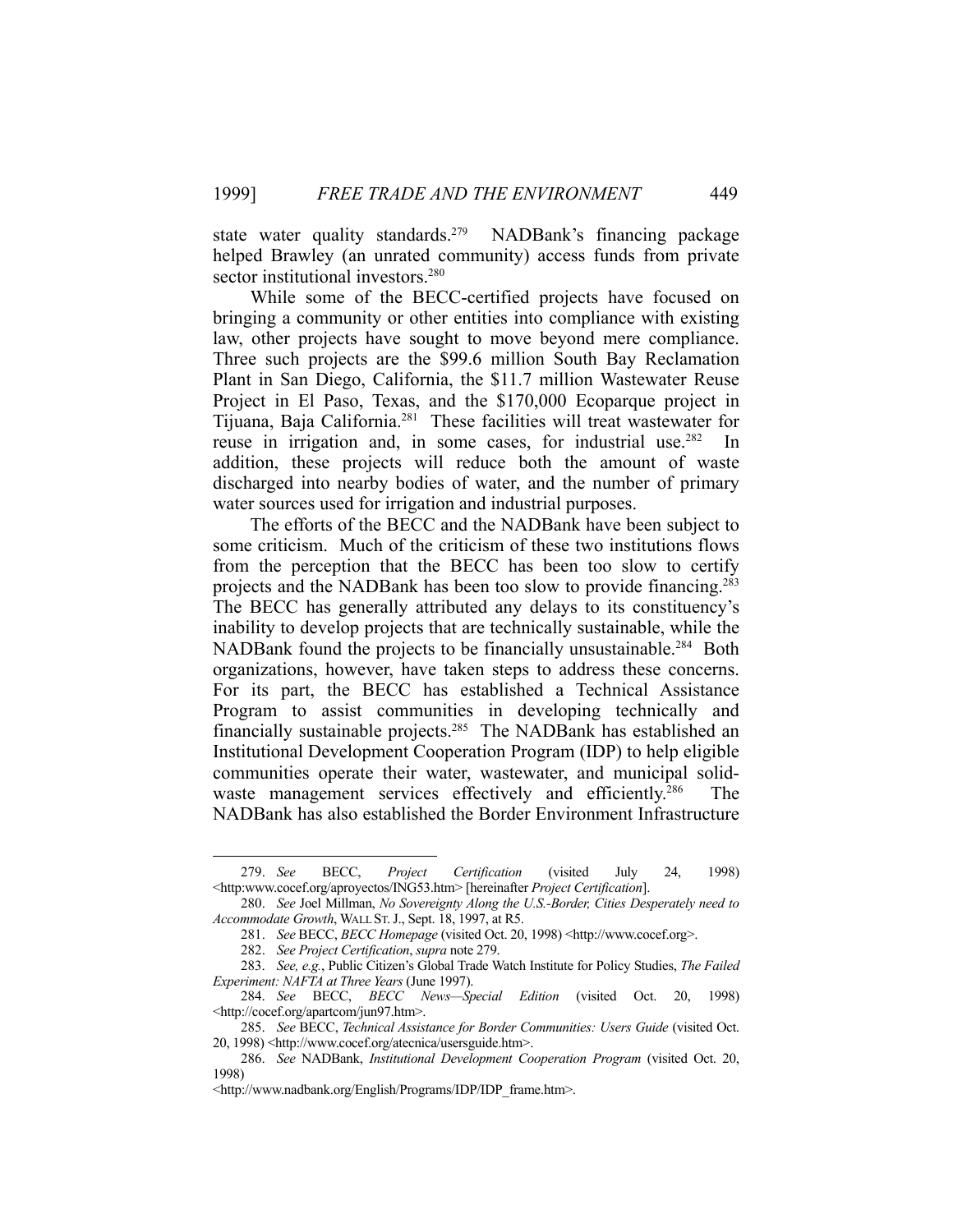state water quality standards.[279] NADBank's financing package helped Brawley (an unrated community) access funds from private sector institutional investors.[280]

While some of the BECC-certified projects have focused on bringing a community or other entities into compliance with existing law, other projects have sought to move beyond mere compliance. Three such projects are the $99.6 million South Bay Reclamation Plant in San Diego, California, the $11.7 million Wastewater Reuse Project in El Paso, Texas, and the $170,000 Ecoparque project in Tijuana, Baja California.[281] These facilities will treat wastewater for reuse in irrigation and, in some cases, for industrial use.[282] In addition, these projects will reduce both the amount of waste discharged into nearby bodies of water, and the number of primary water sources used for irrigation and industrial purposes.

The efforts of the BECC and the NADBank have been subject to some criticism. Much of the criticism of these two institutions flows from the perception that the BECC has been too slow to certify projects and the NADBank has been too slow to provide financing.[283] The BECC has generally attributed any delays to its constituency's inability to develop projects that are technically sustainable, while the NADBank found the projects to be financially unsustainable.[284] Both organizations, however, have taken steps to address these concerns. For its part, the BECC has established a Technical Assistance Program to assist communities in developing technically and financially sustainable projects.[285] The NADBank has established an Institutional Development Cooperation Program (IDP) to help eligible communities operate their water, wastewater, and municipal solid-waste management services effectively and efficiently.[286] The NADBank has also established the Border Environment Infrastructure

---

279. *See* BECC, *Project Certification* (visited July 24, 1998) <http:www.cocef.org/aproyectos/ING53.htm> [hereinafter *Project Certification*].

280. *See* Joel Millman, *No Sovereignty Along the U.S.-Border, Cities Desperately need to Accommodate Growth*, WALL ST. J., Sept. 18, 1997, at R5.

281. *See* BECC, *BECC Homepage* (visited Oct. 20, 1998) <http://www.cocef.org>.

282. *See Project Certification*, *supra* note 279.

283. *See, e.g.*, Public Citizen's Global Trade Watch Institute for Policy Studies, *The Failed Experiment: NAFTA at Three Years* (June 1997).

284. *See* BECC, *BECC News—Special Edition* (visited Oct. 20, 1998) <http://cocef.org/apartcom/jun97.htm>.

285. *See* BECC, *Technical Assistance for Border Communities: Users Guide* (visited Oct. 20, 1998) <http://www.cocef.org/atecnica/usersguide.htm>.

286. *See* NADBank, *Institutional Development Cooperation Program* (visited Oct. 20, 1998) <http://www.nadbank.org/English/Programs/IDP/IDP_frame.htm>.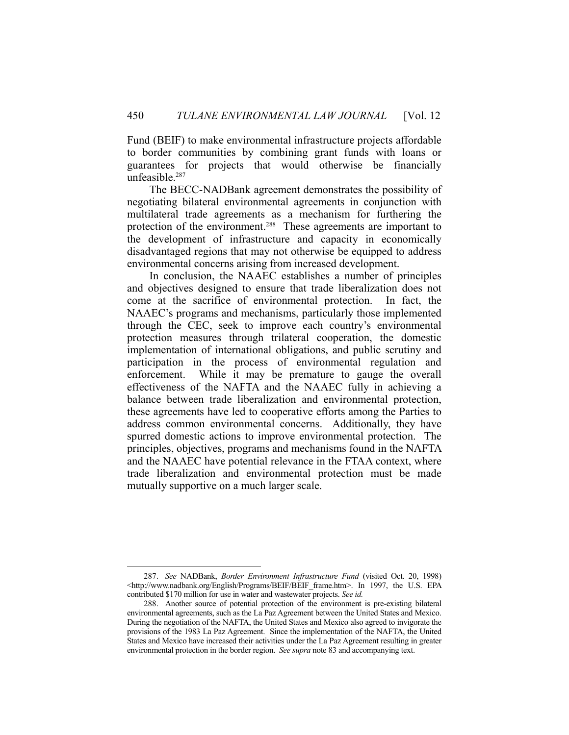Fund (BEIF) to make environmental infrastructure projects affordable to border communities by combining grant funds with loans or guarantees for projects that would otherwise be financially unfeasible.[287]

The BECC-NADBank agreement demonstrates the possibility of negotiating bilateral environmental agreements in conjunction with multilateral trade agreements as a mechanism for furthering the protection of the environment.[288] These agreements are important to the development of infrastructure and capacity in economically disadvantaged regions that may not otherwise be equipped to address environmental concerns arising from increased development.

In conclusion, the NAAEC establishes a number of principles and objectives designed to ensure that trade liberalization does not come at the sacrifice of environmental protection. In fact, the NAAEC's programs and mechanisms, particularly those implemented through the CEC, seek to improve each country's environmental protection measures through trilateral cooperation, the domestic implementation of international obligations, and public scrutiny and participation in the process of environmental regulation and enforcement. While it may be premature to gauge the overall effectiveness of the NAFTA and the NAAEC fully in achieving a balance between trade liberalization and environmental protection, these agreements have led to cooperative efforts among the Parties to address common environmental concerns. Additionally, they have spurred domestic actions to improve environmental protection. The principles, objectives, programs and mechanisms found in the NAFTA and the NAAEC have potential relevance in the FTAA context, where trade liberalization and environmental protection must be made mutually supportive on a much larger scale.

---

287. *See* NADBank, *Border Environment Infrastructure Fund* (visited Oct. 20, 1998) <http://www.nadbank.org/English/Programs/BEIF/BEIF_frame.htm>. In 1997, the U.S. EPA contributed $170 million for use in water and wastewater projects. *See id.*

288. Another source of potential protection of the environment is pre-existing bilateral environmental agreements, such as the La Paz Agreement between the United States and Mexico. During the negotiation of the NAFTA, the United States and Mexico also agreed to invigorate the provisions of the 1983 La Paz Agreement. Since the implementation of the NAFTA, the United States and Mexico have increased their activities under the La Paz Agreement resulting in greater environmental protection in the border region. *See supra* note 83 and accompanying text.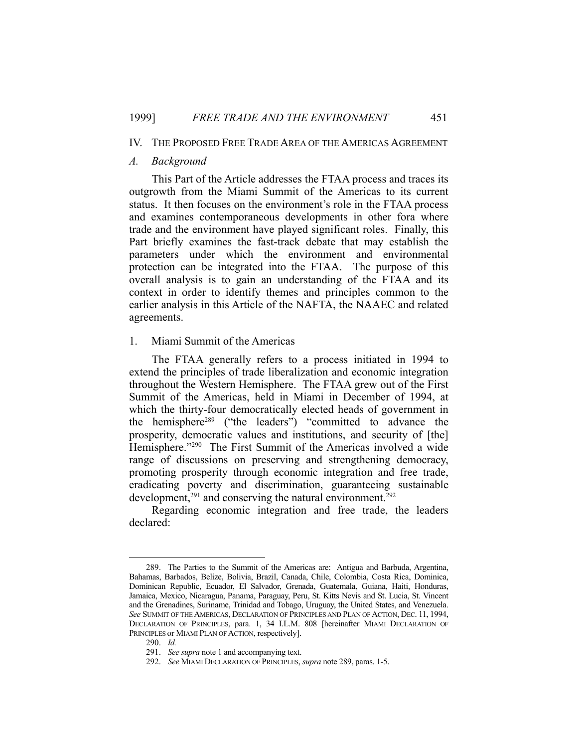## IV. The Proposed Free Trade Area of the Americas Agreement

### *A. Background*

This Part of the Article addresses the FTAA process and traces its outgrowth from the Miami Summit of the Americas to its current status. It then focuses on the environment's role in the FTAA process and examines contemporaneous developments in other fora where trade and the environment have played significant roles. Finally, this Part briefly examines the fast-track debate that may establish the parameters under which the environment and environmental protection can be integrated into the FTAA. The purpose of this overall analysis is to gain an understanding of the FTAA and its context in order to identify themes and principles common to the earlier analysis in this Article of the NAFTA, the NAAEC and related agreements.

#### 1. Miami Summit of the Americas

The FTAA generally refers to a process initiated in 1994 to extend the principles of trade liberalization and economic integration throughout the Western Hemisphere. The FTAA grew out of the First Summit of the Americas, held in Miami in December of 1994, at which the thirty-four democratically elected heads of government in the hemisphere[289] ("the leaders") "committed to advance the prosperity, democratic values and institutions, and security of [the] Hemisphere."[290] The First Summit of the Americas involved a wide range of discussions on preserving and strengthening democracy, promoting prosperity through economic integration and free trade, eradicating poverty and discrimination, guaranteeing sustainable development,[291] and conserving the natural environment.[292]

Regarding economic integration and free trade, the leaders declared:

---

289. The Parties to the Summit of the Americas are: Antigua and Barbuda, Argentina, Bahamas, Barbados, Belize, Bolivia, Brazil, Canada, Chile, Colombia, Costa Rica, Dominica, Dominican Republic, Ecuador, El Salvador, Grenada, Guatemala, Guiana, Haiti, Honduras, Jamaica, Mexico, Nicaragua, Panama, Paraguay, Peru, St. Kitts Nevis and St. Lucia, St. Vincent and the Grenadines, Suriname, Trinidad and Tobago, Uruguay, the United States, and Venezuela. *See* Summit of the Americas, Declaration of Principles and Plan of Action, Dec. 11, 1994, Declaration of Principles, para. 1, 34 I.L.M. 808 [hereinafter Miami Declaration of Principles or Miami Plan of Action, respectively].

290. *Id.*

291. *See supra* note 1 and accompanying text.

292. *See* Miami Declaration of Principles, *supra* note 289, paras. 1-5.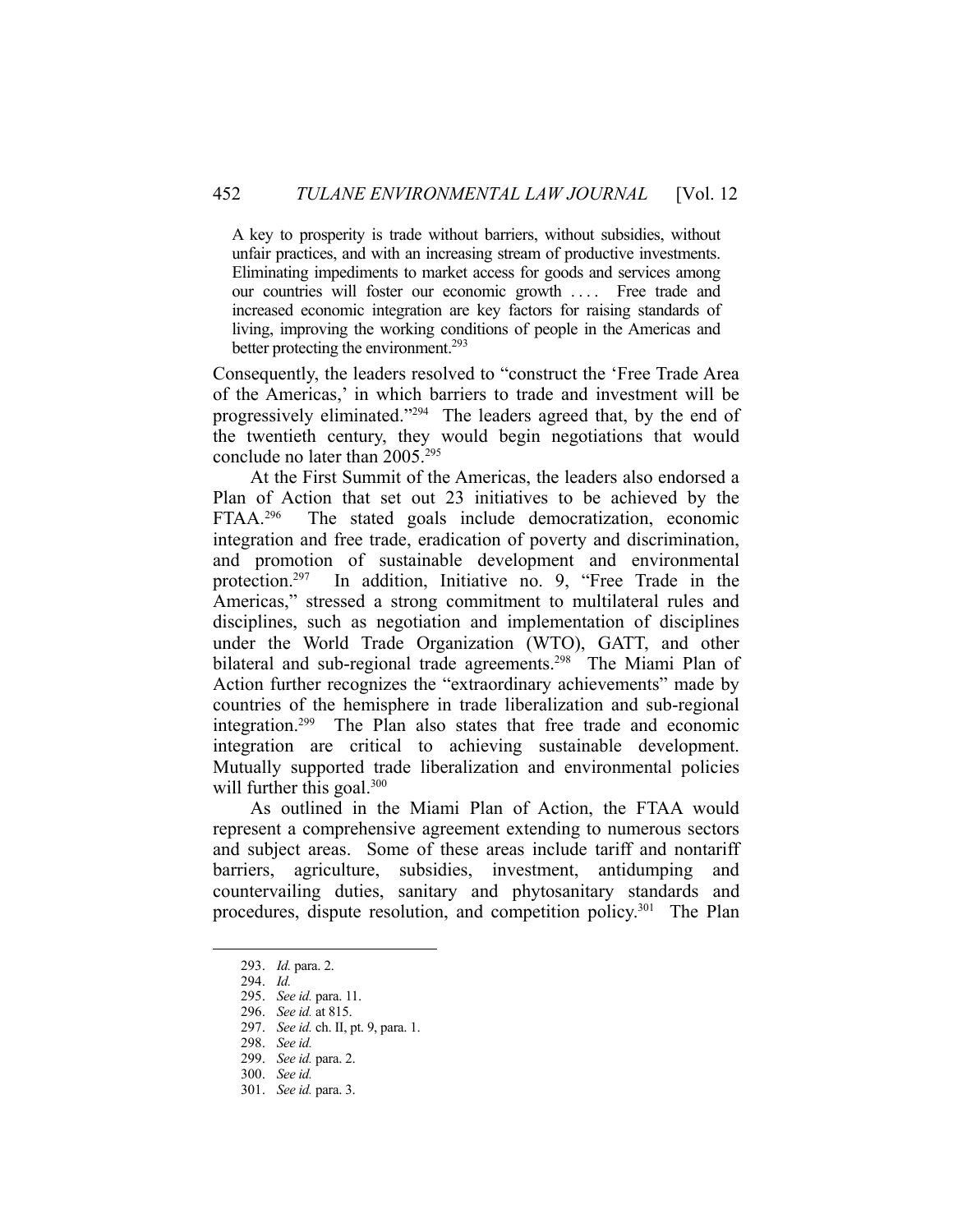> A key to prosperity is trade without barriers, without subsidies, without unfair practices, and with an increasing stream of productive investments. Eliminating impediments to market access for goods and services among our countries will foster our economic growth . . . . Free trade and increased economic integration are key factors for raising standards of living, improving the working conditions of people in the Americas and better protecting the environment.[293]

Consequently, the leaders resolved to "construct the 'Free Trade Area of the Americas,' in which barriers to trade and investment will be progressively eliminated."[294] The leaders agreed that, by the end of the twentieth century, they would begin negotiations that would conclude no later than 2005.[295]

At the First Summit of the Americas, the leaders also endorsed a Plan of Action that set out 23 initiatives to be achieved by the FTAA.[296] The stated goals include democratization, economic integration and free trade, eradication of poverty and discrimination, and promotion of sustainable development and environmental protection.[297] In addition, Initiative no. 9, "Free Trade in the Americas," stressed a strong commitment to multilateral rules and disciplines, such as negotiation and implementation of disciplines under the World Trade Organization (WTO), GATT, and other bilateral and sub-regional trade agreements.[298] The Miami Plan of Action further recognizes the "extraordinary achievements" made by countries of the hemisphere in trade liberalization and sub-regional integration.[299] The Plan also states that free trade and economic integration are critical to achieving sustainable development. Mutually supported trade liberalization and environmental policies will further this goal.[300]

As outlined in the Miami Plan of Action, the FTAA would represent a comprehensive agreement extending to numerous sectors and subject areas. Some of these areas include tariff and nontariff barriers, agriculture, subsidies, investment, antidumping and countervailing duties, sanitary and phytosanitary standards and procedures, dispute resolution, and competition policy.[301] The Plan

---

293. *Id.* para. 2.
294. *Id.*
295. *See id.* para. 11.
296. *See id.* at 815.
297. *See id.* ch. II, pt. 9, para. 1.
298. *See id.*
299. *See id.* para. 2.
300. *See id.*
301. *See id.* para. 3.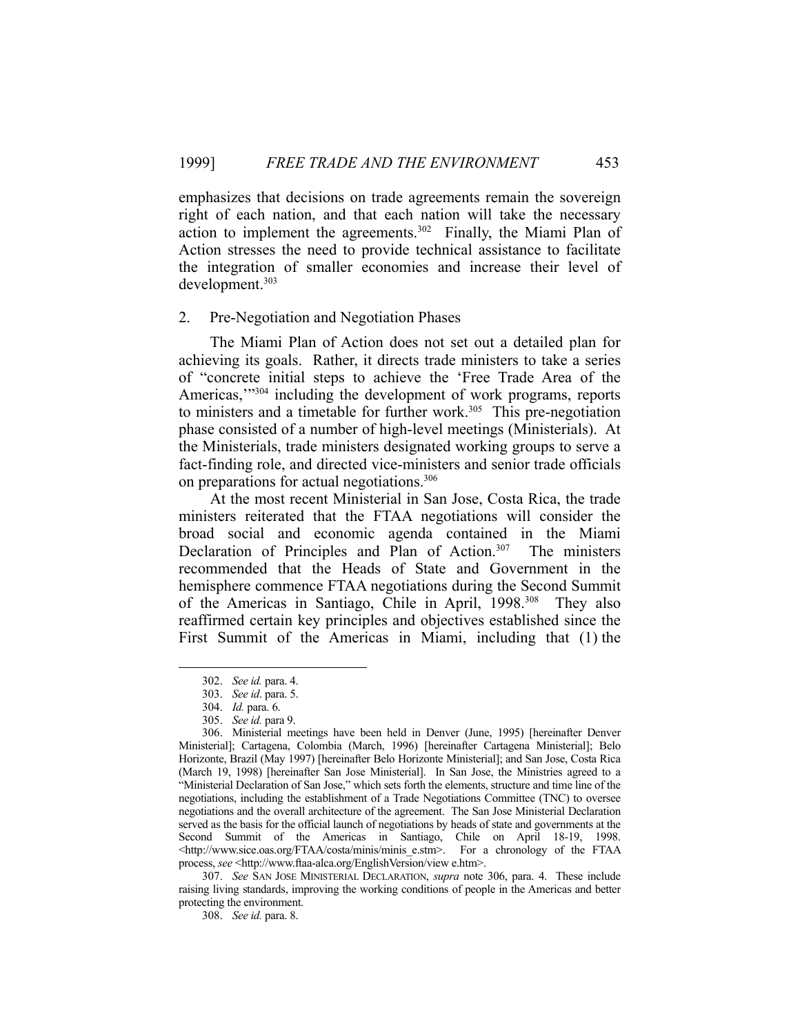emphasizes that decisions on trade agreements remain the sovereign right of each nation, and that each nation will take the necessary action to implement the agreements.[302] Finally, the Miami Plan of Action stresses the need to provide technical assistance to facilitate the integration of smaller economies and increase their level of development.[303]

## 2. Pre-Negotiation and Negotiation Phases

The Miami Plan of Action does not set out a detailed plan for achieving its goals. Rather, it directs trade ministers to take a series of "concrete initial steps to achieve the 'Free Trade Area of the Americas,'"[304] including the development of work programs, reports to ministers and a timetable for further work.[305] This pre-negotiation phase consisted of a number of high-level meetings (Ministerials). At the Ministerials, trade ministers designated working groups to serve a fact-finding role, and directed vice-ministers and senior trade officials on preparations for actual negotiations.[306]

At the most recent Ministerial in San Jose, Costa Rica, the trade ministers reiterated that the FTAA negotiations will consider the broad social and economic agenda contained in the Miami Declaration of Principles and Plan of Action.[307] The ministers recommended that the Heads of State and Government in the hemisphere commence FTAA negotiations during the Second Summit of the Americas in Santiago, Chile in April, 1998.[308] They also reaffirmed certain key principles and objectives established since the First Summit of the Americas in Miami, including that (1) the

---

302. *See id.* para. 4.

303. *See id*. para. 5.

304. *Id.* para. 6.

305. *See id.* para 9.

306. Ministerial meetings have been held in Denver (June, 1995) [hereinafter Denver Ministerial]; Cartagena, Colombia (March, 1996) [hereinafter Cartagena Ministerial]; Belo Horizonte, Brazil (May 1997) [hereinafter Belo Horizonte Ministerial]; and San Jose, Costa Rica (March 19, 1998) [hereinafter San Jose Ministerial]. In San Jose, the Ministries agreed to a "Ministerial Declaration of San Jose," which sets forth the elements, structure and time line of the negotiations, including the establishment of a Trade Negotiations Committee (TNC) to oversee negotiations and the overall architecture of the agreement. The San Jose Ministerial Declaration served as the basis for the official launch of negotiations by heads of state and governments at the Second Summit of the Americas in Santiago, Chile on April 18-19, 1998. <http://www.sice.oas.org/FTAA/costa/minis/minis_e.stm>. For a chronology of the FTAA process, *see* <http://www.ftaa-alca.org/EnglishVersion/view e.htm>.

307. *See* SAN JOSE MINISTERIAL DECLARATION, *supra* note 306, para. 4. These include raising living standards, improving the working conditions of people in the Americas and better protecting the environment.

308. *See id.* para. 8.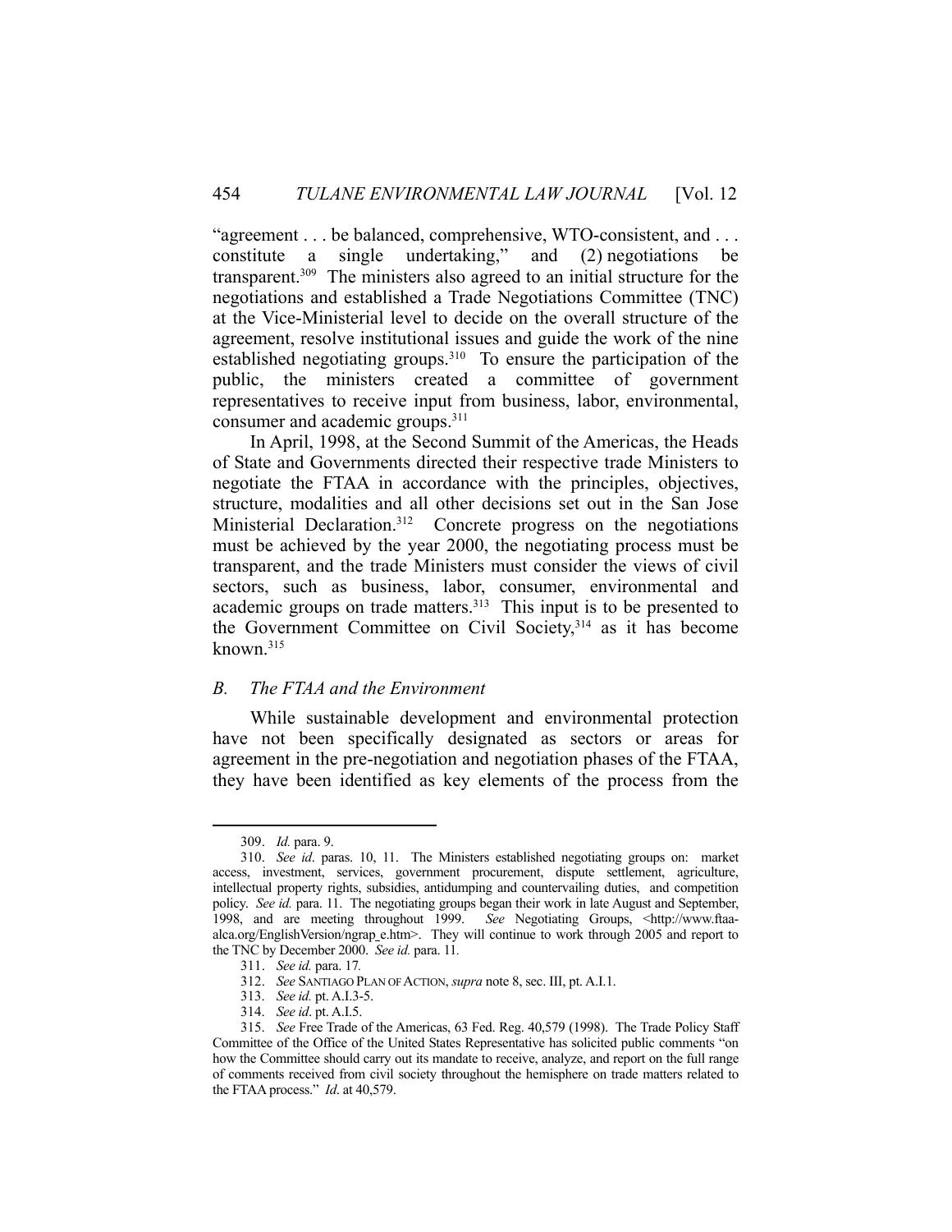"agreement . . . be balanced, comprehensive, WTO-consistent, and . . . constitute a single undertaking," and (2) negotiations be transparent.[309] The ministers also agreed to an initial structure for the negotiations and established a Trade Negotiations Committee (TNC) at the Vice-Ministerial level to decide on the overall structure of the agreement, resolve institutional issues and guide the work of the nine established negotiating groups.[310] To ensure the participation of the public, the ministers created a committee of government representatives to receive input from business, labor, environmental, consumer and academic groups.[311]

In April, 1998, at the Second Summit of the Americas, the Heads of State and Governments directed their respective trade Ministers to negotiate the FTAA in accordance with the principles, objectives, structure, modalities and all other decisions set out in the San Jose Ministerial Declaration.[312] Concrete progress on the negotiations must be achieved by the year 2000, the negotiating process must be transparent, and the trade Ministers must consider the views of civil sectors, such as business, labor, consumer, environmental and academic groups on trade matters.[313] This input is to be presented to the Government Committee on Civil Society,[314] as it has become known.[315]

### B. The FTAA and the Environment

While sustainable development and environmental protection have not been specifically designated as sectors or areas for agreement in the pre-negotiation and negotiation phases of the FTAA, they have been identified as key elements of the process from the

---

309. *Id.* para. 9.

310. *See id*. paras. 10, 11. The Ministers established negotiating groups on: market access, investment, services, government procurement, dispute settlement, agriculture, intellectual property rights, subsidies, antidumping and countervailing duties, and competition policy. *See id.* para. 11. The negotiating groups began their work in late August and September, 1998, and are meeting throughout 1999. *See* Negotiating Groups, <http://www.ftaa-alca.org/EnglishVersion/ngrap_e.htm>. They will continue to work through 2005 and report to the TNC by December 2000. *See id.* para. 11.

311. *See id.* para. 17.

312. *See* SANTIAGO PLAN OF ACTION, *supra* note 8, sec. III, pt. A.I.1.

313. *See id.* pt. A.I.3-5.

314. *See id*. pt. A.I.5.

315. *See* Free Trade of the Americas, 63 Fed. Reg. 40,579 (1998). The Trade Policy Staff Committee of the Office of the United States Representative has solicited public comments "on how the Committee should carry out its mandate to receive, analyze, and report on the full range of comments received from civil society throughout the hemisphere on trade matters related to the FTAA process." *Id*. at 40,579.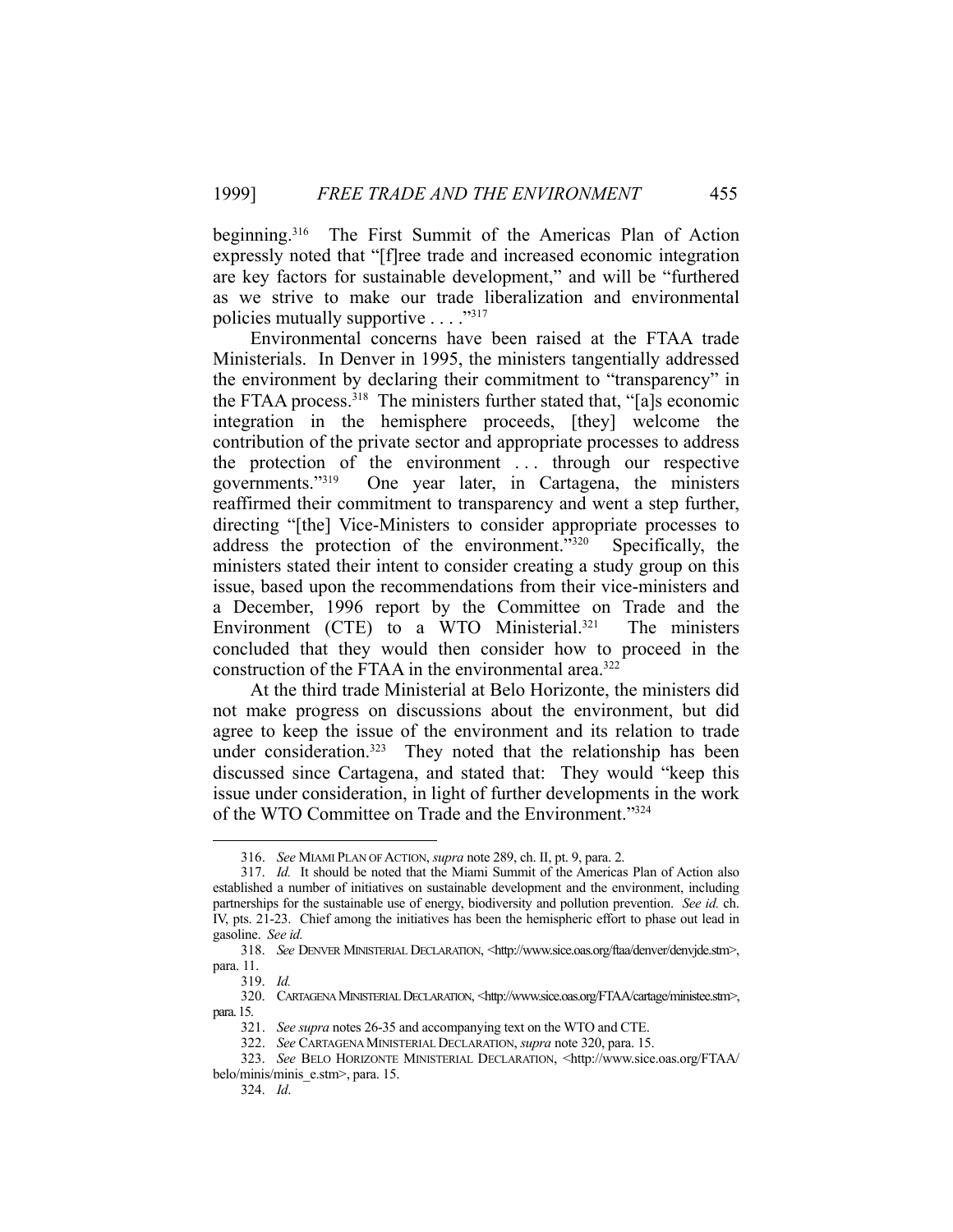beginning.[316] The First Summit of the Americas Plan of Action expressly noted that "[f]ree trade and increased economic integration are key factors for sustainable development," and will be "furthered as we strive to make our trade liberalization and environmental policies mutually supportive . . . ."[317]

Environmental concerns have been raised at the FTAA trade Ministerials. In Denver in 1995, the ministers tangentially addressed the environment by declaring their commitment to "transparency" in the FTAA process.[318] The ministers further stated that, "[a]s economic integration in the hemisphere proceeds, [they] welcome the contribution of the private sector and appropriate processes to address the protection of the environment . . . through our respective governments."[319] One year later, in Cartagena, the ministers reaffirmed their commitment to transparency and went a step further, directing "[the] Vice-Ministers to consider appropriate processes to address the protection of the environment."[320] Specifically, the ministers stated their intent to consider creating a study group on this issue, based upon the recommendations from their vice-ministers and a December, 1996 report by the Committee on Trade and the Environment (CTE) to a WTO Ministerial.[321] The ministers concluded that they would then consider how to proceed in the construction of the FTAA in the environmental area.[322]

At the third trade Ministerial at Belo Horizonte, the ministers did not make progress on discussions about the environment, but did agree to keep the issue of the environment and its relation to trade under consideration.[323] They noted that the relationship has been discussed since Cartagena, and stated that: They would "keep this issue under consideration, in light of further developments in the work of the WTO Committee on Trade and the Environment."[324]

---

316. *See* MIAMI PLAN OF ACTION, *supra* note 289, ch. II, pt. 9, para. 2.

317. *Id.* It should be noted that the Miami Summit of the Americas Plan of Action also established a number of initiatives on sustainable development and the environment, including partnerships for the sustainable use of energy, biodiversity and pollution prevention. *See id.* ch. IV, pts. 21-23. Chief among the initiatives has been the hemispheric effort to phase out lead in gasoline. *See id.*

318. *See* DENVER MINISTERIAL DECLARATION, <http://www.sice.oas.org/ftaa/denver/denvjde.stm>, para. 11.

319. *Id.*

320. CARTAGENA MINISTERIAL DECLARATION, <http://www.sice.oas.org/FTAA/cartage/ministee.stm>, para. 15.

321. *See supra* notes 26-35 and accompanying text on the WTO and CTE.

322. *See* CARTAGENA MINISTERIAL DECLARATION, *supra* note 320, para. 15.

323. *See* BELO HORIZONTE MINISTERIAL DECLARATION, <http://www.sice.oas.org/FTAA/belo/minis/minis_e.stm>, para. 15.

324. *Id*.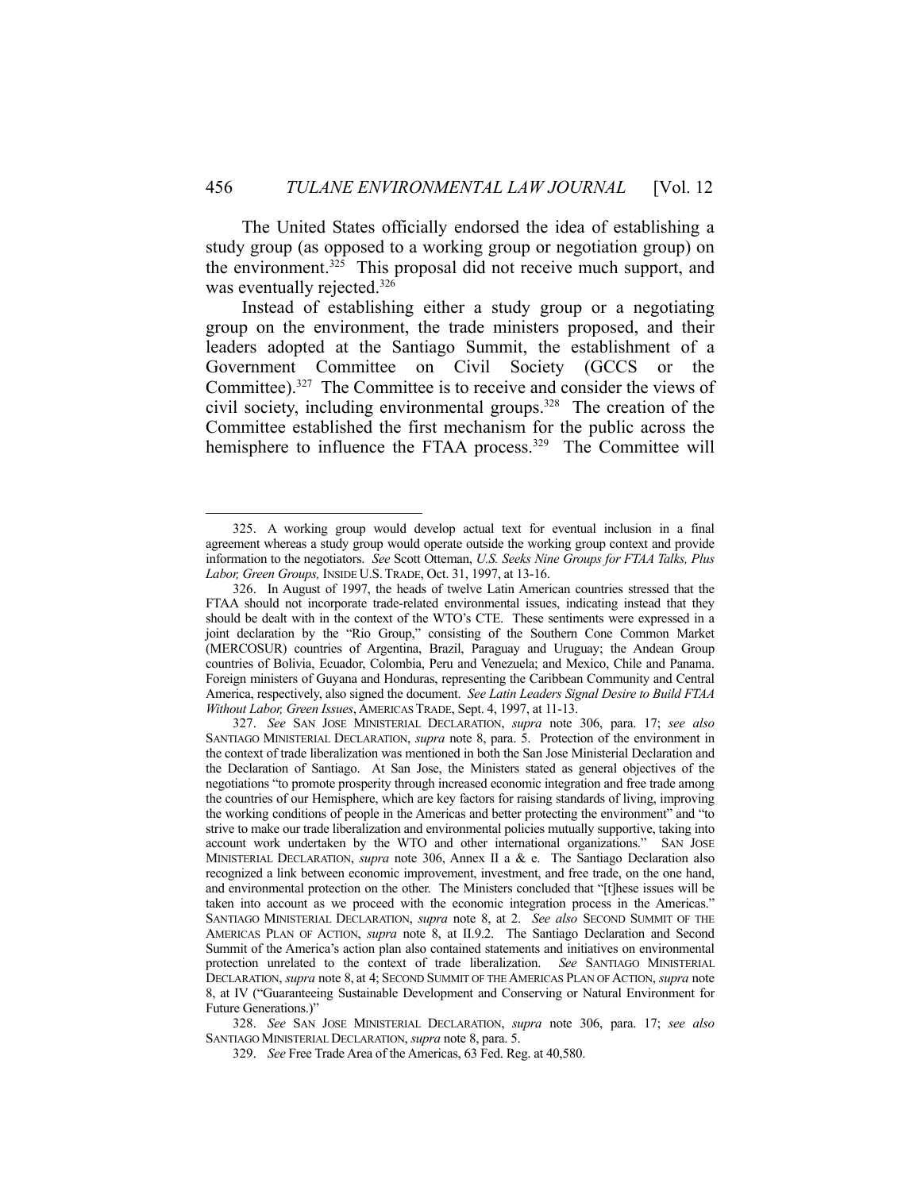The United States officially endorsed the idea of establishing a study group (as opposed to a working group or negotiation group) on the environment.[325] This proposal did not receive much support, and was eventually rejected.[326]

Instead of establishing either a study group or a negotiating group on the environment, the trade ministers proposed, and their leaders adopted at the Santiago Summit, the establishment of a Government Committee on Civil Society (GCCS or the Committee).[327] The Committee is to receive and consider the views of civil society, including environmental groups.[328] The creation of the Committee established the first mechanism for the public across the hemisphere to influence the FTAA process.[329] The Committee will

---

325. A working group would develop actual text for eventual inclusion in a final agreement whereas a study group would operate outside the working group context and provide information to the negotiators. *See* Scott Otteman, *U.S. Seeks Nine Groups for FTAA Talks, Plus Labor, Green Groups,* INSIDE U.S. TRADE, Oct. 31, 1997, at 13-16.

326. In August of 1997, the heads of twelve Latin American countries stressed that the FTAA should not incorporate trade-related environmental issues, indicating instead that they should be dealt with in the context of the WTO's CTE. These sentiments were expressed in a joint declaration by the "Rio Group," consisting of the Southern Cone Common Market (MERCOSUR) countries of Argentina, Brazil, Paraguay and Uruguay; the Andean Group countries of Bolivia, Ecuador, Colombia, Peru and Venezuela; and Mexico, Chile and Panama. Foreign ministers of Guyana and Honduras, representing the Caribbean Community and Central America, respectively, also signed the document. *See Latin Leaders Signal Desire to Build FTAA Without Labor, Green Issues*, AMERICAS TRADE, Sept. 4, 1997, at 11-13.

327. *See* SAN JOSE MINISTERIAL DECLARATION, *supra* note 306, para. 17; *see also* SANTIAGO MINISTERIAL DECLARATION, *supra* note 8, para. 5. Protection of the environment in the context of trade liberalization was mentioned in both the San Jose Ministerial Declaration and the Declaration of Santiago. At San Jose, the Ministers stated as general objectives of the negotiations "to promote prosperity through increased economic integration and free trade among the countries of our Hemisphere, which are key factors for raising standards of living, improving the working conditions of people in the Americas and better protecting the environment" and "to strive to make our trade liberalization and environmental policies mutually supportive, taking into account work undertaken by the WTO and other international organizations." SAN JOSE MINISTERIAL DECLARATION, *supra* note 306, Annex II a & e. The Santiago Declaration also recognized a link between economic improvement, investment, and free trade, on the one hand, and environmental protection on the other. The Ministers concluded that "[t]hese issues will be taken into account as we proceed with the economic integration process in the Americas." SANTIAGO MINISTERIAL DECLARATION, *supra* note 8, at 2. *See also* SECOND SUMMIT OF THE AMERICAS PLAN OF ACTION, *supra* note 8, at II.9.2. The Santiago Declaration and Second Summit of the America's action plan also contained statements and initiatives on environmental protection unrelated to the context of trade liberalization. *See* SANTIAGO MINISTERIAL DECLARATION, *supra* note 8, at 4; SECOND SUMMIT OF THE AMERICAS PLAN OF ACTION, *supra* note 8, at IV ("Guaranteeing Sustainable Development and Conserving or Natural Environment for Future Generations.)"

328. *See* SAN JOSE MINISTERIAL DECLARATION, *supra* note 306, para. 17; *see also* SANTIAGO MINISTERIAL DECLARATION, *supra* note 8, para. 5.

329. *See* Free Trade Area of the Americas, 63 Fed. Reg. at 40,580.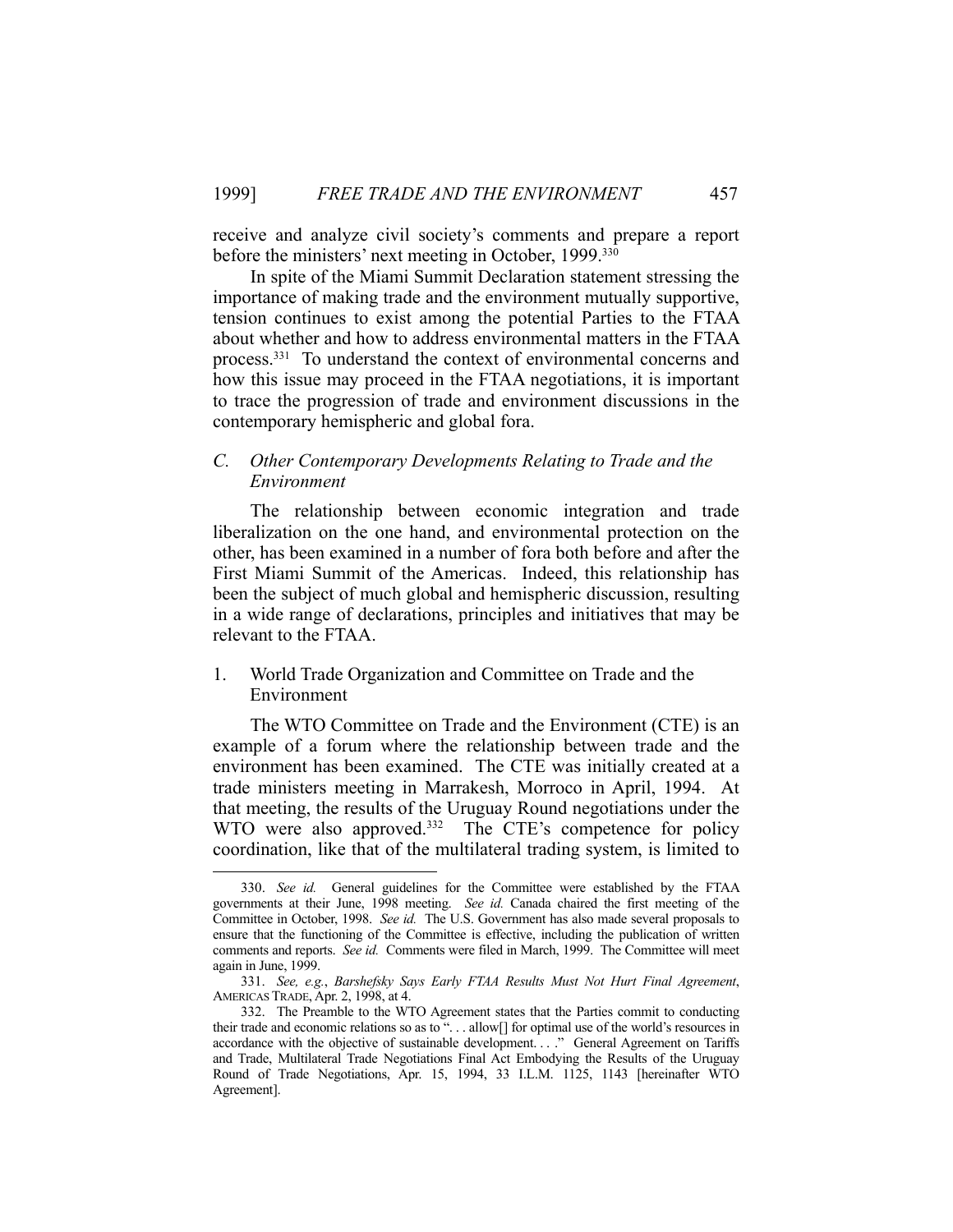receive and analyze civil society's comments and prepare a report before the ministers' next meeting in October, 1999.[330]

In spite of the Miami Summit Declaration statement stressing the importance of making trade and the environment mutually supportive, tension continues to exist among the potential Parties to the FTAA about whether and how to address environmental matters in the FTAA process.[331] To understand the context of environmental concerns and how this issue may proceed in the FTAA negotiations, it is important to trace the progression of trade and environment discussions in the contemporary hemispheric and global fora.

### *C. Other Contemporary Developments Relating to Trade and the Environment*

The relationship between economic integration and trade liberalization on the one hand, and environmental protection on the other, has been examined in a number of fora both before and after the First Miami Summit of the Americas. Indeed, this relationship has been the subject of much global and hemispheric discussion, resulting in a wide range of declarations, principles and initiatives that may be relevant to the FTAA.

#### 1. World Trade Organization and Committee on Trade and the Environment

The WTO Committee on Trade and the Environment (CTE) is an example of a forum where the relationship between trade and the environment has been examined. The CTE was initially created at a trade ministers meeting in Marrakesh, Morroco in April, 1994. At that meeting, the results of the Uruguay Round negotiations under the WTO were also approved.[332] The CTE's competence for policy coordination, like that of the multilateral trading system, is limited to

---

330. *See id.* General guidelines for the Committee were established by the FTAA governments at their June, 1998 meeting. *See id.* Canada chaired the first meeting of the Committee in October, 1998. *See id.* The U.S. Government has also made several proposals to ensure that the functioning of the Committee is effective, including the publication of written comments and reports. *See id.* Comments were filed in March, 1999. The Committee will meet again in June, 1999.

331. *See, e.g.*, *Barshefsky Says Early FTAA Results Must Not Hurt Final Agreement*, AMERICAS TRADE, Apr. 2, 1998, at 4.

332. The Preamble to the WTO Agreement states that the Parties commit to conducting their trade and economic relations so as to ". . . allow[] for optimal use of the world's resources in accordance with the objective of sustainable development. . . ." General Agreement on Tariffs and Trade, Multilateral Trade Negotiations Final Act Embodying the Results of the Uruguay Round of Trade Negotiations, Apr. 15, 1994, 33 I.L.M. 1125, 1143 [hereinafter WTO Agreement].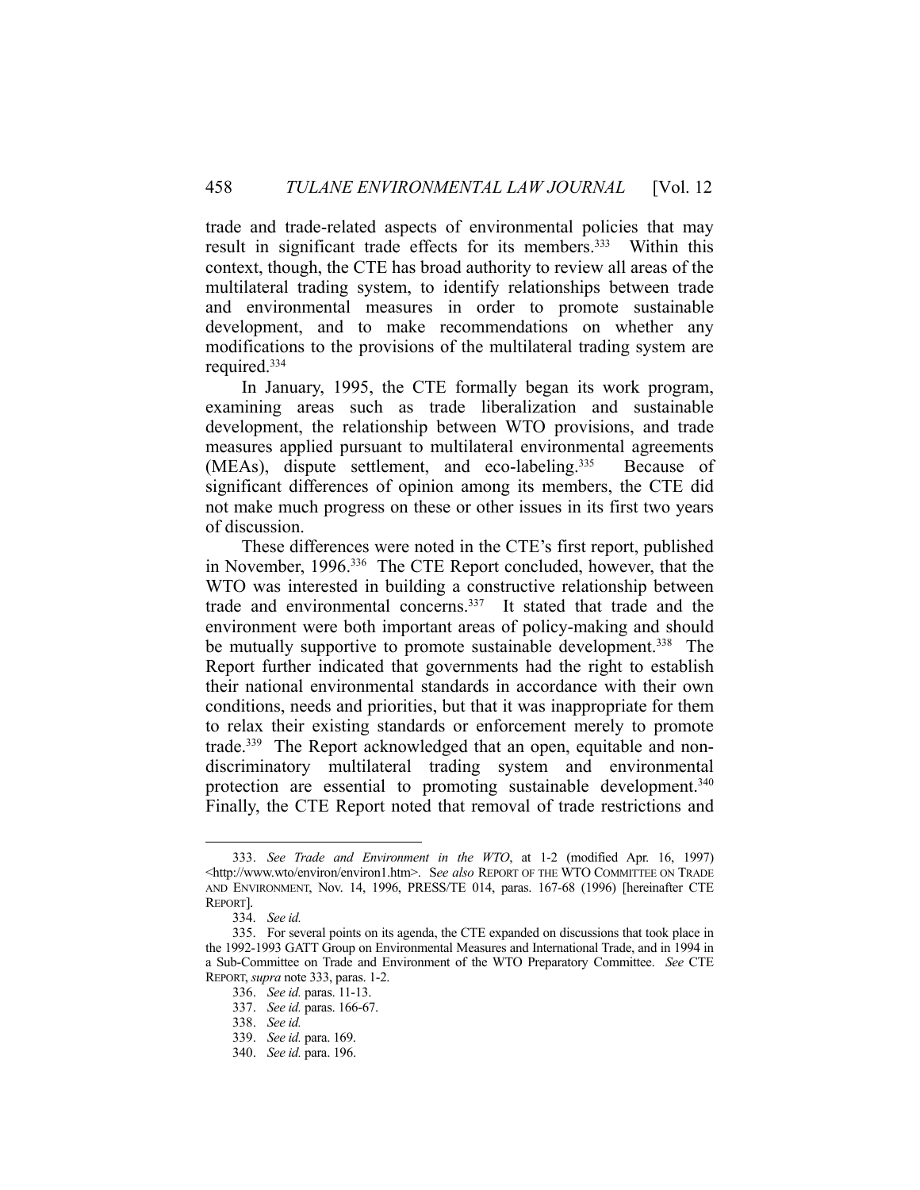trade and trade-related aspects of environmental policies that may result in significant trade effects for its members.[333] Within this context, though, the CTE has broad authority to review all areas of the multilateral trading system, to identify relationships between trade and environmental measures in order to promote sustainable development, and to make recommendations on whether any modifications to the provisions of the multilateral trading system are required.[334]

In January, 1995, the CTE formally began its work program, examining areas such as trade liberalization and sustainable development, the relationship between WTO provisions, and trade measures applied pursuant to multilateral environmental agreements (MEAs), dispute settlement, and eco-labeling.[335] Because of significant differences of opinion among its members, the CTE did not make much progress on these or other issues in its first two years of discussion.

These differences were noted in the CTE's first report, published in November, 1996.[336] The CTE Report concluded, however, that the WTO was interested in building a constructive relationship between trade and environmental concerns.[337] It stated that trade and the environment were both important areas of policy-making and should be mutually supportive to promote sustainable development.[338] The Report further indicated that governments had the right to establish their national environmental standards in accordance with their own conditions, needs and priorities, but that it was inappropriate for them to relax their existing standards or enforcement merely to promote trade.[339] The Report acknowledged that an open, equitable and non-discriminatory multilateral trading system and environmental protection are essential to promoting sustainable development.[340] Finally, the CTE Report noted that removal of trade restrictions and

---

333. *See Trade and Environment in the WTO*, at 1-2 (modified Apr. 16, 1997) <http://www.wto/environ/environ1.htm>. S*ee also* REPORT OF THE WTO COMMITTEE ON TRADE AND ENVIRONMENT, Nov. 14, 1996, PRESS/TE 014, paras. 167-68 (1996) [hereinafter CTE REPORT].

334. *See id.*

335. For several points on its agenda, the CTE expanded on discussions that took place in the 1992-1993 GATT Group on Environmental Measures and International Trade, and in 1994 in a Sub-Committee on Trade and Environment of the WTO Preparatory Committee. *See* CTE REPORT, *supra* note 333, paras. 1-2.

336. *See id.* paras. 11-13.

337. *See id.* paras. 166-67.

338. *See id.*

339. *See id.* para. 169.

340. *See id.* para. 196.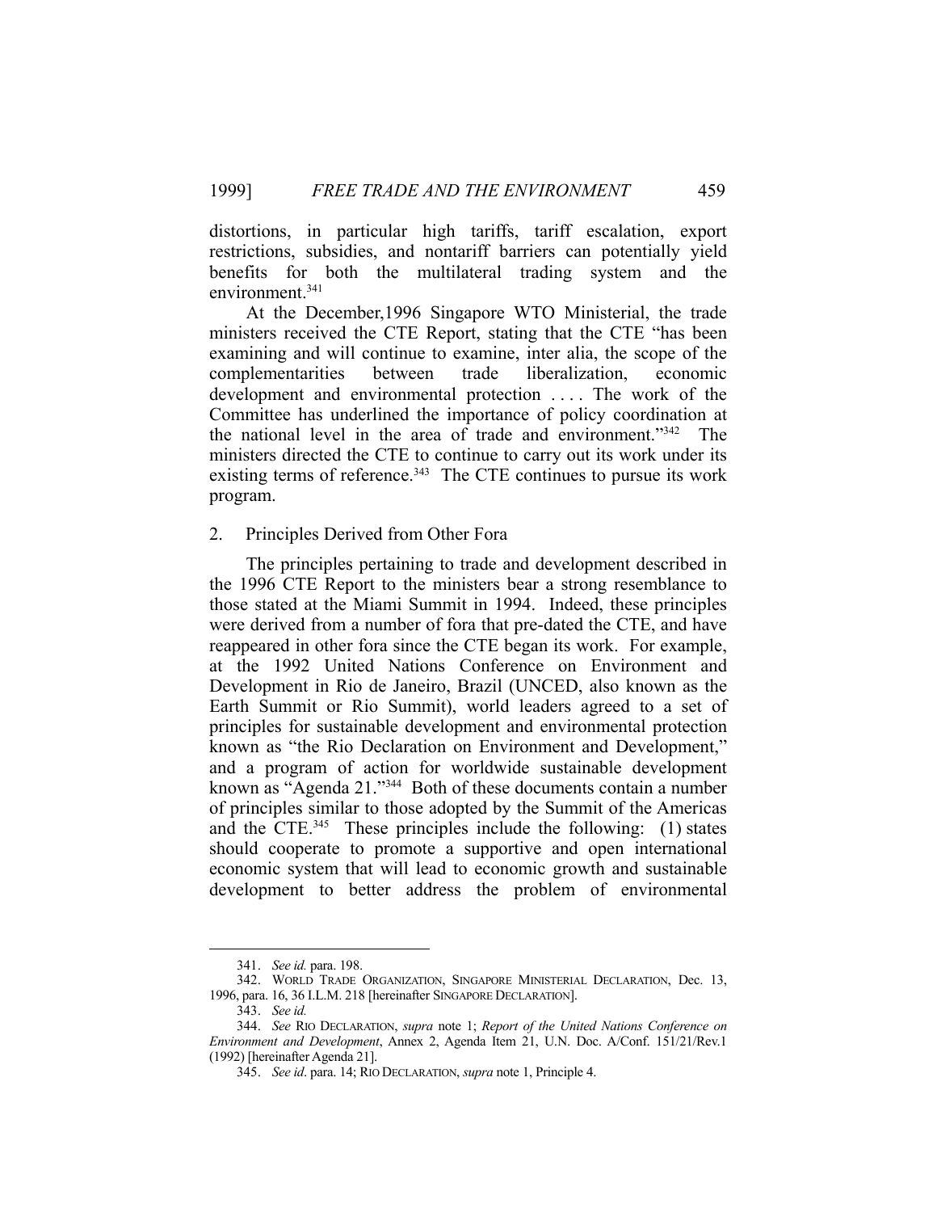distortions, in particular high tariffs, tariff escalation, export restrictions, subsidies, and nontariff barriers can potentially yield benefits for both the multilateral trading system and the environment.[341]

At the December,1996 Singapore WTO Ministerial, the trade ministers received the CTE Report, stating that the CTE "has been examining and will continue to examine, inter alia, the scope of the complementarities between trade liberalization, economic development and environmental protection . . . . The work of the Committee has underlined the importance of policy coordination at the national level in the area of trade and environment."[342] The ministers directed the CTE to continue to carry out its work under its existing terms of reference.[343] The CTE continues to pursue its work program.

2. Principles Derived from Other Fora

The principles pertaining to trade and development described in the 1996 CTE Report to the ministers bear a strong resemblance to those stated at the Miami Summit in 1994. Indeed, these principles were derived from a number of fora that pre-dated the CTE, and have reappeared in other fora since the CTE began its work. For example, at the 1992 United Nations Conference on Environment and Development in Rio de Janeiro, Brazil (UNCED, also known as the Earth Summit or Rio Summit), world leaders agreed to a set of principles for sustainable development and environmental protection known as "the Rio Declaration on Environment and Development," and a program of action for worldwide sustainable development known as "Agenda 21."[344] Both of these documents contain a number of principles similar to those adopted by the Summit of the Americas and the CTE.[345] These principles include the following: (1) states should cooperate to promote a supportive and open international economic system that will lead to economic growth and sustainable development to better address the problem of environmental

---

341. *See id.* para. 198.

342. WORLD TRADE ORGANIZATION, SINGAPORE MINISTERIAL DECLARATION, Dec. 13, 1996, para. 16, 36 I.L.M. 218 [hereinafter SINGAPORE DECLARATION].

343. *See id.*

344. *See* RIO DECLARATION, *supra* note 1; *Report of the United Nations Conference on Environment and Development*, Annex 2, Agenda Item 21, U.N. Doc. A/Conf. 151/21/Rev.1 (1992) [hereinafter Agenda 21].

345. *See id*. para. 14; RIO DECLARATION, *supra* note 1, Principle 4.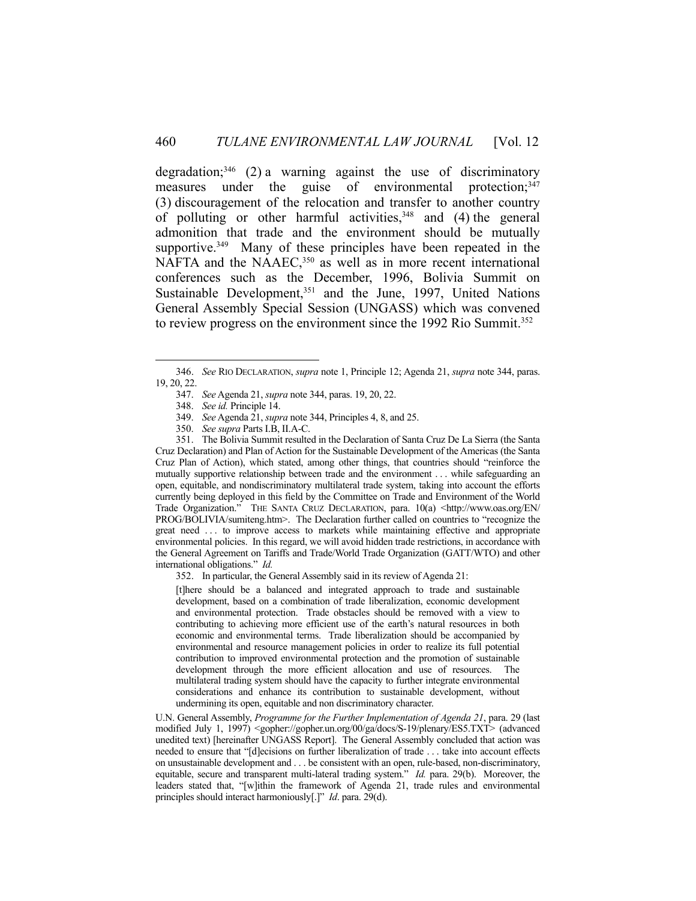degradation;[346] (2) a warning against the use of discriminatory measures under the guise of environmental protection;[347] (3) discouragement of the relocation and transfer to another country of polluting or other harmful activities,[348] and (4) the general admonition that trade and the environment should be mutually supportive.[349] Many of these principles have been repeated in the NAFTA and the NAAEC,[350] as well as in more recent international conferences such as the December, 1996, Bolivia Summit on Sustainable Development,[351] and the June, 1997, United Nations General Assembly Special Session (UNGASS) which was convened to review progress on the environment since the 1992 Rio Summit.[352]

---

346. *See* RIO DECLARATION, *supra* note 1, Principle 12; Agenda 21, *supra* note 344, paras. 19, 20, 22.

347. *See* Agenda 21, *supra* note 344, paras. 19, 20, 22.

348. *See id.* Principle 14.

349. *See* Agenda 21, *supra* note 344, Principles 4, 8, and 25.

350. *See supra* Parts I.B, II.A-C.

351. The Bolivia Summit resulted in the Declaration of Santa Cruz De La Sierra (the Santa Cruz Declaration) and Plan of Action for the Sustainable Development of the Americas (the Santa Cruz Plan of Action), which stated, among other things, that countries should "reinforce the mutually supportive relationship between trade and the environment . . . while safeguarding an open, equitable, and nondiscriminatory multilateral trade system, taking into account the efforts currently being deployed in this field by the Committee on Trade and Environment of the World Trade Organization." THE SANTA CRUZ DECLARATION, para. 10(a) <http://www.oas.org/EN/PROG/BOLIVIA/sumiteng.htm>. The Declaration further called on countries to "recognize the great need . . . to improve access to markets while maintaining effective and appropriate environmental policies. In this regard, we will avoid hidden trade restrictions, in accordance with the General Agreement on Tariffs and Trade/World Trade Organization (GATT/WTO) and other international obligations." *Id.*

352. In particular, the General Assembly said in its review of Agenda 21:

> [t]here should be a balanced and integrated approach to trade and sustainable development, based on a combination of trade liberalization, economic development and environmental protection. Trade obstacles should be removed with a view to contributing to achieving more efficient use of the earth's natural resources in both economic and environmental terms. Trade liberalization should be accompanied by environmental and resource management policies in order to realize its full potential contribution to improved environmental protection and the promotion of sustainable development through the more efficient allocation and use of resources. The multilateral trading system should have the capacity to further integrate environmental considerations and enhance its contribution to sustainable development, without undermining its open, equitable and non discriminatory character.

U.N. General Assembly, *Programme for the Further Implementation of Agenda 21*, para. 29 (last modified July 1, 1997) <gopher://gopher.un.org/00/ga/docs/S-19/plenary/ES5.TXT> (advanced unedited text) [hereinafter UNGASS Report]. The General Assembly concluded that action was needed to ensure that "[d]ecisions on further liberalization of trade . . . take into account effects on unsustainable development and . . . be consistent with an open, rule-based, non-discriminatory, equitable, secure and transparent multi-lateral trading system." *Id.* para. 29(b). Moreover, the leaders stated that, "[w]ithin the framework of Agenda 21, trade rules and environmental principles should interact harmoniously[.]" *Id*. para. 29(d).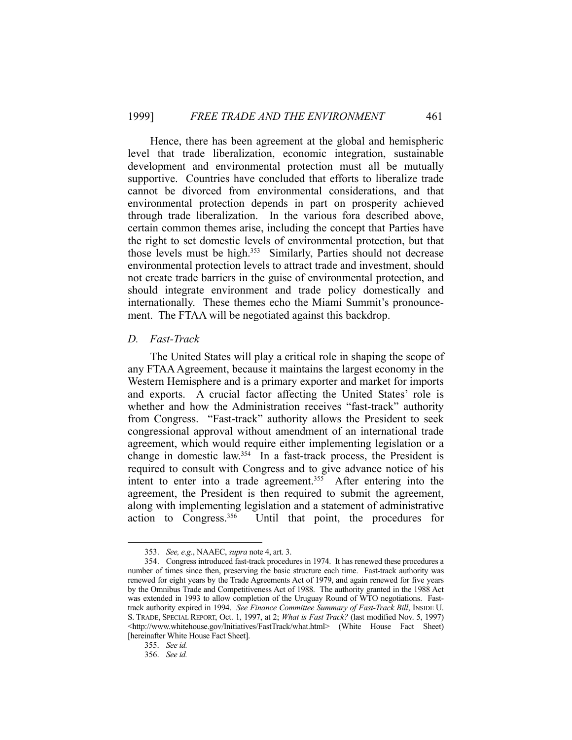Hence, there has been agreement at the global and hemispheric level that trade liberalization, economic integration, sustainable development and environmental protection must all be mutually supportive. Countries have concluded that efforts to liberalize trade cannot be divorced from environmental considerations, and that environmental protection depends in part on prosperity achieved through trade liberalization. In the various fora described above, certain common themes arise, including the concept that Parties have the right to set domestic levels of environmental protection, but that those levels must be high.[353] Similarly, Parties should not decrease environmental protection levels to attract trade and investment, should not create trade barriers in the guise of environmental protection, and should integrate environment and trade policy domestically and internationally. These themes echo the Miami Summit's pronouncement. The FTAA will be negotiated against this backdrop.

### D. *Fast-Track*

The United States will play a critical role in shaping the scope of any FTAA Agreement, because it maintains the largest economy in the Western Hemisphere and is a primary exporter and market for imports and exports. A crucial factor affecting the United States' role is whether and how the Administration receives "fast-track" authority from Congress. "Fast-track" authority allows the President to seek congressional approval without amendment of an international trade agreement, which would require either implementing legislation or a change in domestic law.[354] In a fast-track process, the President is required to consult with Congress and to give advance notice of his intent to enter into a trade agreement.[355] After entering into the agreement, the President is then required to submit the agreement, along with implementing legislation and a statement of administrative action to Congress.[356] Until that point, the procedures for

---

353. *See, e.g.*, NAAEC, *supra* note 4, art. 3.

354. Congress introduced fast-track procedures in 1974. It has renewed these procedures a number of times since then, preserving the basic structure each time. Fast-track authority was renewed for eight years by the Trade Agreements Act of 1979, and again renewed for five years by the Omnibus Trade and Competitiveness Act of 1988. The authority granted in the 1988 Act was extended in 1993 to allow completion of the Uruguay Round of WTO negotiations. Fast-track authority expired in 1994. *See Finance Committee Summary of Fast-Track Bill*, INSIDE U.S. TRADE, SPECIAL REPORT, Oct. 1, 1997, at 2; *What is Fast Track?* (last modified Nov. 5, 1997) <http://www.whitehouse.gov/Initiatives/FastTrack/what.html> (White House Fact Sheet) [hereinafter White House Fact Sheet].

355. *See id.*

356. *See id.*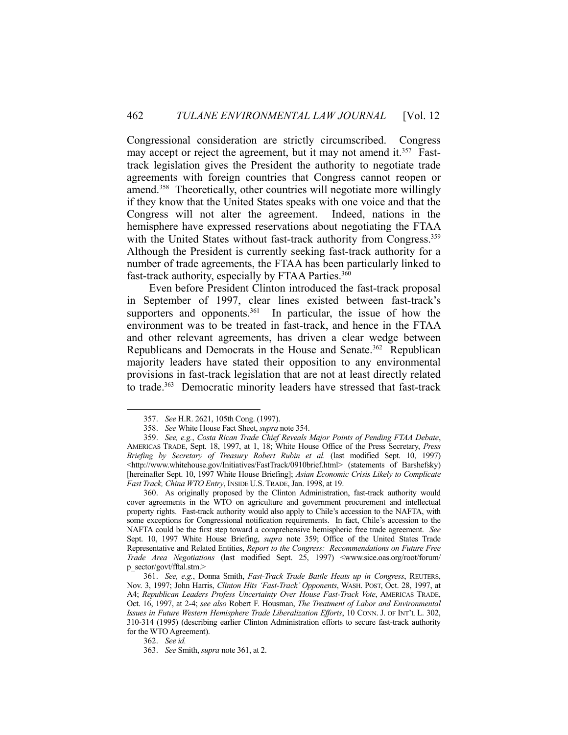Congressional consideration are strictly circumscribed. Congress may accept or reject the agreement, but it may not amend it.[357] Fast-track legislation gives the President the authority to negotiate trade agreements with foreign countries that Congress cannot reopen or amend.[358] Theoretically, other countries will negotiate more willingly if they know that the United States speaks with one voice and that the Congress will not alter the agreement. Indeed, nations in the hemisphere have expressed reservations about negotiating the FTAA with the United States without fast-track authority from Congress.[359] Although the President is currently seeking fast-track authority for a number of trade agreements, the FTAA has been particularly linked to fast-track authority, especially by FTAA Parties.[360]

Even before President Clinton introduced the fast-track proposal in September of 1997, clear lines existed between fast-track's supporters and opponents.[361] In particular, the issue of how the environment was to be treated in fast-track, and hence in the FTAA and other relevant agreements, has driven a clear wedge between Republicans and Democrats in the House and Senate.[362] Republican majority leaders have stated their opposition to any environmental provisions in fast-track legislation that are not at least directly related to trade.[363] Democratic minority leaders have stressed that fast-track

---

357. *See* H.R. 2621, 105th Cong. (1997).

358. *See* White House Fact Sheet, *supra* note 354.

359. *See, e.g.*, *Costa Rican Trade Chief Reveals Major Points of Pending FTAA Debate*, AMERICAS TRADE, Sept. 18, 1997, at 1, 18; White House Office of the Press Secretary, *Press Briefing by Secretary of Treasury Robert Rubin et al.* (last modified Sept. 10, 1997) <http://www.whitehouse.gov/Initiatives/FastTrack/0910brief.html> (statements of Barshefsky) [hereinafter Sept. 10, 1997 White House Briefing]; *Asian Economic Crisis Likely to Complicate Fast Track, China WTO Entry*, INSIDE U.S. TRADE, Jan. 1998, at 19.

360. As originally proposed by the Clinton Administration, fast-track authority would cover agreements in the WTO on agriculture and government procurement and intellectual property rights. Fast-track authority would also apply to Chile's accession to the NAFTA, with some exceptions for Congressional notification requirements. In fact, Chile's accession to the NAFTA could be the first step toward a comprehensive hemispheric free trade agreement. *See* Sept. 10, 1997 White House Briefing, *supra* note 359; Office of the United States Trade Representative and Related Entities, *Report to the Congress: Recommendations on Future Free Trade Area Negotiations* (last modified Sept. 25, 1997) <www.sice.oas.org/root/forum/p_sector/govt/fftal.stm.>

361. *See, e.g.*, Donna Smith, *Fast-Track Trade Battle Heats up in Congress*, REUTERS, Nov. 3, 1997; John Harris, *Clinton Hits 'Fast-Track' Opponents*, WASH. POST, Oct. 28, 1997, at A4; *Republican Leaders Profess Uncertainty Over House Fast-Track Vote*, AMERICAS TRADE, Oct. 16, 1997, at 2-4; *see also* Robert F. Housman, *The Treatment of Labor and Environmental Issues in Future Western Hemisphere Trade Liberalization Efforts*, 10 CONN. J. OF INT'L L. 302, 310-314 (1995) (describing earlier Clinton Administration efforts to secure fast-track authority for the WTO Agreement).

362. *See id.*

363. *See* Smith, *supra* note 361, at 2.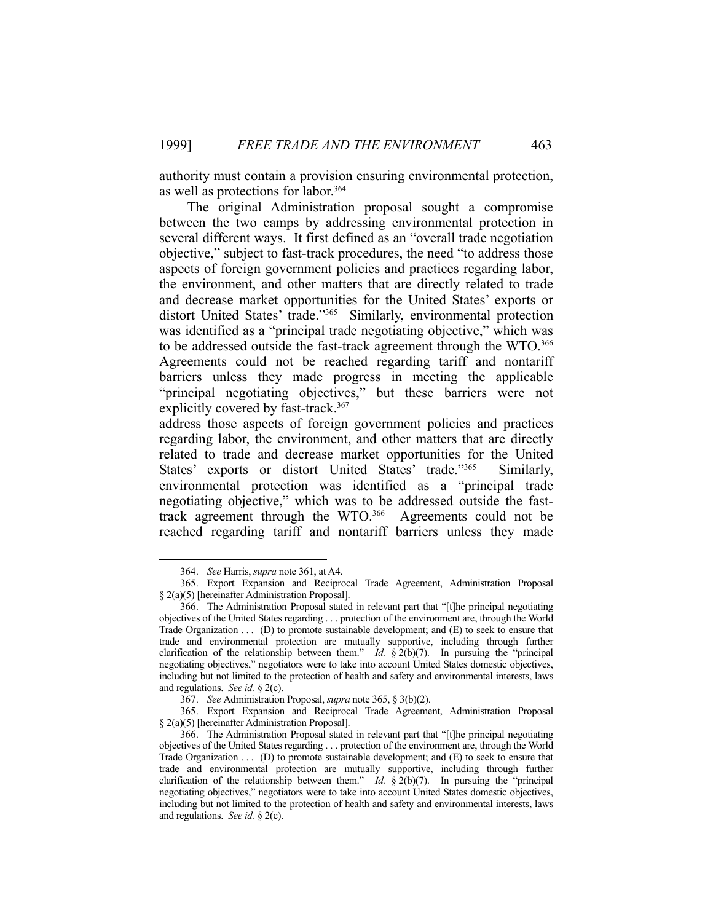authority must contain a provision ensuring environmental protection, as well as protections for labor.[364]

The original Administration proposal sought a compromise between the two camps by addressing environmental protection in several different ways. It first defined as an "overall trade negotiation objective," subject to fast-track procedures, the need "to address those aspects of foreign government policies and practices regarding labor, the environment, and other matters that are directly related to trade and decrease market opportunities for the United States' exports or distort United States' trade."[365] Similarly, environmental protection was identified as a "principal trade negotiating objective," which was to be addressed outside the fast-track agreement through the WTO.[366] Agreements could not be reached regarding tariff and nontariff barriers unless they made progress in meeting the applicable "principal negotiating objectives," but these barriers were not explicitly covered by fast-track.[367]

address those aspects of foreign government policies and practices regarding labor, the environment, and other matters that are directly related to trade and decrease market opportunities for the United States' exports or distort United States' trade."[365] Similarly, environmental protection was identified as a "principal trade negotiating objective," which was to be addressed outside the fast-track agreement through the WTO.[366] Agreements could not be reached regarding tariff and nontariff barriers unless they made

---

364. *See* Harris, *supra* note 361, at A4.

365. Export Expansion and Reciprocal Trade Agreement, Administration Proposal § 2(a)(5) [hereinafter Administration Proposal].

366. The Administration Proposal stated in relevant part that "[t]he principal negotiating objectives of the United States regarding . . . protection of the environment are, through the World Trade Organization . . . (D) to promote sustainable development; and (E) to seek to ensure that trade and environmental protection are mutually supportive, including through further clarification of the relationship between them." *Id.* § 2(b)(7). In pursuing the "principal negotiating objectives," negotiators were to take into account United States domestic objectives, including but not limited to the protection of health and safety and environmental interests, laws and regulations. *See id.* § 2(c).

367. *See* Administration Proposal, *supra* note 365, § 3(b)(2).

365. Export Expansion and Reciprocal Trade Agreement, Administration Proposal § 2(a)(5) [hereinafter Administration Proposal].

366. The Administration Proposal stated in relevant part that "[t]he principal negotiating objectives of the United States regarding . . . protection of the environment are, through the World Trade Organization . . . (D) to promote sustainable development; and (E) to seek to ensure that trade and environmental protection are mutually supportive, including through further clarification of the relationship between them." *Id.* § 2(b)(7). In pursuing the "principal negotiating objectives," negotiators were to take into account United States domestic objectives, including but not limited to the protection of health and safety and environmental interests, laws and regulations. *See id.* § 2(c).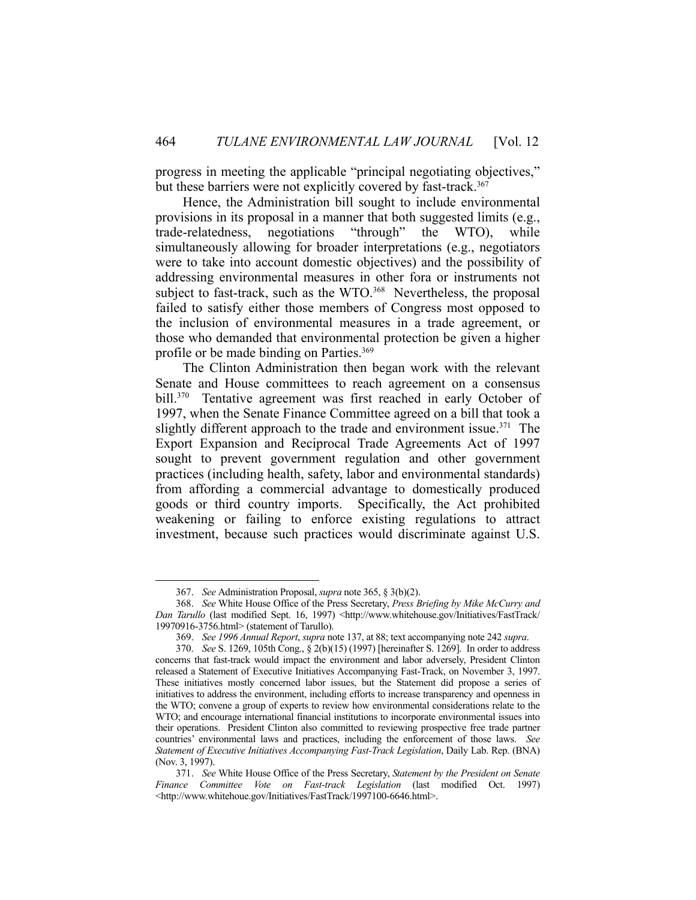progress in meeting the applicable "principal negotiating objectives," but these barriers were not explicitly covered by fast-track.[367]

Hence, the Administration bill sought to include environmental provisions in its proposal in a manner that both suggested limits (e.g., trade-relatedness, negotiations "through" the WTO), while simultaneously allowing for broader interpretations (e.g., negotiators were to take into account domestic objectives) and the possibility of addressing environmental measures in other fora or instruments not subject to fast-track, such as the WTO.[368] Nevertheless, the proposal failed to satisfy either those members of Congress most opposed to the inclusion of environmental measures in a trade agreement, or those who demanded that environmental protection be given a higher profile or be made binding on Parties.[369]

The Clinton Administration then began work with the relevant Senate and House committees to reach agreement on a consensus bill.[370] Tentative agreement was first reached in early October of 1997, when the Senate Finance Committee agreed on a bill that took a slightly different approach to the trade and environment issue.[371] The Export Expansion and Reciprocal Trade Agreements Act of 1997 sought to prevent government regulation and other government practices (including health, safety, labor and environmental standards) from affording a commercial advantage to domestically produced goods or third country imports. Specifically, the Act prohibited weakening or failing to enforce existing regulations to attract investment, because such practices would discriminate against U.S.

---

367. *See* Administration Proposal, *supra* note 365, § 3(b)(2).

368. *See* White House Office of the Press Secretary, *Press Briefing by Mike McCurry and Dan Tarullo* (last modified Sept. 16, 1997) <http://www.whitehouse.gov/Initiatives/FastTrack/19970916-3756.html> (statement of Tarullo).

369. *See 1996 Annual Report*, *supra* note 137, at 88; text accompanying note 242 *supra*.

370. *See* S. 1269, 105th Cong., § 2(b)(15) (1997) [hereinafter S. 1269]. In order to address concerns that fast-track would impact the environment and labor adversely, President Clinton released a Statement of Executive Initiatives Accompanying Fast-Track, on November 3, 1997. These initiatives mostly concerned labor issues, but the Statement did propose a series of initiatives to address the environment, including efforts to increase transparency and openness in the WTO; convene a group of experts to review how environmental considerations relate to the WTO; and encourage international financial institutions to incorporate environmental issues into their operations. President Clinton also committed to reviewing prospective free trade partner countries' environmental laws and practices, including the enforcement of those laws. *See Statement of Executive Initiatives Accompanying Fast-Track Legislation*, Daily Lab. Rep. (BNA) (Nov. 3, 1997).

371. *See* White House Office of the Press Secretary, *Statement by the President on Senate Finance Committee Vote on Fast-track Legislation* (last modified Oct. 1997) <http://www.whitehoue.gov/Initiatives/FastTrack/1997100-6646.html>.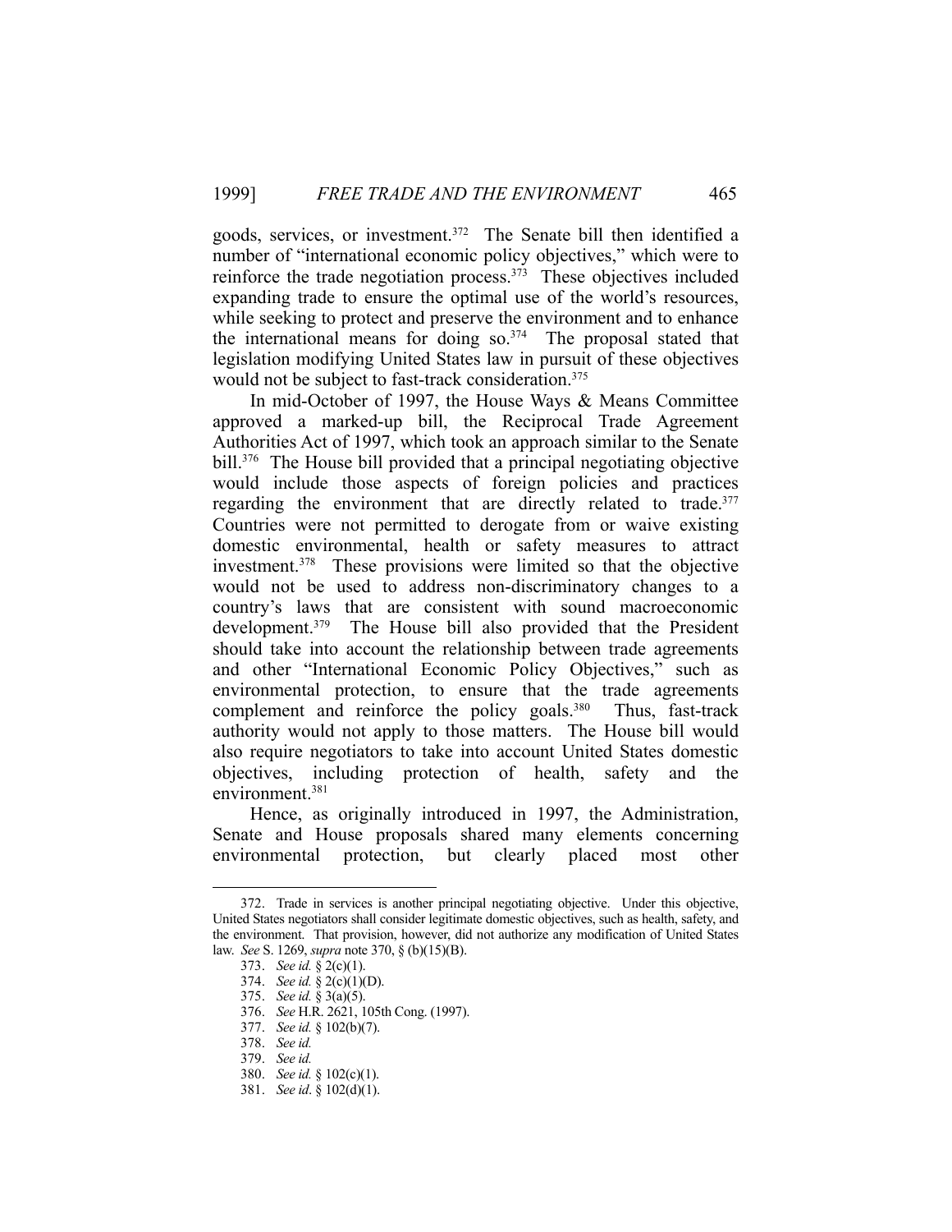goods, services, or investment.[372] The Senate bill then identified a number of "international economic policy objectives," which were to reinforce the trade negotiation process.[373] These objectives included expanding trade to ensure the optimal use of the world's resources, while seeking to protect and preserve the environment and to enhance the international means for doing so.[374] The proposal stated that legislation modifying United States law in pursuit of these objectives would not be subject to fast-track consideration.[375]

In mid-October of 1997, the House Ways & Means Committee approved a marked-up bill, the Reciprocal Trade Agreement Authorities Act of 1997, which took an approach similar to the Senate bill.[376] The House bill provided that a principal negotiating objective would include those aspects of foreign policies and practices regarding the environment that are directly related to trade.[377] Countries were not permitted to derogate from or waive existing domestic environmental, health or safety measures to attract investment.[378] These provisions were limited so that the objective would not be used to address non-discriminatory changes to a country's laws that are consistent with sound macroeconomic development.[379] The House bill also provided that the President should take into account the relationship between trade agreements and other "International Economic Policy Objectives," such as environmental protection, to ensure that the trade agreements complement and reinforce the policy goals.[380] Thus, fast-track authority would not apply to those matters. The House bill would also require negotiators to take into account United States domestic objectives, including protection of health, safety and the environment.[381]

Hence, as originally introduced in 1997, the Administration, Senate and House proposals shared many elements concerning environmental protection, but clearly placed most other

---

372. Trade in services is another principal negotiating objective. Under this objective, United States negotiators shall consider legitimate domestic objectives, such as health, safety, and the environment. That provision, however, did not authorize any modification of United States law. *See* S. 1269, *supra* note 370, § (b)(15)(B).

373. *See id.* § 2(c)(1).

374. *See id.* § 2(c)(1)(D).

375. *See id.* § 3(a)(5).

376. *See* H.R. 2621, 105th Cong. (1997).

377. *See id.* § 102(b)(7).

378. *See id.*

379. *See id.*

380. *See id.* § 102(c)(1).

381. *See id*. § 102(d)(1).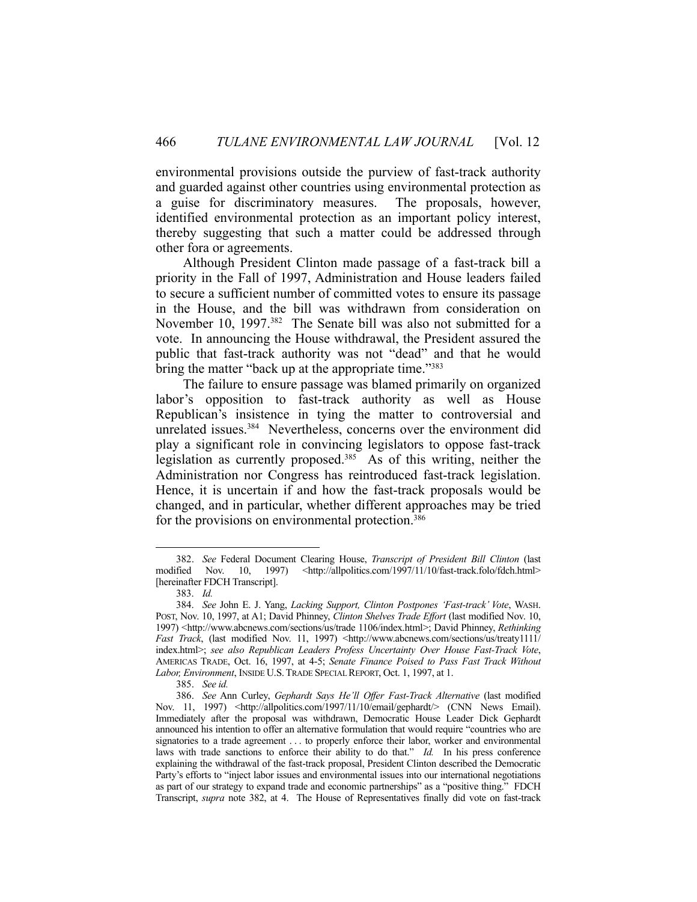environmental provisions outside the purview of fast-track authority and guarded against other countries using environmental protection as a guise for discriminatory measures. The proposals, however, identified environmental protection as an important policy interest, thereby suggesting that such a matter could be addressed through other fora or agreements.

Although President Clinton made passage of a fast-track bill a priority in the Fall of 1997, Administration and House leaders failed to secure a sufficient number of committed votes to ensure its passage in the House, and the bill was withdrawn from consideration on November 10, 1997.[382] The Senate bill was also not submitted for a vote. In announcing the House withdrawal, the President assured the public that fast-track authority was not "dead" and that he would bring the matter "back up at the appropriate time."[383]

The failure to ensure passage was blamed primarily on organized labor's opposition to fast-track authority as well as House Republican's insistence in tying the matter to controversial and unrelated issues.[384] Nevertheless, concerns over the environment did play a significant role in convincing legislators to oppose fast-track legislation as currently proposed.[385] As of this writing, neither the Administration nor Congress has reintroduced fast-track legislation. Hence, it is uncertain if and how the fast-track proposals would be changed, and in particular, whether different approaches may be tried for the provisions on environmental protection.[386]

---

382. *See* Federal Document Clearing House, *Transcript of President Bill Clinton* (last modified Nov. 10, 1997) <http://allpolitics.com/1997/11/10/fast-track.folo/fdch.html> [hereinafter FDCH Transcript].

383. *Id.*

384. *See* John E. J. Yang, *Lacking Support, Clinton Postpones 'Fast-track' Vote*, WASH. POST, Nov. 10, 1997, at A1; David Phinney, *Clinton Shelves Trade Effort* (last modified Nov. 10, 1997) <http://www.abcnews.com/sections/us/trade 1106/index.html>; David Phinney, *Rethinking Fast Track*, (last modified Nov. 11, 1997) <http://www.abcnews.com/sections/us/treaty1111/index.html>; *see also Republican Leaders Profess Uncertainty Over House Fast-Track Vote*, AMERICAS TRADE, Oct. 16, 1997, at 4-5; *Senate Finance Poised to Pass Fast Track Without Labor, Environment*, INSIDE U.S. TRADE SPECIAL REPORT, Oct. 1, 1997, at 1.

385. *See id.*

386. *See* Ann Curley, *Gephardt Says He'll Offer Fast-Track Alternative* (last modified Nov. 11, 1997) <http://allpolitics.com/1997/11/10/email/gephardt/> (CNN News Email). Immediately after the proposal was withdrawn, Democratic House Leader Dick Gephardt announced his intention to offer an alternative formulation that would require "countries who are signatories to a trade agreement . . . to properly enforce their labor, worker and environmental laws with trade sanctions to enforce their ability to do that." *Id.* In his press conference explaining the withdrawal of the fast-track proposal, President Clinton described the Democratic Party's efforts to "inject labor issues and environmental issues into our international negotiations as part of our strategy to expand trade and economic partnerships" as a "positive thing." FDCH Transcript, *supra* note 382, at 4. The House of Representatives finally did vote on fast-track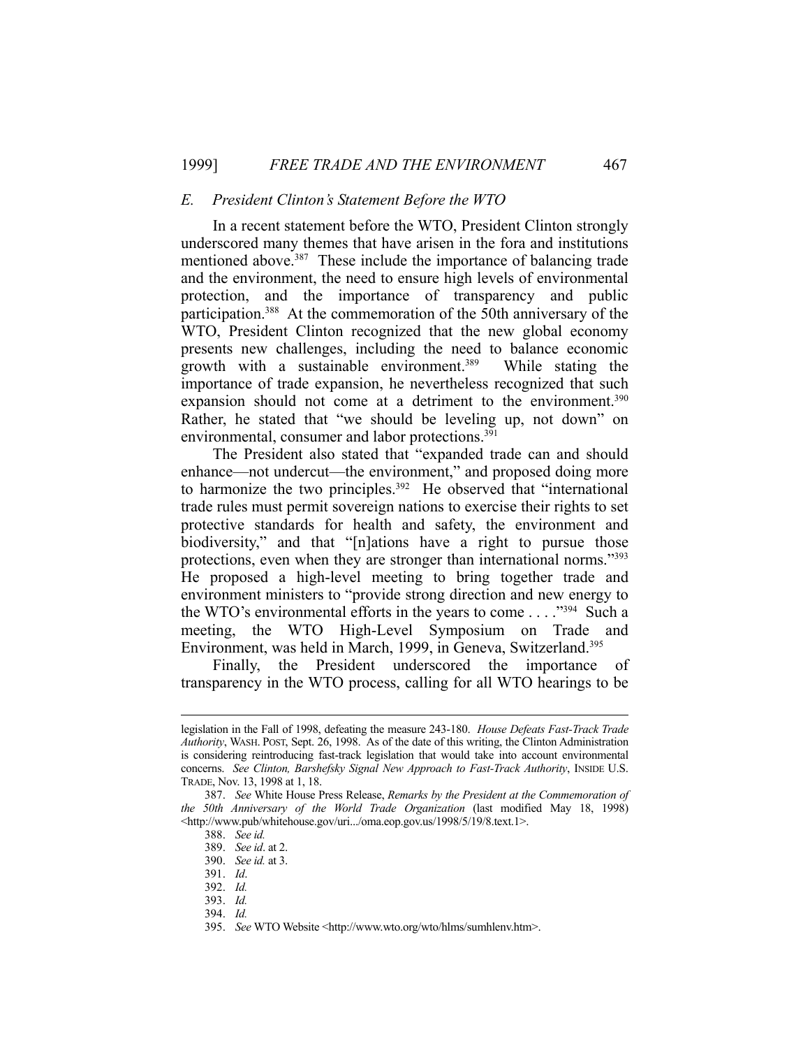### *E. President Clinton's Statement Before the WTO*

In a recent statement before the WTO, President Clinton strongly underscored many themes that have arisen in the fora and institutions mentioned above.[387] These include the importance of balancing trade and the environment, the need to ensure high levels of environmental protection, and the importance of transparency and public participation.[388] At the commemoration of the 50th anniversary of the WTO, President Clinton recognized that the new global economy presents new challenges, including the need to balance economic growth with a sustainable environment.[389] While stating the importance of trade expansion, he nevertheless recognized that such expansion should not come at a detriment to the environment.[390] Rather, he stated that "we should be leveling up, not down" on environmental, consumer and labor protections.[391]

The President also stated that "expanded trade can and should enhance—not undercut—the environment," and proposed doing more to harmonize the two principles.[392] He observed that "international trade rules must permit sovereign nations to exercise their rights to set protective standards for health and safety, the environment and biodiversity," and that "[n]ations have a right to pursue those protections, even when they are stronger than international norms."[393] He proposed a high-level meeting to bring together trade and environment ministers to "provide strong direction and new energy to the WTO's environmental efforts in the years to come . . . ."[394] Such a meeting, the WTO High-Level Symposium on Trade and Environment, was held in March, 1999, in Geneva, Switzerland.[395]

Finally, the President underscored the importance of transparency in the WTO process, calling for all WTO hearings to be

---

legislation in the Fall of 1998, defeating the measure 243-180. *House Defeats Fast-Track Trade Authority*, WASH. POST, Sept. 26, 1998. As of the date of this writing, the Clinton Administration is considering reintroducing fast-track legislation that would take into account environmental concerns. *See Clinton, Barshefsky Signal New Approach to Fast-Track Authority*, INSIDE U.S. TRADE, Nov. 13, 1998 at 1, 18.

387. *See* White House Press Release, *Remarks by the President at the Commemoration of the 50th Anniversary of the World Trade Organization* (last modified May 18, 1998) <http://www.pub/whitehouse.gov/uri.../oma.eop.gov.us/1998/5/19/8.text.1>.

388. *See id.*

389. *See id*. at 2.

390. *See id.* at 3.

391. *Id*.

392. *Id.*

393. *Id.*

394. *Id.*

395. *See* WTO Website <http://www.wto.org/wto/hlms/sumhlenv.htm>.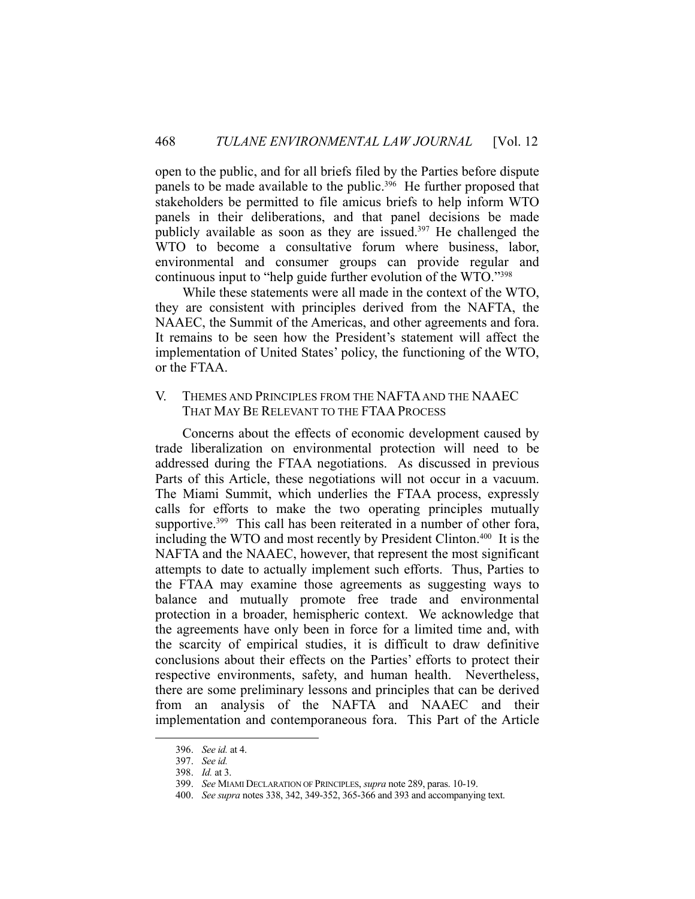open to the public, and for all briefs filed by the Parties before dispute panels to be made available to the public.[396] He further proposed that stakeholders be permitted to file amicus briefs to help inform WTO panels in their deliberations, and that panel decisions be made publicly available as soon as they are issued.[397] He challenged the WTO to become a consultative forum where business, labor, environmental and consumer groups can provide regular and continuous input to "help guide further evolution of the WTO."[398]

While these statements were all made in the context of the WTO, they are consistent with principles derived from the NAFTA, the NAAEC, the Summit of the Americas, and other agreements and fora. It remains to be seen how the President's statement will affect the implementation of United States' policy, the functioning of the WTO, or the FTAA.

## V. Themes and Principles from the NAFTA and the NAAEC That May Be Relevant to the FTAA Process

Concerns about the effects of economic development caused by trade liberalization on environmental protection will need to be addressed during the FTAA negotiations. As discussed in previous Parts of this Article, these negotiations will not occur in a vacuum. The Miami Summit, which underlies the FTAA process, expressly calls for efforts to make the two operating principles mutually supportive.[399] This call has been reiterated in a number of other fora, including the WTO and most recently by President Clinton.[400] It is the NAFTA and the NAAEC, however, that represent the most significant attempts to date to actually implement such efforts. Thus, Parties to the FTAA may examine those agreements as suggesting ways to balance and mutually promote free trade and environmental protection in a broader, hemispheric context. We acknowledge that the agreements have only been in force for a limited time and, with the scarcity of empirical studies, it is difficult to draw definitive conclusions about their effects on the Parties' efforts to protect their respective environments, safety, and human health. Nevertheless, there are some preliminary lessons and principles that can be derived from an analysis of the NAFTA and NAAEC and their implementation and contemporaneous fora. This Part of the Article

---

396. *See id.* at 4.

397. *See id.*

398. *Id.* at 3.

399. *See* MIAMI DECLARATION OF PRINCIPLES, *supra* note 289, paras. 10-19.

400. *See supra* notes 338, 342, 349-352, 365-366 and 393 and accompanying text.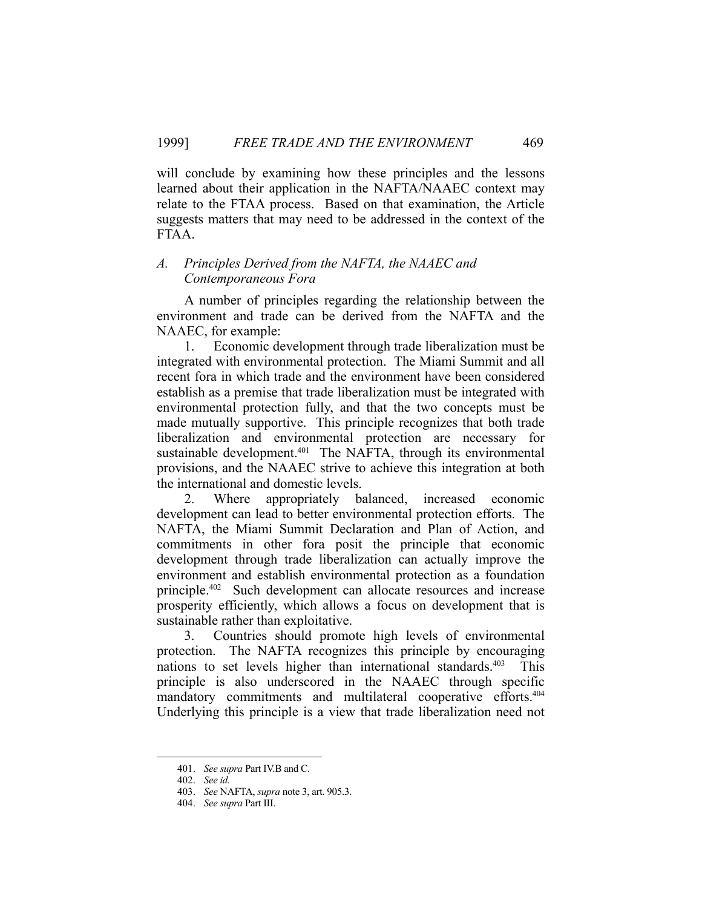will conclude by examining how these principles and the lessons learned about their application in the NAFTA/NAAEC context may relate to the FTAA process. Based on that examination, the Article suggests matters that may need to be addressed in the context of the FTAA.

### *A. Principles Derived from the NAFTA, the NAAEC and Contemporaneous Fora*

A number of principles regarding the relationship between the environment and trade can be derived from the NAFTA and the NAAEC, for example:

1. Economic development through trade liberalization must be integrated with environmental protection. The Miami Summit and all recent fora in which trade and the environment have been considered establish as a premise that trade liberalization must be integrated with environmental protection fully, and that the two concepts must be made mutually supportive. This principle recognizes that both trade liberalization and environmental protection are necessary for sustainable development.[401] The NAFTA, through its environmental provisions, and the NAAEC strive to achieve this integration at both the international and domestic levels.

2. Where appropriately balanced, increased economic development can lead to better environmental protection efforts. The NAFTA, the Miami Summit Declaration and Plan of Action, and commitments in other fora posit the principle that economic development through trade liberalization can actually improve the environment and establish environmental protection as a foundation principle.[402] Such development can allocate resources and increase prosperity efficiently, which allows a focus on development that is sustainable rather than exploitative.

3. Countries should promote high levels of environmental protection. The NAFTA recognizes this principle by encouraging nations to set levels higher than international standards.[403] This principle is also underscored in the NAAEC through specific mandatory commitments and multilateral cooperative efforts.[404] Underlying this principle is a view that trade liberalization need not

---

401. *See supra* Part IV.B and C.

402. *See id.*

403. *See* NAFTA, *supra* note 3, art. 905.3.

404. *See supra* Part III.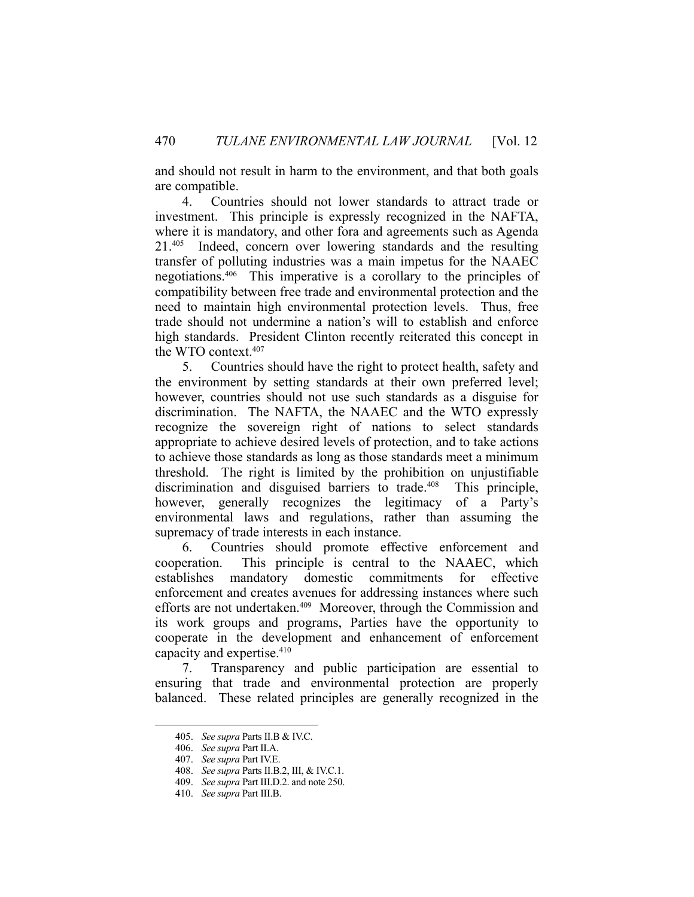and should not result in harm to the environment, and that both goals are compatible.

4. Countries should not lower standards to attract trade or investment. This principle is expressly recognized in the NAFTA, where it is mandatory, and other fora and agreements such as Agenda 21.[405] Indeed, concern over lowering standards and the resulting transfer of polluting industries was a main impetus for the NAAEC negotiations.[406] This imperative is a corollary to the principles of compatibility between free trade and environmental protection and the need to maintain high environmental protection levels. Thus, free trade should not undermine a nation's will to establish and enforce high standards. President Clinton recently reiterated this concept in the WTO context.[407]

5. Countries should have the right to protect health, safety and the environment by setting standards at their own preferred level; however, countries should not use such standards as a disguise for discrimination. The NAFTA, the NAAEC and the WTO expressly recognize the sovereign right of nations to select standards appropriate to achieve desired levels of protection, and to take actions to achieve those standards as long as those standards meet a minimum threshold. The right is limited by the prohibition on unjustifiable discrimination and disguised barriers to trade.[408] This principle, however, generally recognizes the legitimacy of a Party's environmental laws and regulations, rather than assuming the supremacy of trade interests in each instance.

6. Countries should promote effective enforcement and cooperation. This principle is central to the NAAEC, which establishes mandatory domestic commitments for effective enforcement and creates avenues for addressing instances where such efforts are not undertaken.[409] Moreover, through the Commission and its work groups and programs, Parties have the opportunity to cooperate in the development and enhancement of enforcement capacity and expertise.[410]

7. Transparency and public participation are essential to ensuring that trade and environmental protection are properly balanced. These related principles are generally recognized in the

---

405. *See supra* Parts II.B & IV.C.

406. *See supra* Part II.A.

407. *See supra* Part IV.E.

408. *See supra* Parts II.B.2, III, & IV.C.1.

409. *See supra* Part III.D.2. and note 250.

410. *See supra* Part III.B.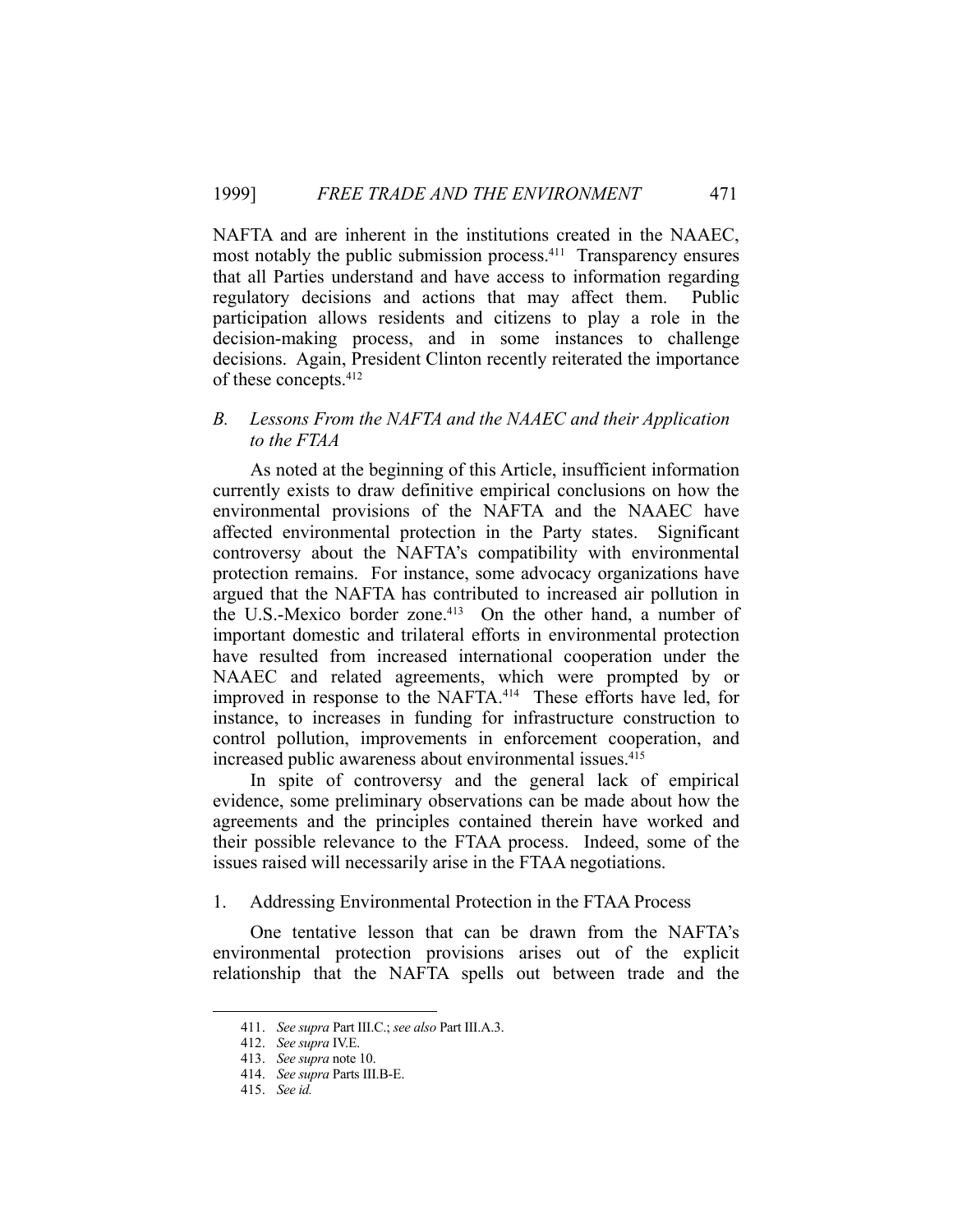NAFTA and are inherent in the institutions created in the NAAEC, most notably the public submission process.[411] Transparency ensures that all Parties understand and have access to information regarding regulatory decisions and actions that may affect them. Public participation allows residents and citizens to play a role in the decision-making process, and in some instances to challenge decisions. Again, President Clinton recently reiterated the importance of these concepts.[412]

### *B. Lessons From the NAFTA and the NAAEC and their Application to the FTAA*

As noted at the beginning of this Article, insufficient information currently exists to draw definitive empirical conclusions on how the environmental provisions of the NAFTA and the NAAEC have affected environmental protection in the Party states. Significant controversy about the NAFTA's compatibility with environmental protection remains. For instance, some advocacy organizations have argued that the NAFTA has contributed to increased air pollution in the U.S.-Mexico border zone.[413] On the other hand, a number of important domestic and trilateral efforts in environmental protection have resulted from increased international cooperation under the NAAEC and related agreements, which were prompted by or improved in response to the NAFTA.[414] These efforts have led, for instance, to increases in funding for infrastructure construction to control pollution, improvements in enforcement cooperation, and increased public awareness about environmental issues.[415]

In spite of controversy and the general lack of empirical evidence, some preliminary observations can be made about how the agreements and the principles contained therein have worked and their possible relevance to the FTAA process. Indeed, some of the issues raised will necessarily arise in the FTAA negotiations.

#### 1. Addressing Environmental Protection in the FTAA Process

One tentative lesson that can be drawn from the NAFTA's environmental protection provisions arises out of the explicit relationship that the NAFTA spells out between trade and the

---

411. *See supra* Part III.C.; *see also* Part III.A.3.

412. *See supra* IV.E.

413. *See supra* note 10.

414. *See supra* Parts III.B-E.

415. *See id.*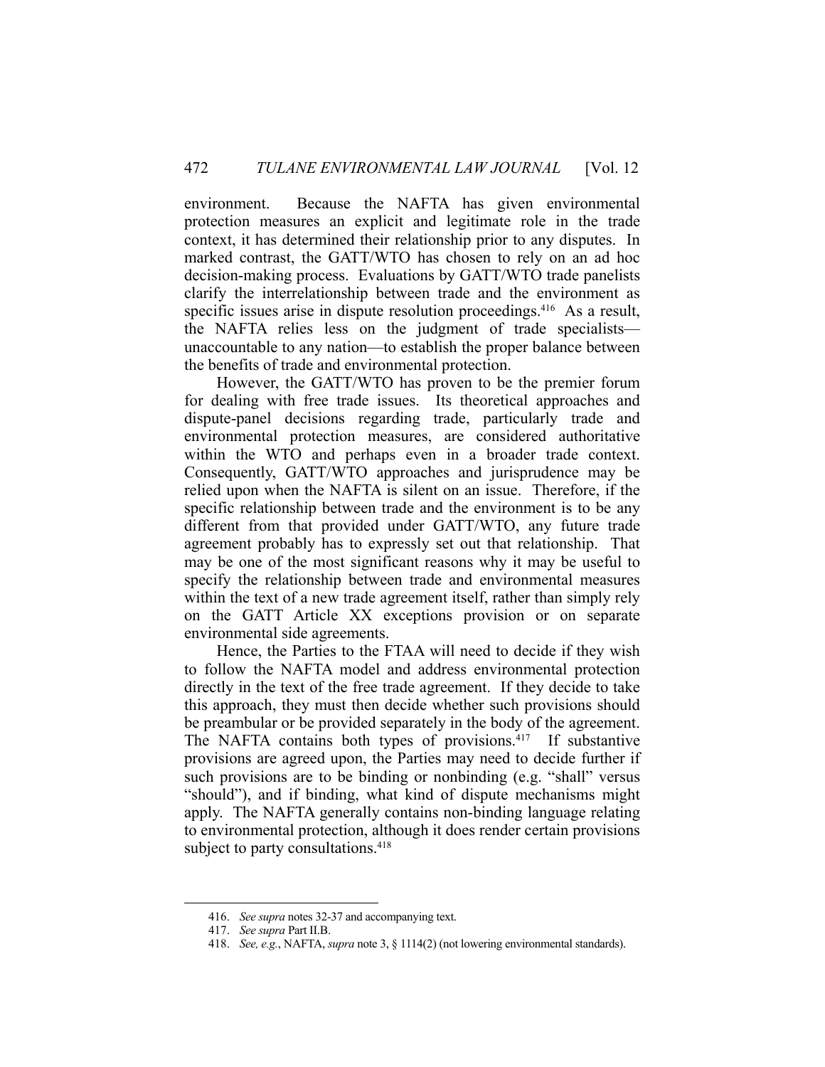environment. Because the NAFTA has given environmental protection measures an explicit and legitimate role in the trade context, it has determined their relationship prior to any disputes. In marked contrast, the GATT/WTO has chosen to rely on an ad hoc decision-making process. Evaluations by GATT/WTO trade panelists clarify the interrelationship between trade and the environment as specific issues arise in dispute resolution proceedings.[416] As a result, the NAFTA relies less on the judgment of trade specialists—unaccountable to any nation—to establish the proper balance between the benefits of trade and environmental protection.

However, the GATT/WTO has proven to be the premier forum for dealing with free trade issues. Its theoretical approaches and dispute-panel decisions regarding trade, particularly trade and environmental protection measures, are considered authoritative within the WTO and perhaps even in a broader trade context. Consequently, GATT/WTO approaches and jurisprudence may be relied upon when the NAFTA is silent on an issue. Therefore, if the specific relationship between trade and the environment is to be any different from that provided under GATT/WTO, any future trade agreement probably has to expressly set out that relationship. That may be one of the most significant reasons why it may be useful to specify the relationship between trade and environmental measures within the text of a new trade agreement itself, rather than simply rely on the GATT Article XX exceptions provision or on separate environmental side agreements.

Hence, the Parties to the FTAA will need to decide if they wish to follow the NAFTA model and address environmental protection directly in the text of the free trade agreement. If they decide to take this approach, they must then decide whether such provisions should be preambular or be provided separately in the body of the agreement. The NAFTA contains both types of provisions.[417] If substantive provisions are agreed upon, the Parties may need to decide further if such provisions are to be binding or nonbinding (e.g. "shall" versus "should"), and if binding, what kind of dispute mechanisms might apply. The NAFTA generally contains non-binding language relating to environmental protection, although it does render certain provisions subject to party consultations.[418]

---

416. *See supra* notes 32-37 and accompanying text.

417. *See supra* Part II.B.

418. *See, e.g.*, NAFTA, *supra* note 3, § 1114(2) (not lowering environmental standards).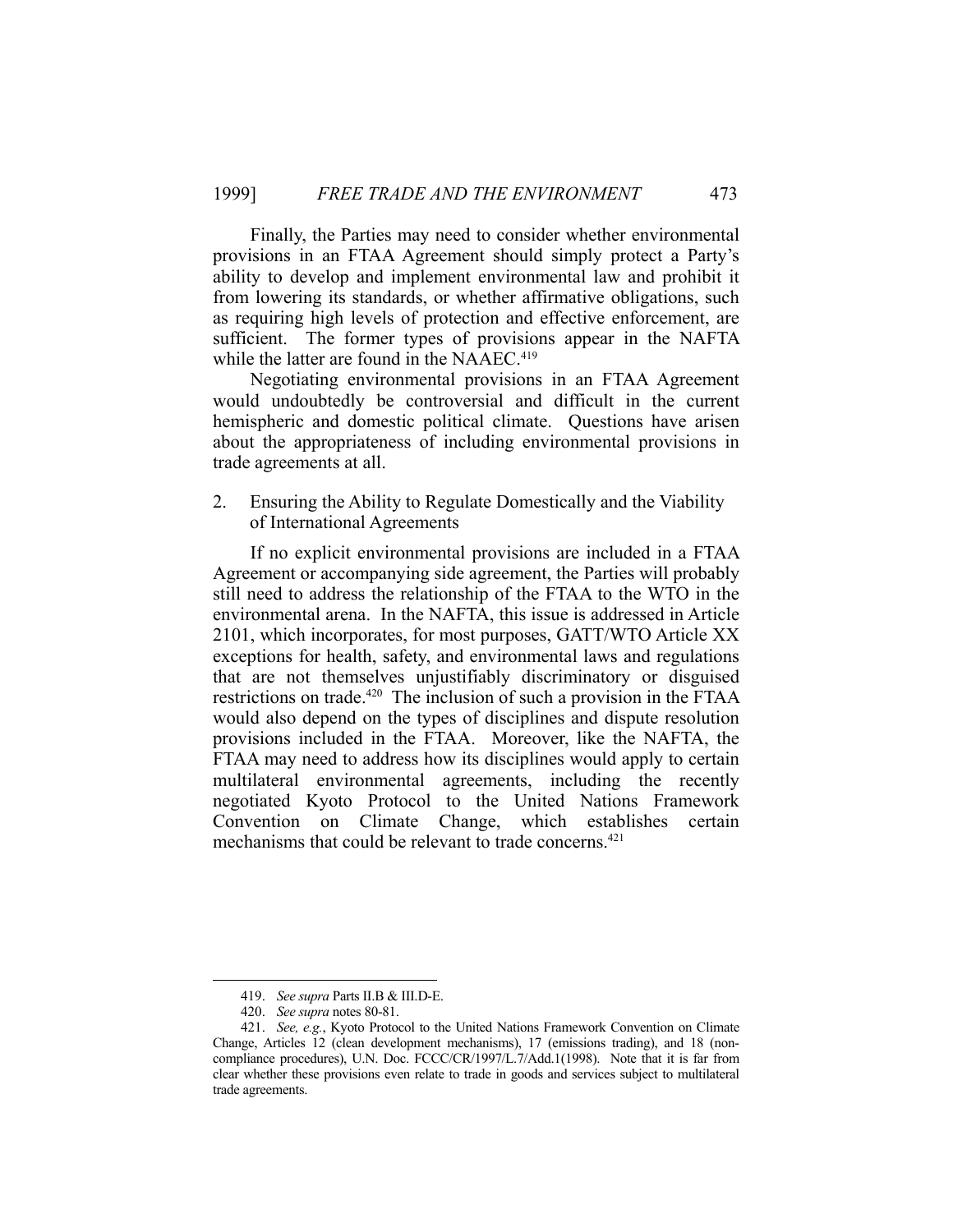Finally, the Parties may need to consider whether environmental provisions in an FTAA Agreement should simply protect a Party's ability to develop and implement environmental law and prohibit it from lowering its standards, or whether affirmative obligations, such as requiring high levels of protection and effective enforcement, are sufficient. The former types of provisions appear in the NAFTA while the latter are found in the NAAEC.[419]

Negotiating environmental provisions in an FTAA Agreement would undoubtedly be controversial and difficult in the current hemispheric and domestic political climate. Questions have arisen about the appropriateness of including environmental provisions in trade agreements at all.

2. Ensuring the Ability to Regulate Domestically and the Viability of International Agreements

If no explicit environmental provisions are included in a FTAA Agreement or accompanying side agreement, the Parties will probably still need to address the relationship of the FTAA to the WTO in the environmental arena. In the NAFTA, this issue is addressed in Article 2101, which incorporates, for most purposes, GATT/WTO Article XX exceptions for health, safety, and environmental laws and regulations that are not themselves unjustifiably discriminatory or disguised restrictions on trade.[420] The inclusion of such a provision in the FTAA would also depend on the types of disciplines and dispute resolution provisions included in the FTAA. Moreover, like the NAFTA, the FTAA may need to address how its disciplines would apply to certain multilateral environmental agreements, including the recently negotiated Kyoto Protocol to the United Nations Framework Convention on Climate Change, which establishes certain mechanisms that could be relevant to trade concerns.[421]

---

419. *See supra* Parts II.B & III.D-E.

420. *See supra* notes 80-81.

421. *See, e.g.*, Kyoto Protocol to the United Nations Framework Convention on Climate Change, Articles 12 (clean development mechanisms), 17 (emissions trading), and 18 (non-compliance procedures), U.N. Doc. FCCC/CR/1997/L.7/Add.1(1998). Note that it is far from clear whether these provisions even relate to trade in goods and services subject to multilateral trade agreements.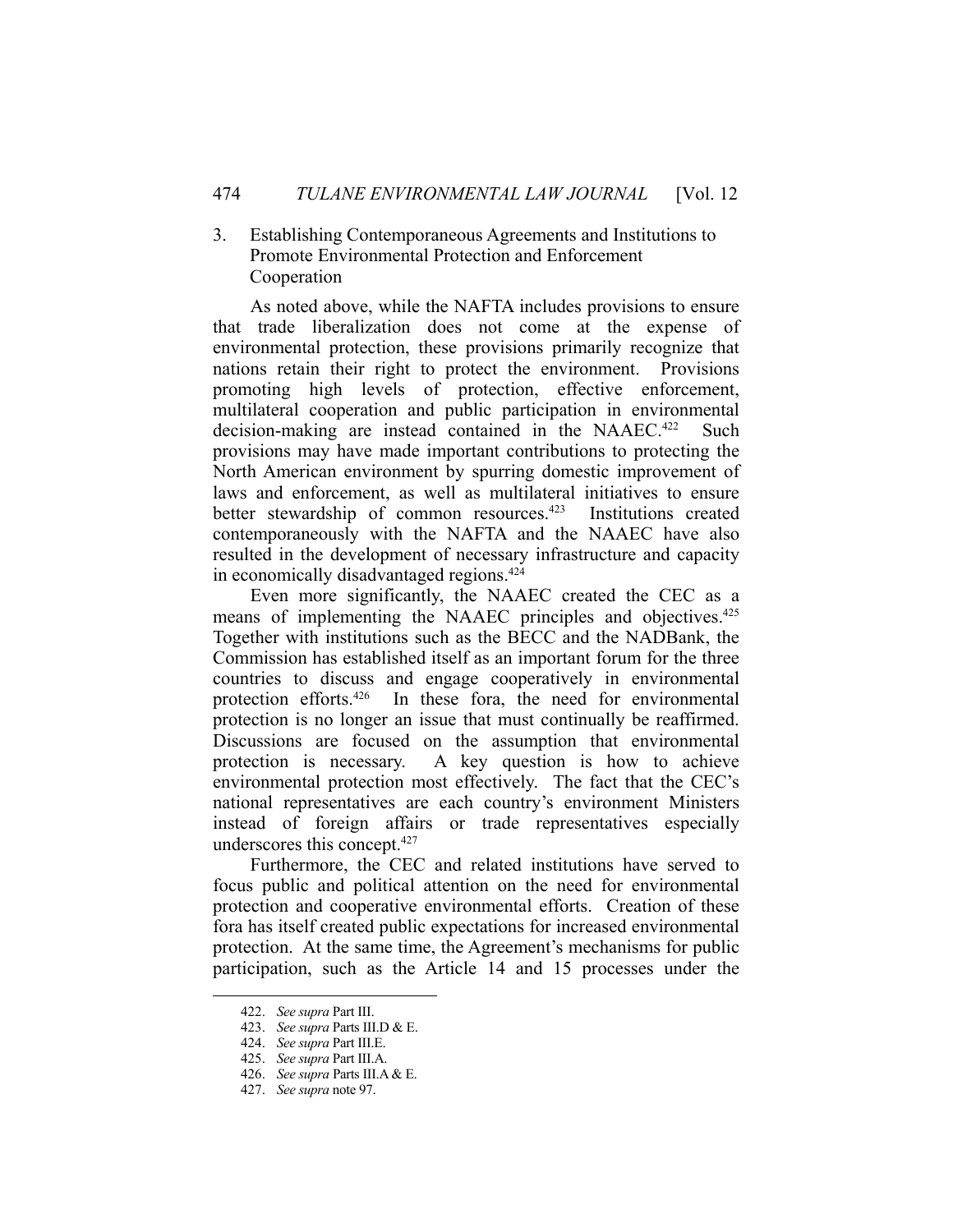### 3. Establishing Contemporaneous Agreements and Institutions to Promote Environmental Protection and Enforcement Cooperation

As noted above, while the NAFTA includes provisions to ensure that trade liberalization does not come at the expense of environmental protection, these provisions primarily recognize that nations retain their right to protect the environment. Provisions promoting high levels of protection, effective enforcement, multilateral cooperation and public participation in environmental decision-making are instead contained in the NAAEC.[422] Such provisions may have made important contributions to protecting the North American environment by spurring domestic improvement of laws and enforcement, as well as multilateral initiatives to ensure better stewardship of common resources.[423] Institutions created contemporaneously with the NAFTA and the NAAEC have also resulted in the development of necessary infrastructure and capacity in economically disadvantaged regions.[424]

Even more significantly, the NAAEC created the CEC as a means of implementing the NAAEC principles and objectives.[425] Together with institutions such as the BECC and the NADBank, the Commission has established itself as an important forum for the three countries to discuss and engage cooperatively in environmental protection efforts.[426] In these fora, the need for environmental protection is no longer an issue that must continually be reaffirmed. Discussions are focused on the assumption that environmental protection is necessary. A key question is how to achieve environmental protection most effectively. The fact that the CEC's national representatives are each country's environment Ministers instead of foreign affairs or trade representatives especially underscores this concept.[427]

Furthermore, the CEC and related institutions have served to focus public and political attention on the need for environmental protection and cooperative environmental efforts. Creation of these fora has itself created public expectations for increased environmental protection. At the same time, the Agreement's mechanisms for public participation, such as the Article 14 and 15 processes under the

---

422. *See supra* Part III.

423. *See supra* Parts III.D & E.

424. *See supra* Part III.E.

425. *See supra* Part III.A.

426. *See supra* Parts III.A & E.

427. *See supra* note 97.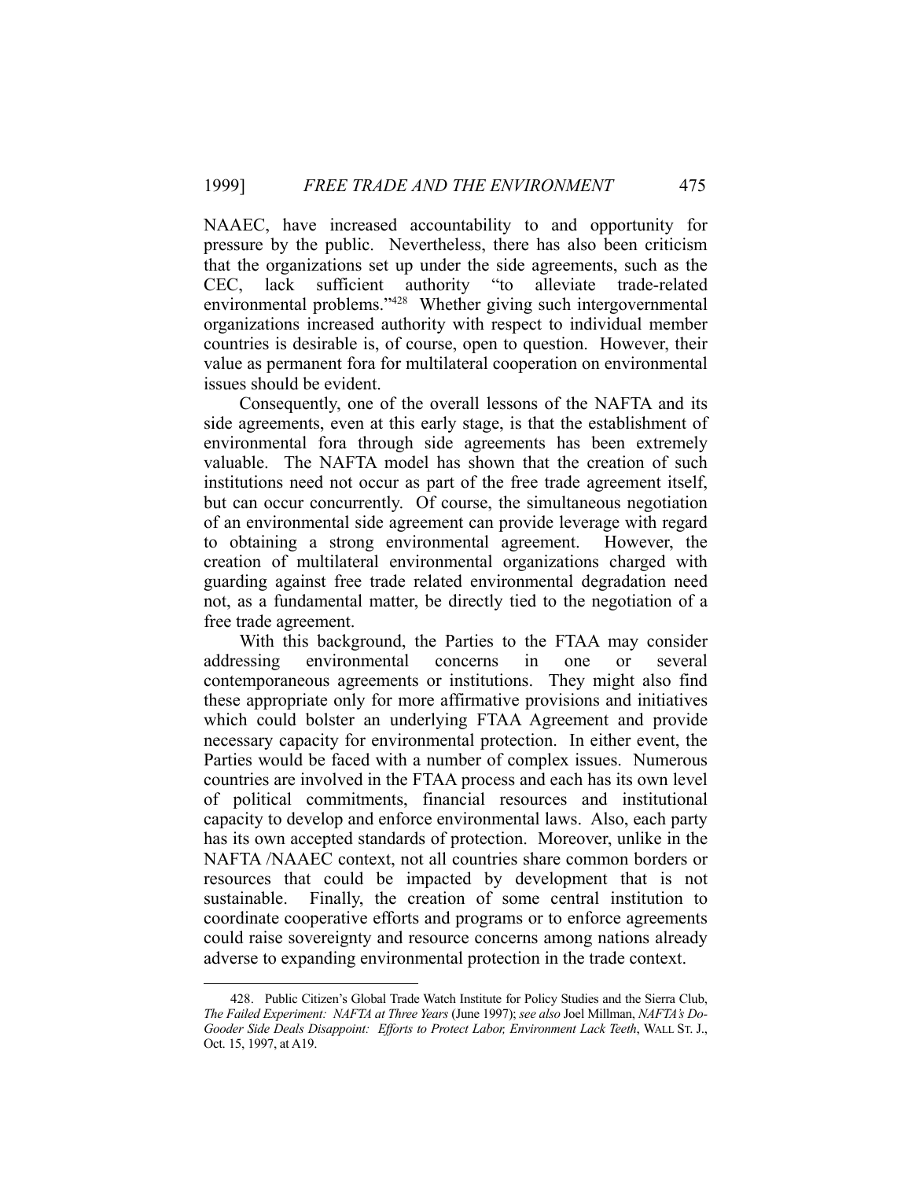NAAEC, have increased accountability to and opportunity for pressure by the public. Nevertheless, there has also been criticism that the organizations set up under the side agreements, such as the CEC, lack sufficient authority "to alleviate trade-related environmental problems."[428] Whether giving such intergovernmental organizations increased authority with respect to individual member countries is desirable is, of course, open to question. However, their value as permanent fora for multilateral cooperation on environmental issues should be evident.

Consequently, one of the overall lessons of the NAFTA and its side agreements, even at this early stage, is that the establishment of environmental fora through side agreements has been extremely valuable. The NAFTA model has shown that the creation of such institutions need not occur as part of the free trade agreement itself, but can occur concurrently. Of course, the simultaneous negotiation of an environmental side agreement can provide leverage with regard to obtaining a strong environmental agreement. However, the creation of multilateral environmental organizations charged with guarding against free trade related environmental degradation need not, as a fundamental matter, be directly tied to the negotiation of a free trade agreement.

With this background, the Parties to the FTAA may consider addressing environmental concerns in one or several contemporaneous agreements or institutions. They might also find these appropriate only for more affirmative provisions and initiatives which could bolster an underlying FTAA Agreement and provide necessary capacity for environmental protection. In either event, the Parties would be faced with a number of complex issues. Numerous countries are involved in the FTAA process and each has its own level of political commitments, financial resources and institutional capacity to develop and enforce environmental laws. Also, each party has its own accepted standards of protection. Moreover, unlike in the NAFTA /NAAEC context, not all countries share common borders or resources that could be impacted by development that is not sustainable. Finally, the creation of some central institution to coordinate cooperative efforts and programs or to enforce agreements could raise sovereignty and resource concerns among nations already adverse to expanding environmental protection in the trade context.

---

428. Public Citizen's Global Trade Watch Institute for Policy Studies and the Sierra Club, *The Failed Experiment: NAFTA at Three Years* (June 1997); *see also* Joel Millman, *NAFTA's Do-Gooder Side Deals Disappoint: Efforts to Protect Labor, Environment Lack Teeth*, WALL ST. J., Oct. 15, 1997, at A19.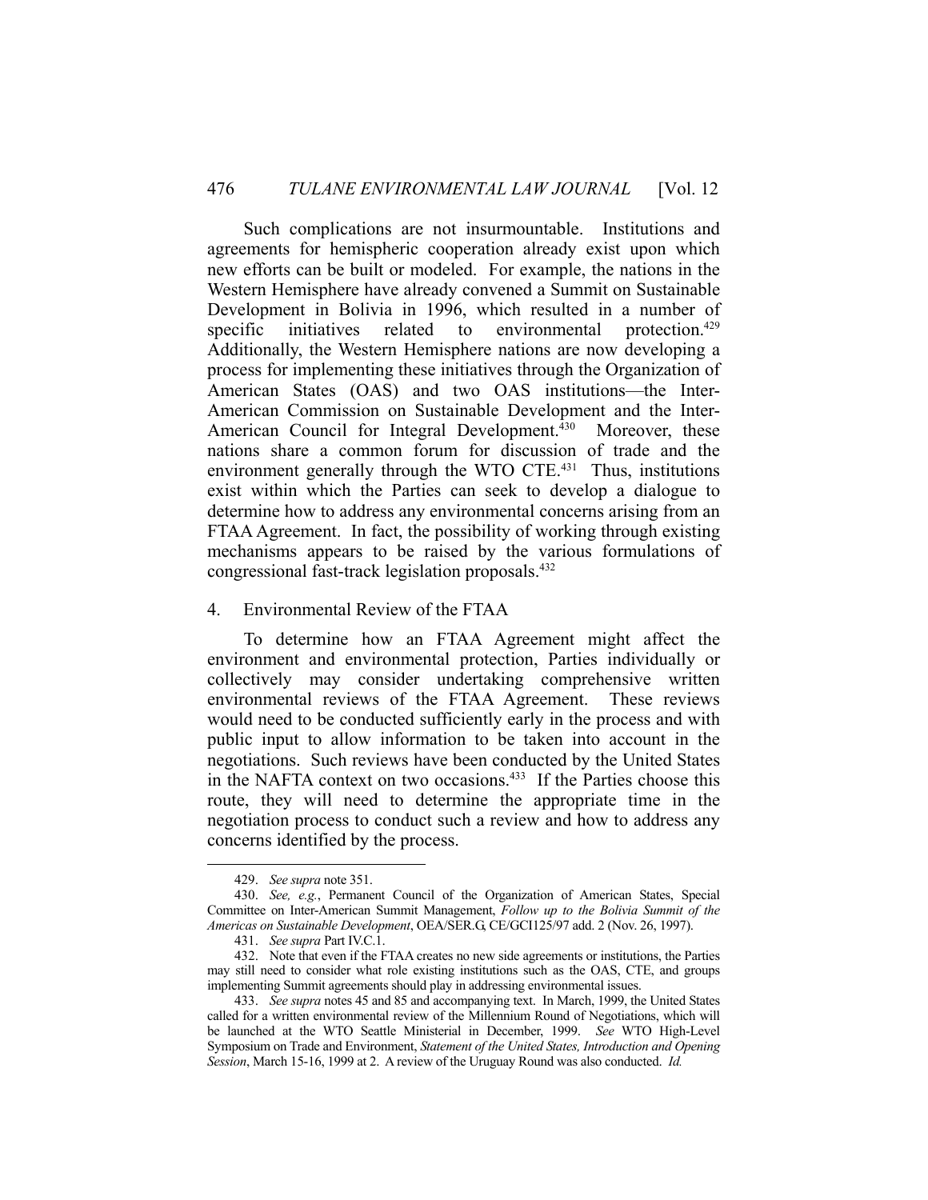Such complications are not insurmountable. Institutions and agreements for hemispheric cooperation already exist upon which new efforts can be built or modeled. For example, the nations in the Western Hemisphere have already convened a Summit on Sustainable Development in Bolivia in 1996, which resulted in a number of specific initiatives related to environmental protection.[429] Additionally, the Western Hemisphere nations are now developing a process for implementing these initiatives through the Organization of American States (OAS) and two OAS institutions—the Inter-American Commission on Sustainable Development and the Inter-American Council for Integral Development.[430] Moreover, these nations share a common forum for discussion of trade and the environment generally through the WTO CTE.[431] Thus, institutions exist within which the Parties can seek to develop a dialogue to determine how to address any environmental concerns arising from an FTAA Agreement. In fact, the possibility of working through existing mechanisms appears to be raised by the various formulations of congressional fast-track legislation proposals.[432]

### 4. Environmental Review of the FTAA

To determine how an FTAA Agreement might affect the environment and environmental protection, Parties individually or collectively may consider undertaking comprehensive written environmental reviews of the FTAA Agreement. These reviews would need to be conducted sufficiently early in the process and with public input to allow information to be taken into account in the negotiations. Such reviews have been conducted by the United States in the NAFTA context on two occasions.[433] If the Parties choose this route, they will need to determine the appropriate time in the negotiation process to conduct such a review and how to address any concerns identified by the process.

---

429. *See supra* note 351.

430. *See, e.g.*, Permanent Council of the Organization of American States, Special Committee on Inter-American Summit Management, *Follow up to the Bolivia Summit of the Americas on Sustainable Development*, OEA/SER.G, CE/GCI125/97 add. 2 (Nov. 26, 1997).

431. *See supra* Part IV.C.1.

432. Note that even if the FTAA creates no new side agreements or institutions, the Parties may still need to consider what role existing institutions such as the OAS, CTE, and groups implementing Summit agreements should play in addressing environmental issues.

433. *See supra* notes 45 and 85 and accompanying text. In March, 1999, the United States called for a written environmental review of the Millennium Round of Negotiations, which will be launched at the WTO Seattle Ministerial in December, 1999. *See* WTO High-Level Symposium on Trade and Environment, *Statement of the United States, Introduction and Opening Session*, March 15-16, 1999 at 2. A review of the Uruguay Round was also conducted. *Id.*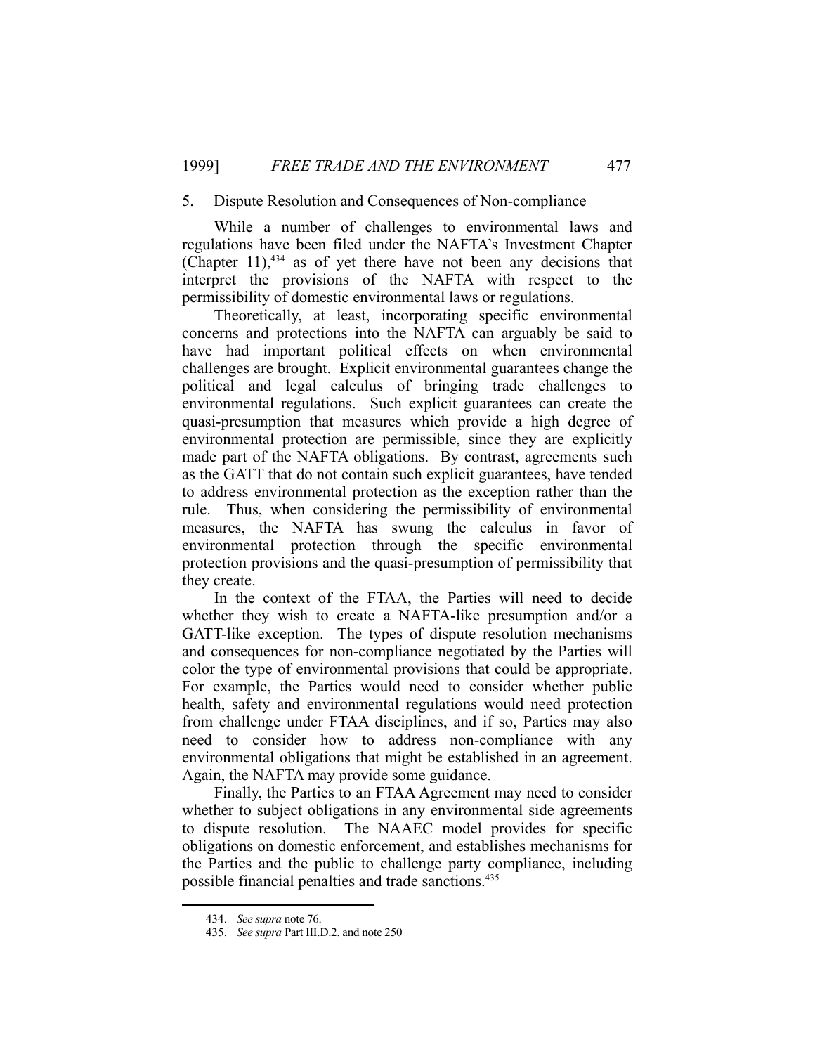### 5. Dispute Resolution and Consequences of Non-compliance

While a number of challenges to environmental laws and regulations have been filed under the NAFTA's Investment Chapter (Chapter 11),[434] as of yet there have not been any decisions that interpret the provisions of the NAFTA with respect to the permissibility of domestic environmental laws or regulations.

Theoretically, at least, incorporating specific environmental concerns and protections into the NAFTA can arguably be said to have had important political effects on when environmental challenges are brought. Explicit environmental guarantees change the political and legal calculus of bringing trade challenges to environmental regulations. Such explicit guarantees can create the quasi-presumption that measures which provide a high degree of environmental protection are permissible, since they are explicitly made part of the NAFTA obligations. By contrast, agreements such as the GATT that do not contain such explicit guarantees, have tended to address environmental protection as the exception rather than the rule. Thus, when considering the permissibility of environmental measures, the NAFTA has swung the calculus in favor of environmental protection through the specific environmental protection provisions and the quasi-presumption of permissibility that they create.

In the context of the FTAA, the Parties will need to decide whether they wish to create a NAFTA-like presumption and/or a GATT-like exception. The types of dispute resolution mechanisms and consequences for non-compliance negotiated by the Parties will color the type of environmental provisions that could be appropriate. For example, the Parties would need to consider whether public health, safety and environmental regulations would need protection from challenge under FTAA disciplines, and if so, Parties may also need to consider how to address non-compliance with any environmental obligations that might be established in an agreement. Again, the NAFTA may provide some guidance.

Finally, the Parties to an FTAA Agreement may need to consider whether to subject obligations in any environmental side agreements to dispute resolution. The NAAEC model provides for specific obligations on domestic enforcement, and establishes mechanisms for the Parties and the public to challenge party compliance, including possible financial penalties and trade sanctions.[435]

---

434. *See supra* note 76.

435. *See supra* Part III.D.2. and note 250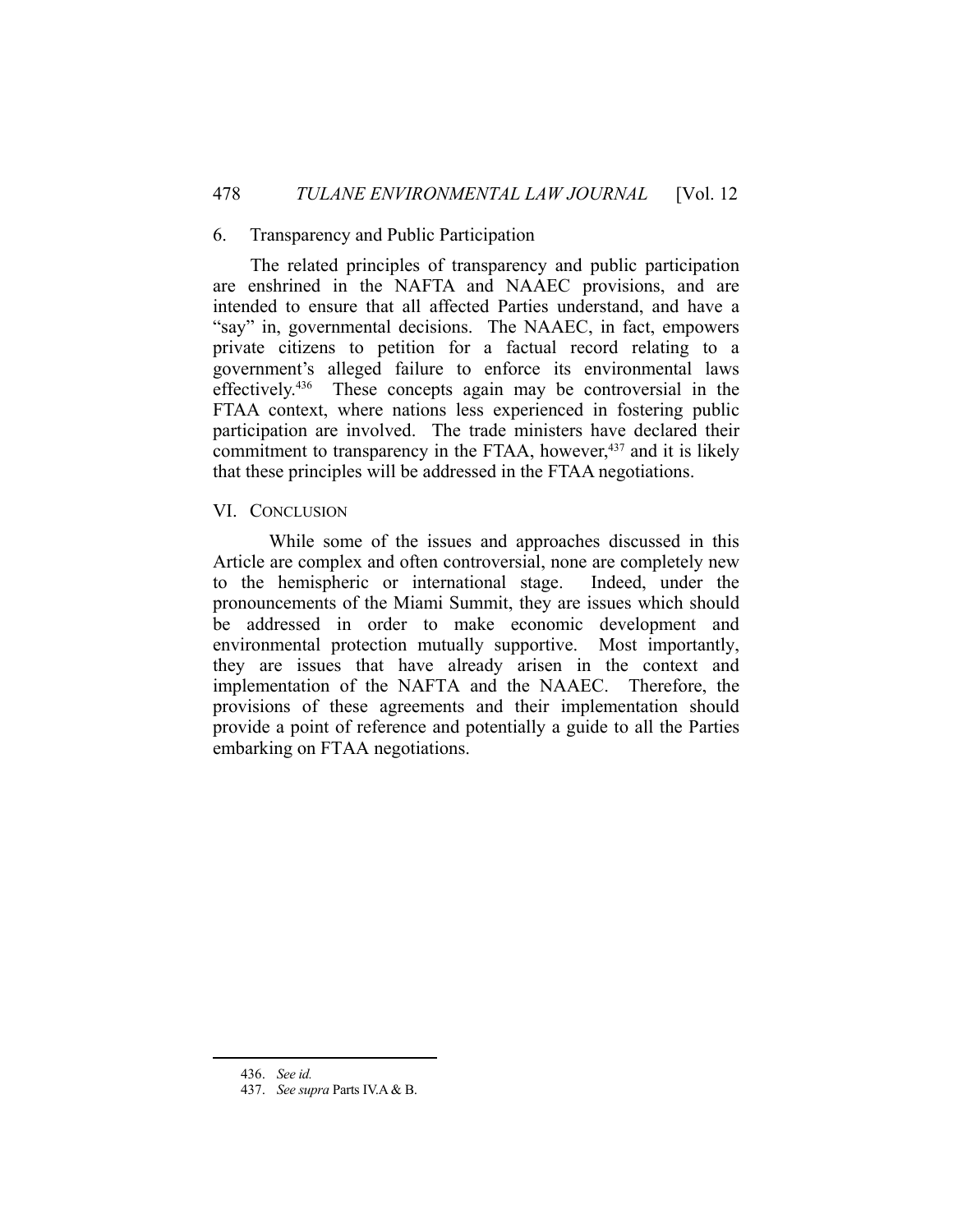### 6. Transparency and Public Participation

The related principles of transparency and public participation are enshrined in the NAFTA and NAAEC provisions, and are intended to ensure that all affected Parties understand, and have a "say" in, governmental decisions. The NAAEC, in fact, empowers private citizens to petition for a factual record relating to a government's alleged failure to enforce its environmental laws effectively.[436] These concepts again may be controversial in the FTAA context, where nations less experienced in fostering public participation are involved. The trade ministers have declared their commitment to transparency in the FTAA, however,[437] and it is likely that these principles will be addressed in the FTAA negotiations.

## VI. CONCLUSION

While some of the issues and approaches discussed in this Article are complex and often controversial, none are completely new to the hemispheric or international stage. Indeed, under the pronouncements of the Miami Summit, they are issues which should be addressed in order to make economic development and environmental protection mutually supportive. Most importantly, they are issues that have already arisen in the context and implementation of the NAFTA and the NAAEC. Therefore, the provisions of these agreements and their implementation should provide a point of reference and potentially a guide to all the Parties embarking on FTAA negotiations.

---

436. *See id.*

437. *See supra* Parts IV.A & B.